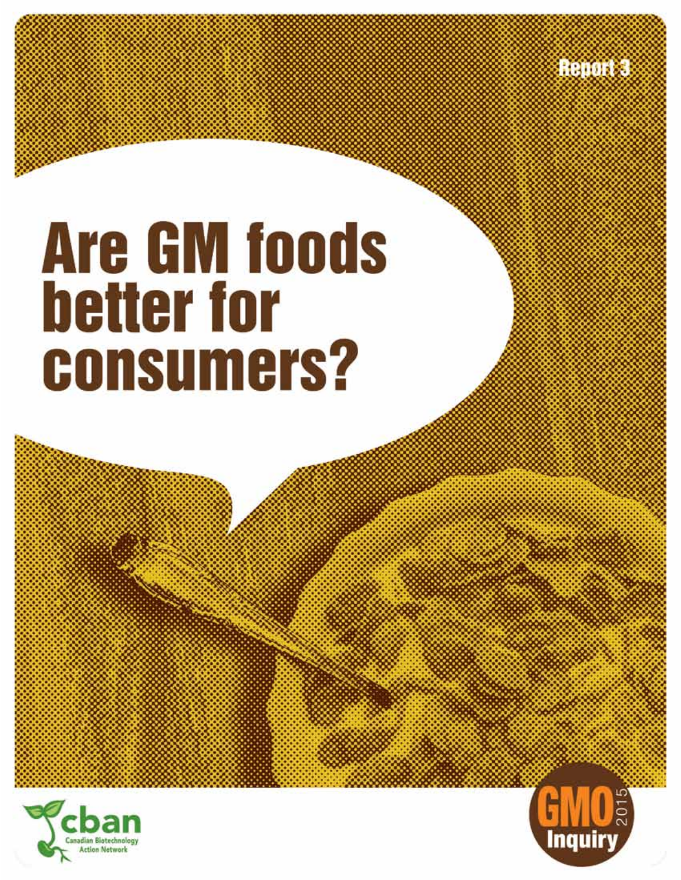Report 3

# Are GM foods better for consumers?

cban
Canadian Biotechnology Action Network

GMO 2015 Inquiry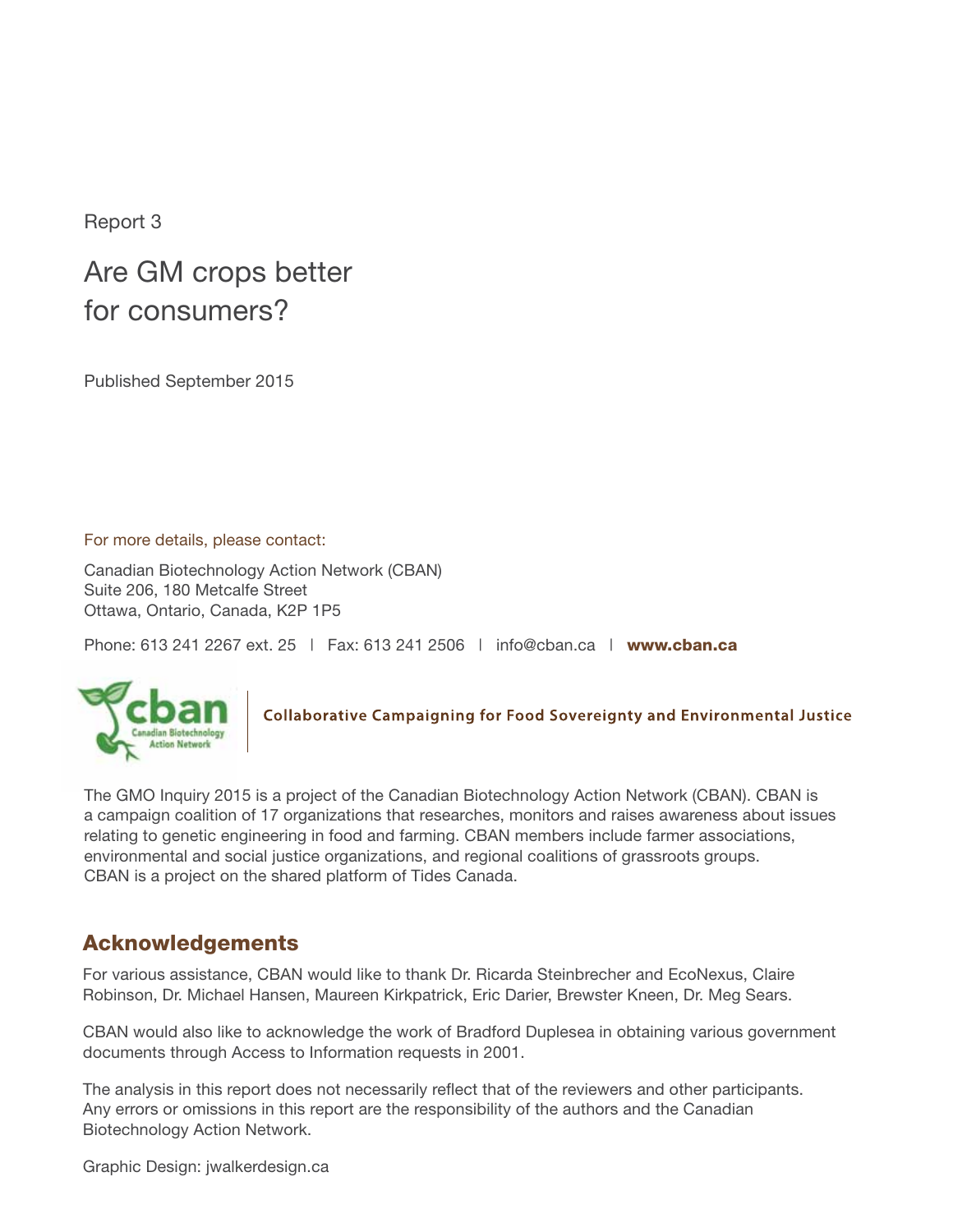Report 3

# Are GM crops better for consumers?

Published September 2015

For more details, please contact:

Canadian Biotechnology Action Network (CBAN)
Suite 206, 180 Metcalfe Street
Ottawa, Ontario, Canada, K2P 1P5

Phone: 613 241 2267 ext. 25 | Fax: 613 241 2506 | info@cban.ca | **www.cban.ca**

cban Canadian Biotechnology Action Network | Collaborative Campaigning for Food Sovereignty and Environmental Justice

The GMO Inquiry 2015 is a project of the Canadian Biotechnology Action Network (CBAN). CBAN is a campaign coalition of 17 organizations that researches, monitors and raises awareness about issues relating to genetic engineering in food and farming. CBAN members include farmer associations, environmental and social justice organizations, and regional coalitions of grassroots groups. CBAN is a project on the shared platform of Tides Canada.

## Acknowledgements

For various assistance, CBAN would like to thank Dr. Ricarda Steinbrecher and EcoNexus, Claire Robinson, Dr. Michael Hansen, Maureen Kirkpatrick, Eric Darier, Brewster Kneen, Dr. Meg Sears.

CBAN would also like to acknowledge the work of Bradford Duplesea in obtaining various government documents through Access to Information requests in 2001.

The analysis in this report does not necessarily reflect that of the reviewers and other participants. Any errors or omissions in this report are the responsibility of the authors and the Canadian Biotechnology Action Network.

Graphic Design: jwalkerdesign.ca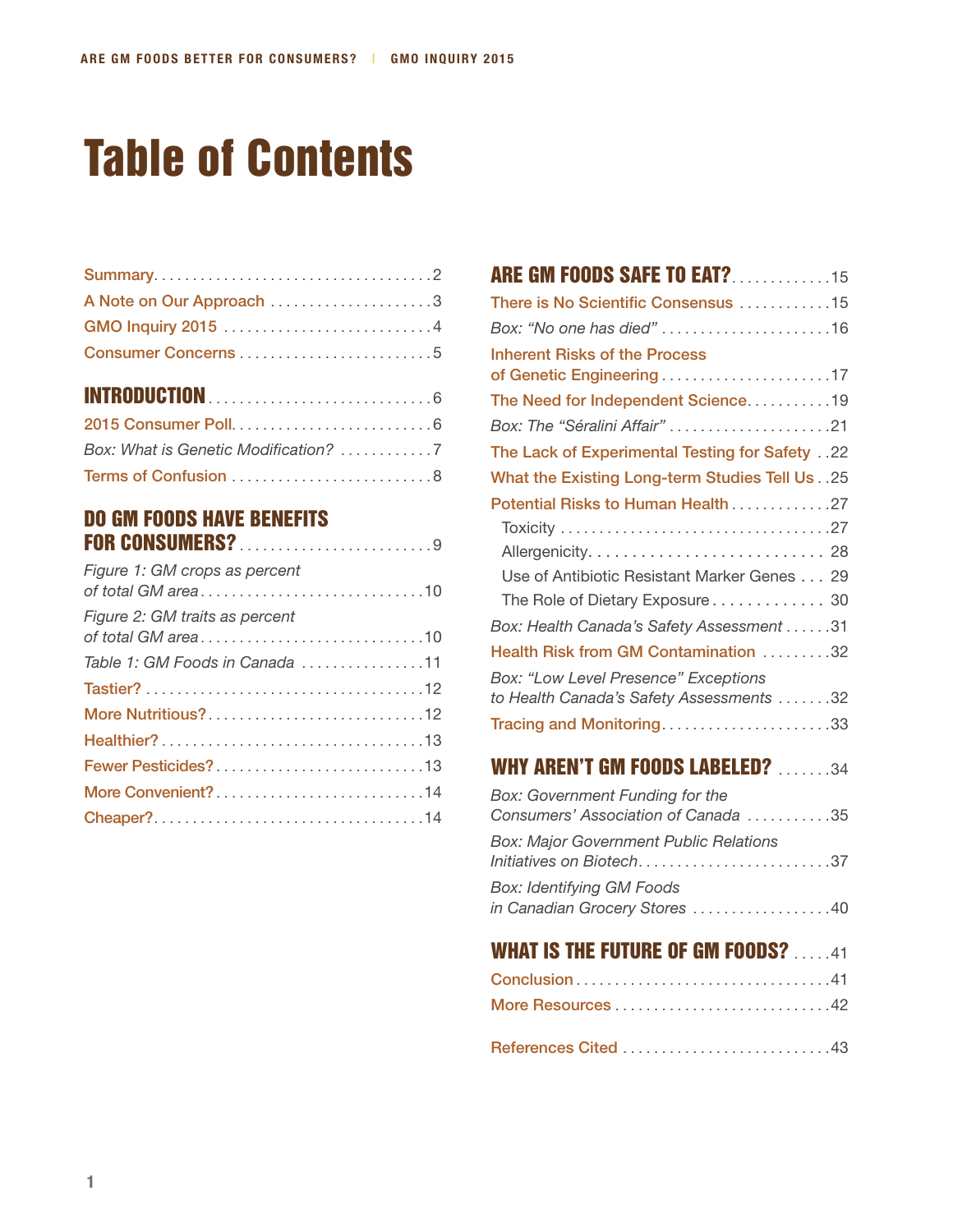# Table of Contents

Summary ... 2

A Note on Our Approach ... 3

GMO Inquiry 2015 ... 4

Consumer Concerns ... 5

## INTRODUCTION ... 6

2015 Consumer Poll ... 6

*Box: What is Genetic Modification?* ... 7

Terms of Confusion ... 8

## DO GM FOODS HAVE BENEFITS FOR CONSUMERS? ... 9

*Figure 1: GM crops as percent of total GM area* ... 10

*Figure 2: GM traits as percent of total GM area* ... 10

*Table 1: GM Foods in Canada* ... 11

Tastier? ... 12

More Nutritious? ... 12

Healthier? ... 13

Fewer Pesticides? ... 13

More Convenient? ... 14

Cheaper? ... 14

## ARE GM FOODS SAFE TO EAT? ... 15

There is No Scientific Consensus ... 15

*Box: "No one has died"* ... 16

Inherent Risks of the Process of Genetic Engineering ... 17

The Need for Independent Science ... 19

*Box: The "Séralini Affair"* ... 21

The Lack of Experimental Testing for Safety ... 22

What the Existing Long-term Studies Tell Us ... 25

Potential Risks to Human Health ... 27

- Toxicity ... 27
- Allergenicity ... 28
- Use of Antibiotic Resistant Marker Genes ... 29
- The Role of Dietary Exposure ... 30

*Box: Health Canada's Safety Assessment* ... 31

Health Risk from GM Contamination ... 32

*Box: "Low Level Presence" Exceptions to Health Canada's Safety Assessments* ... 32

Tracing and Monitoring ... 33

## WHY AREN'T GM FOODS LABELED? ... 34

*Box: Government Funding for the Consumers' Association of Canada* ... 35

*Box: Major Government Public Relations Initiatives on Biotech* ... 37

*Box: Identifying GM Foods in Canadian Grocery Stores* ... 40

## WHAT IS THE FUTURE OF GM FOODS? ... 41

Conclusion ... 41

More Resources ... 42

References Cited ... 43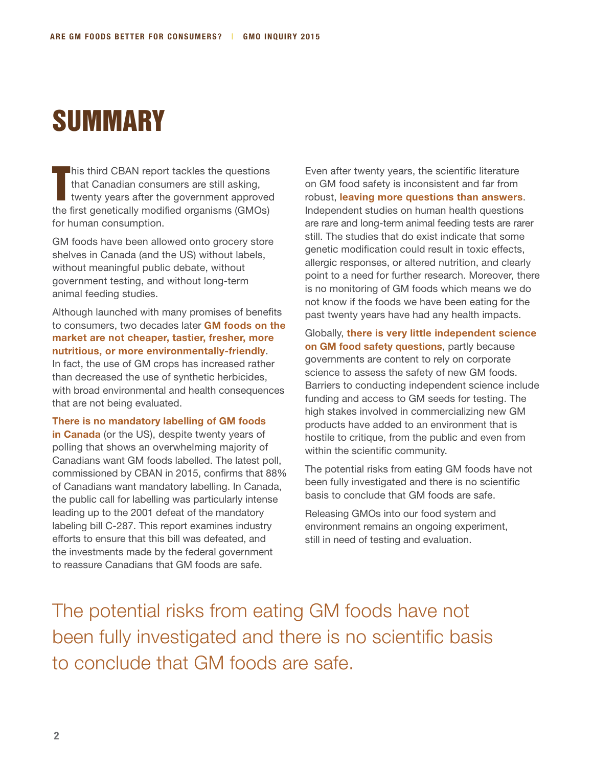# SUMMARY

This third CBAN report tackles the questions that Canadian consumers are still asking, twenty years after the government approved the first genetically modified organisms (GMOs) for human consumption.

GM foods have been allowed onto grocery store shelves in Canada (and the US) without labels, without meaningful public debate, without government testing, and without long-term animal feeding studies.

Although launched with many promises of benefits to consumers, two decades later **GM foods on the market are not cheaper, tastier, fresher, more nutritious, or more environmentally-friendly**. In fact, the use of GM crops has increased rather than decreased the use of synthetic herbicides, with broad environmental and health consequences that are not being evaluated.

**There is no mandatory labelling of GM foods in Canada** (or the US), despite twenty years of polling that shows an overwhelming majority of Canadians want GM foods labelled. The latest poll, commissioned by CBAN in 2015, confirms that 88% of Canadians want mandatory labelling. In Canada, the public call for labelling was particularly intense leading up to the 2001 defeat of the mandatory labeling bill C-287. This report examines industry efforts to ensure that this bill was defeated, and the investments made by the federal government to reassure Canadians that GM foods are safe.

Even after twenty years, the scientific literature on GM food safety is inconsistent and far from robust, **leaving more questions than answers**. Independent studies on human health questions are rare and long-term animal feeding tests are rarer still. The studies that do exist indicate that some genetic modification could result in toxic effects, allergic responses, or altered nutrition, and clearly point to a need for further research. Moreover, there is no monitoring of GM foods which means we do not know if the foods we have been eating for the past twenty years have had any health impacts.

Globally, **there is very little independent science on GM food safety questions**, partly because governments are content to rely on corporate science to assess the safety of new GM foods. Barriers to conducting independent science include funding and access to GM seeds for testing. The high stakes involved in commercializing new GM products have added to an environment that is hostile to critique, from the public and even from within the scientific community.

The potential risks from eating GM foods have not been fully investigated and there is no scientific basis to conclude that GM foods are safe.

Releasing GMOs into our food system and environment remains an ongoing experiment, still in need of testing and evaluation.

> The potential risks from eating GM foods have not been fully investigated and there is no scientific basis to conclude that GM foods are safe.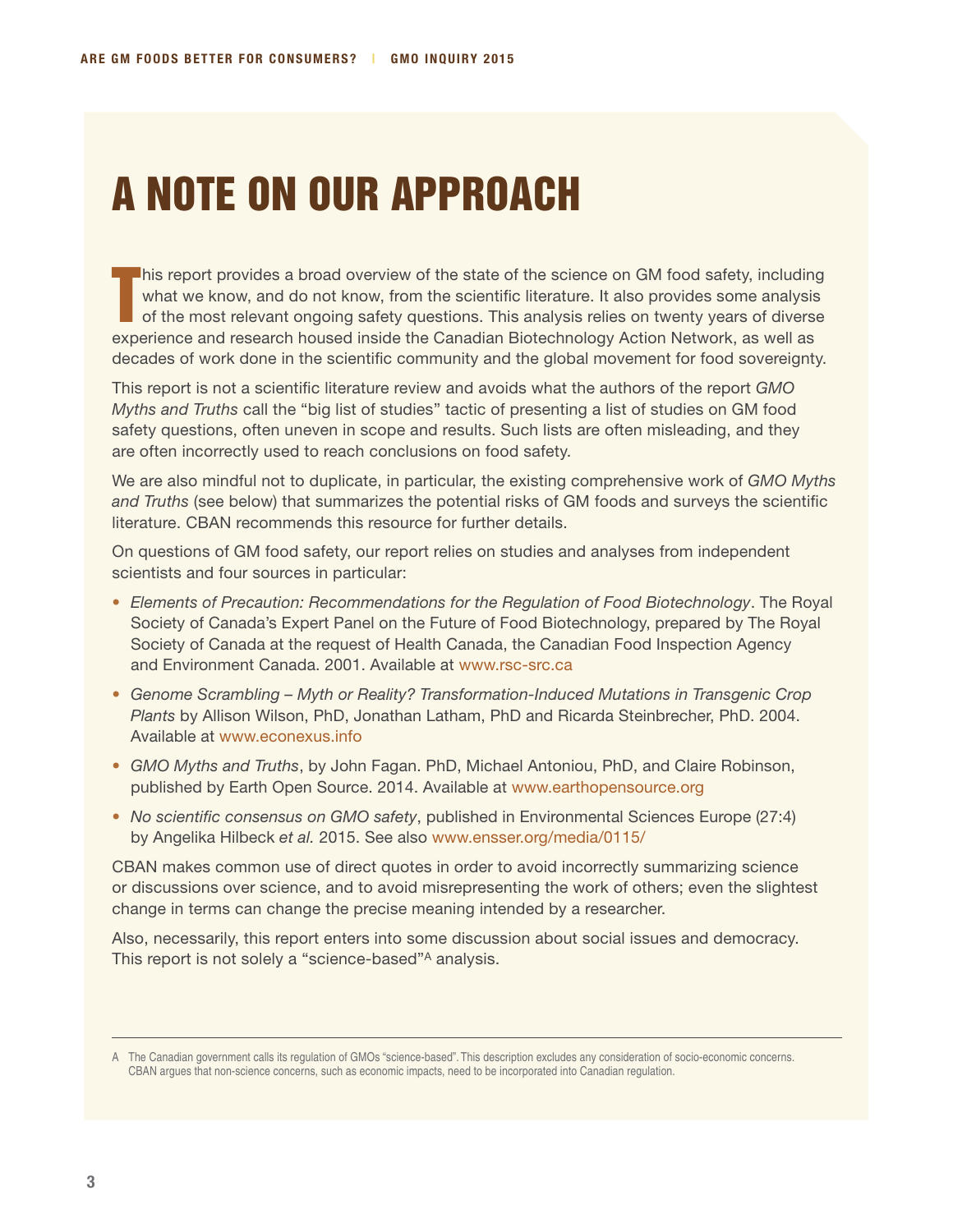# A NOTE ON OUR APPROACH

This report provides a broad overview of the state of the science on GM food safety, including what we know, and do not know, from the scientific literature. It also provides some analysis of the most relevant ongoing safety questions. This analysis relies on twenty years of diverse experience and research housed inside the Canadian Biotechnology Action Network, as well as decades of work done in the scientific community and the global movement for food sovereignty.

This report is not a scientific literature review and avoids what the authors of the report *GMO Myths and Truths* call the "big list of studies" tactic of presenting a list of studies on GM food safety questions, often uneven in scope and results. Such lists are often misleading, and they are often incorrectly used to reach conclusions on food safety.

We are also mindful not to duplicate, in particular, the existing comprehensive work of *GMO Myths and Truths* (see below) that summarizes the potential risks of GM foods and surveys the scientific literature. CBAN recommends this resource for further details.

On questions of GM food safety, our report relies on studies and analyses from independent scientists and four sources in particular:

- *Elements of Precaution: Recommendations for the Regulation of Food Biotechnology*. The Royal Society of Canada's Expert Panel on the Future of Food Biotechnology, prepared by The Royal Society of Canada at the request of Health Canada, the Canadian Food Inspection Agency and Environment Canada. 2001. Available at www.rsc-src.ca
- *Genome Scrambling – Myth or Reality? Transformation-Induced Mutations in Transgenic Crop Plants* by Allison Wilson, PhD, Jonathan Latham, PhD and Ricarda Steinbrecher, PhD. 2004. Available at www.econexus.info
- *GMO Myths and Truths*, by John Fagan. PhD, Michael Antoniou, PhD, and Claire Robinson, published by Earth Open Source. 2014. Available at www.earthopensource.org
- *No scientific consensus on GMO safety*, published in Environmental Sciences Europe (27:4) by Angelika Hilbeck *et al.* 2015. See also www.ensser.org/media/0115/

CBAN makes common use of direct quotes in order to avoid incorrectly summarizing science or discussions over science, and to avoid misrepresenting the work of others; even the slightest change in terms can change the precise meaning intended by a researcher.

Also, necessarily, this report enters into some discussion about social issues and democracy. This report is not solely a "science-based"[A] analysis.

---

A The Canadian government calls its regulation of GMOs "science-based". This description excludes any consideration of socio-economic concerns. CBAN argues that non-science concerns, such as economic impacts, need to be incorporated into Canadian regulation.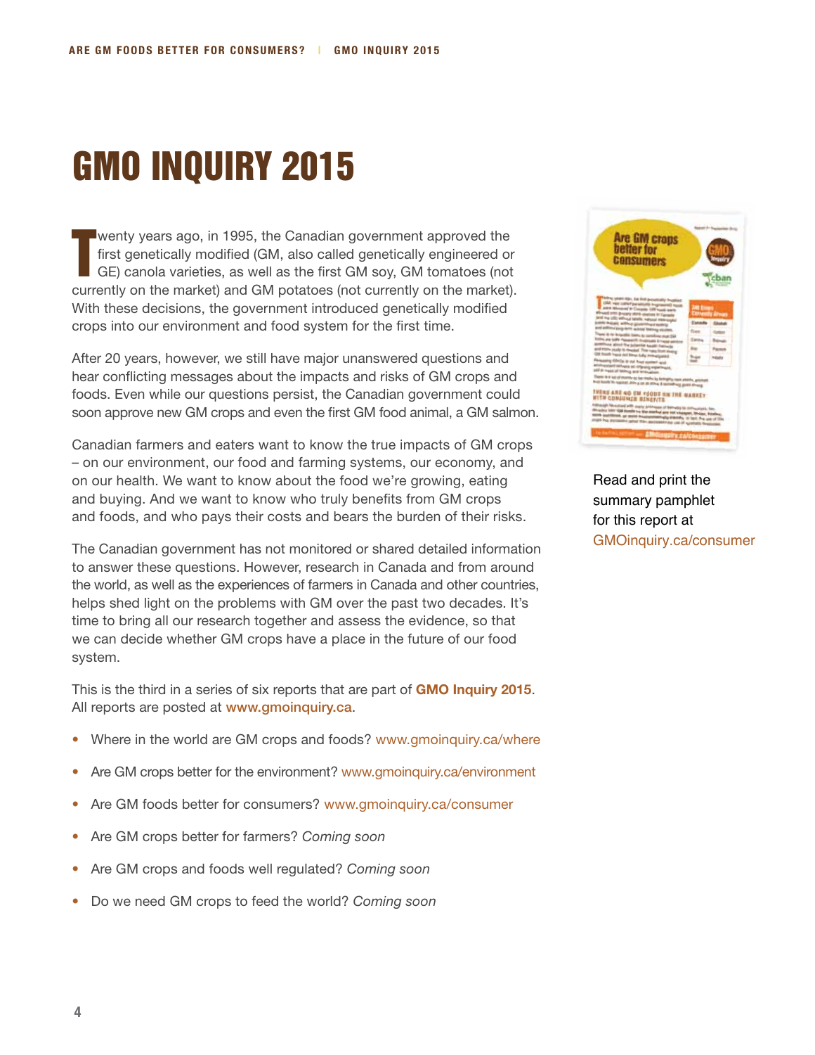# GMO INQUIRY 2015

Twenty years ago, in 1995, the Canadian government approved the first genetically modified (GM, also called genetically engineered or GE) canola varieties, as well as the first GM soy, GM tomatoes (not currently on the market) and GM potatoes (not currently on the market). With these decisions, the government introduced genetically modified crops into our environment and food system for the first time.

After 20 years, however, we still have major unanswered questions and hear conflicting messages about the impacts and risks of GM crops and foods. Even while our questions persist, the Canadian government could soon approve new GM crops and even the first GM food animal, a GM salmon.

Canadian farmers and eaters want to know the true impacts of GM crops – on our environment, our food and farming systems, our economy, and on our health. We want to know about the food we're growing, eating and buying. And we want to know who truly benefits from GM crops and foods, and who pays their costs and bears the burden of their risks.

The Canadian government has not monitored or shared detailed information to answer these questions. However, research in Canada and from around the world, as well as the experiences of farmers in Canada and other countries, helps shed light on the problems with GM over the past two decades. It's time to bring all our research together and assess the evidence, so that we can decide whether GM crops have a place in the future of our food system.

This is the third in a series of six reports that are part of **GMO Inquiry 2015**. All reports are posted at www.gmoinquiry.ca.

- Where in the world are GM crops and foods? www.gmoinquiry.ca/where
- Are GM crops better for the environment? www.gmoinquiry.ca/environment
- Are GM foods better for consumers? www.gmoinquiry.ca/consumer
- Are GM crops better for farmers? *Coming soon*
- Are GM crops and foods well regulated? *Coming soon*
- Do we need GM crops to feed the world? *Coming soon*

Read and print the summary pamphlet for this report at GMOinquiry.ca/consumer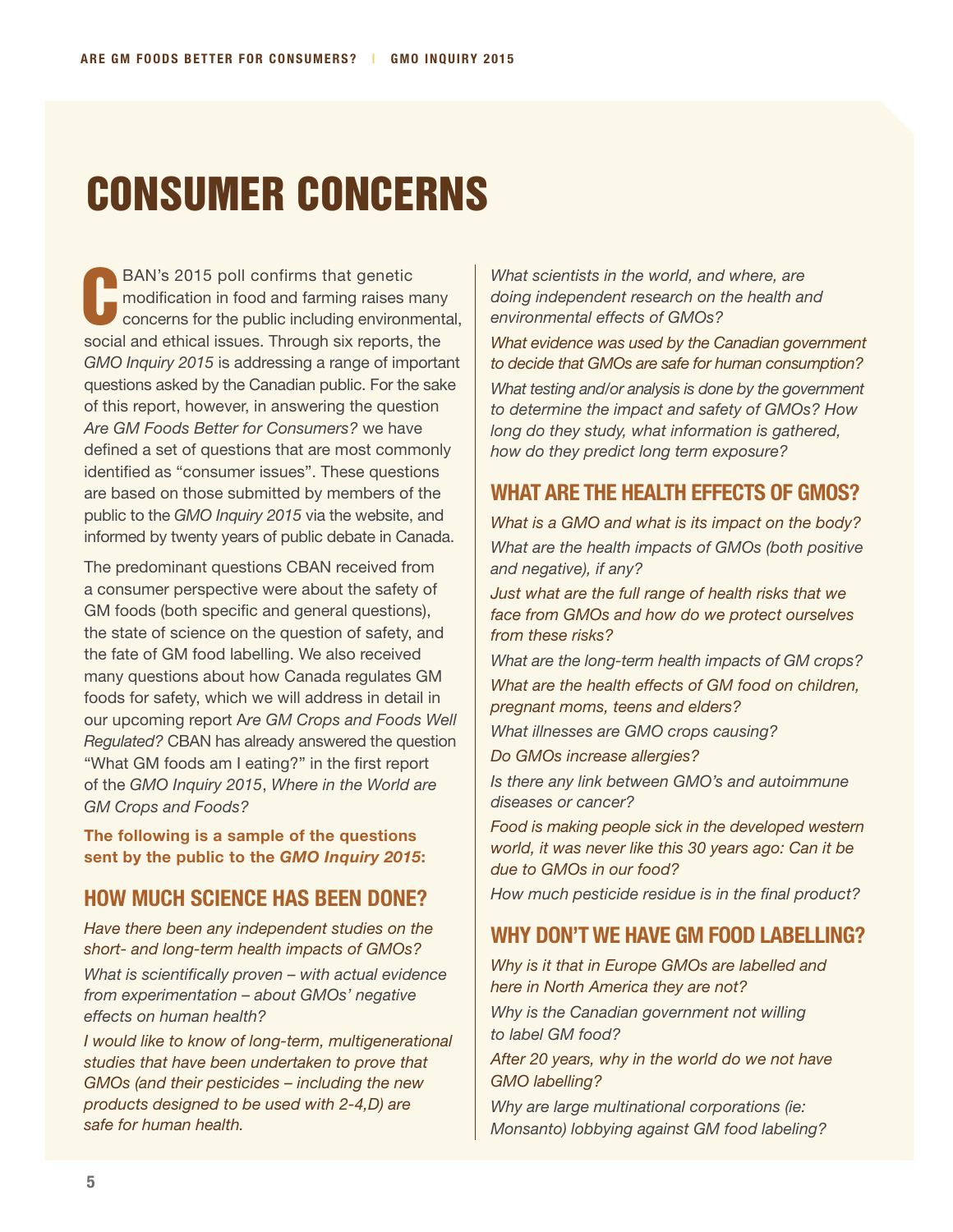# CONSUMER CONCERNS

CBAN's 2015 poll confirms that genetic modification in food and farming raises many concerns for the public including environmental, social and ethical issues. Through six reports, the *GMO Inquiry 2015* is addressing a range of important questions asked by the Canadian public. For the sake of this report, however, in answering the question *Are GM Foods Better for Consumers?* we have defined a set of questions that are most commonly identified as "consumer issues". These questions are based on those submitted by members of the public to the *GMO Inquiry 2015* via the website, and informed by twenty years of public debate in Canada.

The predominant questions CBAN received from a consumer perspective were about the safety of GM foods (both specific and general questions), the state of science on the question of safety, and the fate of GM food labelling. We also received many questions about how Canada regulates GM foods for safety, which we will address in detail in our upcoming report A*re GM Crops and Foods Well Regulated?* CBAN has already answered the question "What GM foods am I eating?" in the first report of the *GMO Inquiry 2015*, *Where in the World are GM Crops and Foods?*

**The following is a sample of the questions sent by the public to the *GMO Inquiry 2015*:**

## HOW MUCH SCIENCE HAS BEEN DONE?

*Have there been any independent studies on the short- and long-term health impacts of GMOs?*

*What is scientifically proven – with actual evidence from experimentation – about GMOs' negative effects on human health?*

*I would like to know of long-term, multigenerational studies that have been undertaken to prove that GMOs (and their pesticides – including the new products designed to be used with 2-4,D) are safe for human health.*

*What scientists in the world, and where, are doing independent research on the health and environmental effects of GMOs?*

*What evidence was used by the Canadian government to decide that GMOs are safe for human consumption?*

*What testing and/or analysis is done by the government to determine the impact and safety of GMOs? How long do they study, what information is gathered, how do they predict long term exposure?*

## WHAT ARE THE HEALTH EFFECTS OF GMOS?

*What is a GMO and what is its impact on the body?*

*What are the health impacts of GMOs (both positive and negative), if any?*

*Just what are the full range of health risks that we face from GMOs and how do we protect ourselves from these risks?*

*What are the long-term health impacts of GM crops?*

*What are the health effects of GM food on children, pregnant moms, teens and elders?*

*What illnesses are GMO crops causing?*

*Do GMOs increase allergies?*

*Is there any link between GMO's and autoimmune diseases or cancer?*

*Food is making people sick in the developed western world, it was never like this 30 years ago: Can it be due to GMOs in our food?*

*How much pesticide residue is in the final product?*

## WHY DON'T WE HAVE GM FOOD LABELLING?

*Why is it that in Europe GMOs are labelled and here in North America they are not?*

*Why is the Canadian government not willing to label GM food?*

*After 20 years, why in the world do we not have GMO labelling?*

*Why are large multinational corporations (ie: Monsanto) lobbying against GM food labeling?*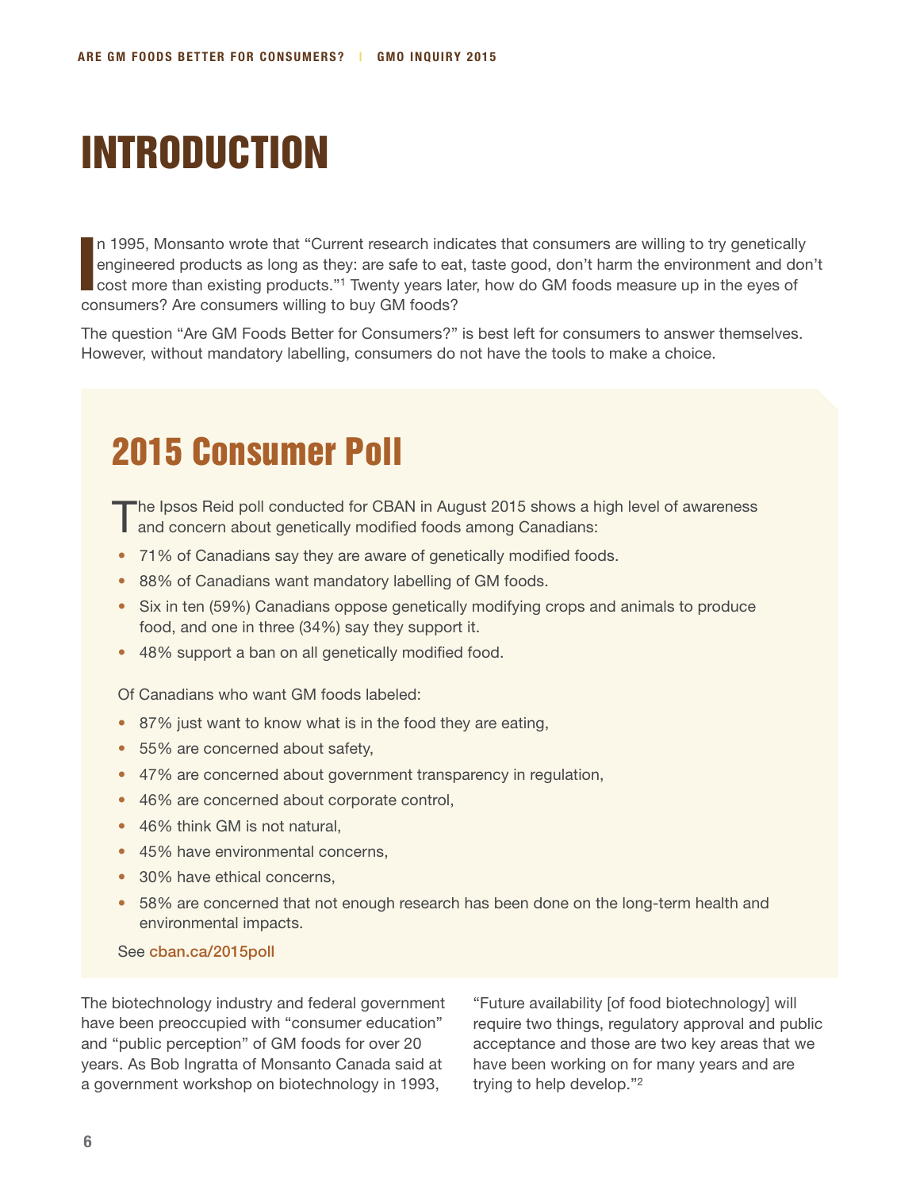# INTRODUCTION

In 1995, Monsanto wrote that "Current research indicates that consumers are willing to try genetically engineered products as long as they: are safe to eat, taste good, don't harm the environment and don't cost more than existing products."[1] Twenty years later, how do GM foods measure up in the eyes of consumers? Are consumers willing to buy GM foods?

The question "Are GM Foods Better for Consumers?" is best left for consumers to answer themselves. However, without mandatory labelling, consumers do not have the tools to make a choice.

## 2015 Consumer Poll

The Ipsos Reid poll conducted for CBAN in August 2015 shows a high level of awareness and concern about genetically modified foods among Canadians:

- 71% of Canadians say they are aware of genetically modified foods.
- 88% of Canadians want mandatory labelling of GM foods.
- Six in ten (59%) Canadians oppose genetically modifying crops and animals to produce food, and one in three (34%) say they support it.
- 48% support a ban on all genetically modified food.

Of Canadians who want GM foods labeled:

- 87% just want to know what is in the food they are eating,
- 55% are concerned about safety,
- 47% are concerned about government transparency in regulation,
- 46% are concerned about corporate control,
- 46% think GM is not natural,
- 45% have environmental concerns,
- 30% have ethical concerns,
- 58% are concerned that not enough research has been done on the long-term health and environmental impacts.

See cban.ca/2015poll

The biotechnology industry and federal government have been preoccupied with "consumer education" and "public perception" of GM foods for over 20 years. As Bob Ingratta of Monsanto Canada said at a government workshop on biotechnology in 1993, "Future availability [of food biotechnology] will require two things, regulatory approval and public acceptance and those are two key areas that we have been working on for many years and are trying to help develop."[2]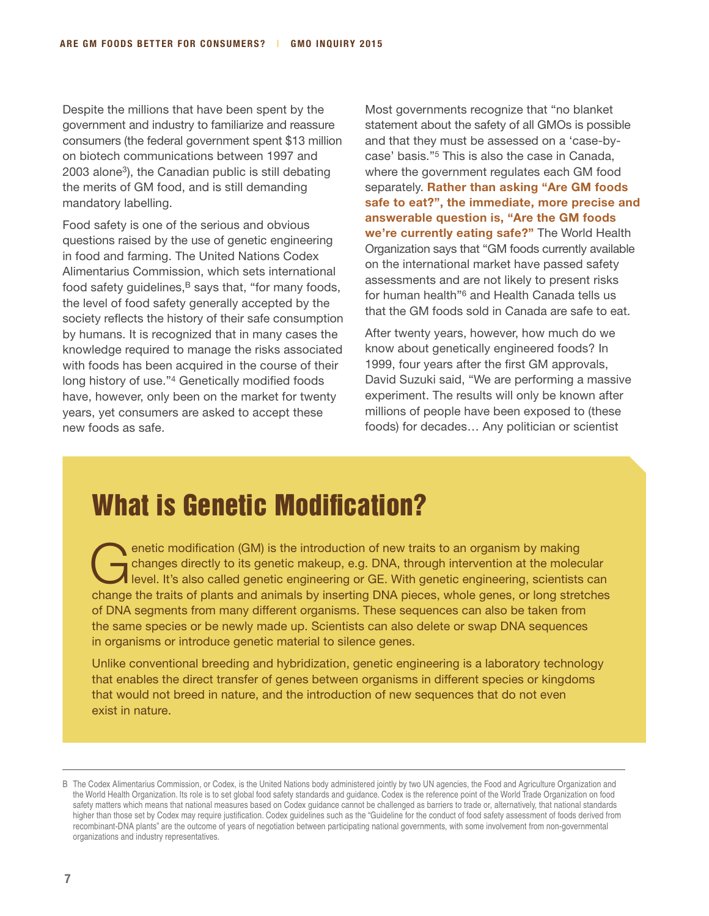Despite the millions that have been spent by the government and industry to familiarize and reassure consumers (the federal government spent $13 million on biotech communications between 1997 and 2003 alone[3]), the Canadian public is still debating the merits of GM food, and is still demanding mandatory labelling.

Food safety is one of the serious and obvious questions raised by the use of genetic engineering in food and farming. The United Nations Codex Alimentarius Commission, which sets international food safety guidelines,[B] says that, "for many foods, the level of food safety generally accepted by the society reflects the history of their safe consumption by humans. It is recognized that in many cases the knowledge required to manage the risks associated with foods has been acquired in the course of their long history of use."[4] Genetically modified foods have, however, only been on the market for twenty years, yet consumers are asked to accept these new foods as safe.

Most governments recognize that "no blanket statement about the safety of all GMOs is possible and that they must be assessed on a 'case-by-case' basis."[5] This is also the case in Canada, where the government regulates each GM food separately. **Rather than asking "Are GM foods safe to eat?", the immediate, more precise and answerable question is, "Are the GM foods we're currently eating safe?"** The World Health Organization says that "GM foods currently available on the international market have passed safety assessments and are not likely to present risks for human health"[6] and Health Canada tells us that the GM foods sold in Canada are safe to eat.

After twenty years, however, how much do we know about genetically engineered foods? In 1999, four years after the first GM approvals, David Suzuki said, "We are performing a massive experiment. The results will only be known after millions of people have been exposed to (these foods) for decades… Any politician or scientist

## What is Genetic Modification?

Genetic modification (GM) is the introduction of new traits to an organism by making changes directly to its genetic makeup, e.g. DNA, through intervention at the molecular level. It's also called genetic engineering or GE. With genetic engineering, scientists can change the traits of plants and animals by inserting DNA pieces, whole genes, or long stretches of DNA segments from many different organisms. These sequences can also be taken from the same species or be newly made up. Scientists can also delete or swap DNA sequences in organisms or introduce genetic material to silence genes.

Unlike conventional breeding and hybridization, genetic engineering is a laboratory technology that enables the direct transfer of genes between organisms in different species or kingdoms that would not breed in nature, and the introduction of new sequences that do not even exist in nature.

---

B The Codex Alimentarius Commission, or Codex, is the United Nations body administered jointly by two UN agencies, the Food and Agriculture Organization and the World Health Organization. Its role is to set global food safety standards and guidance. Codex is the reference point of the World Trade Organization on food safety matters which means that national measures based on Codex guidance cannot be challenged as barriers to trade or, alternatively, that national standards higher than those set by Codex may require justification. Codex guidelines such as the "Guideline for the conduct of food safety assessment of foods derived from recombinant-DNA plants" are the outcome of years of negotiation between participating national governments, with some involvement from non-governmental organizations and industry representatives.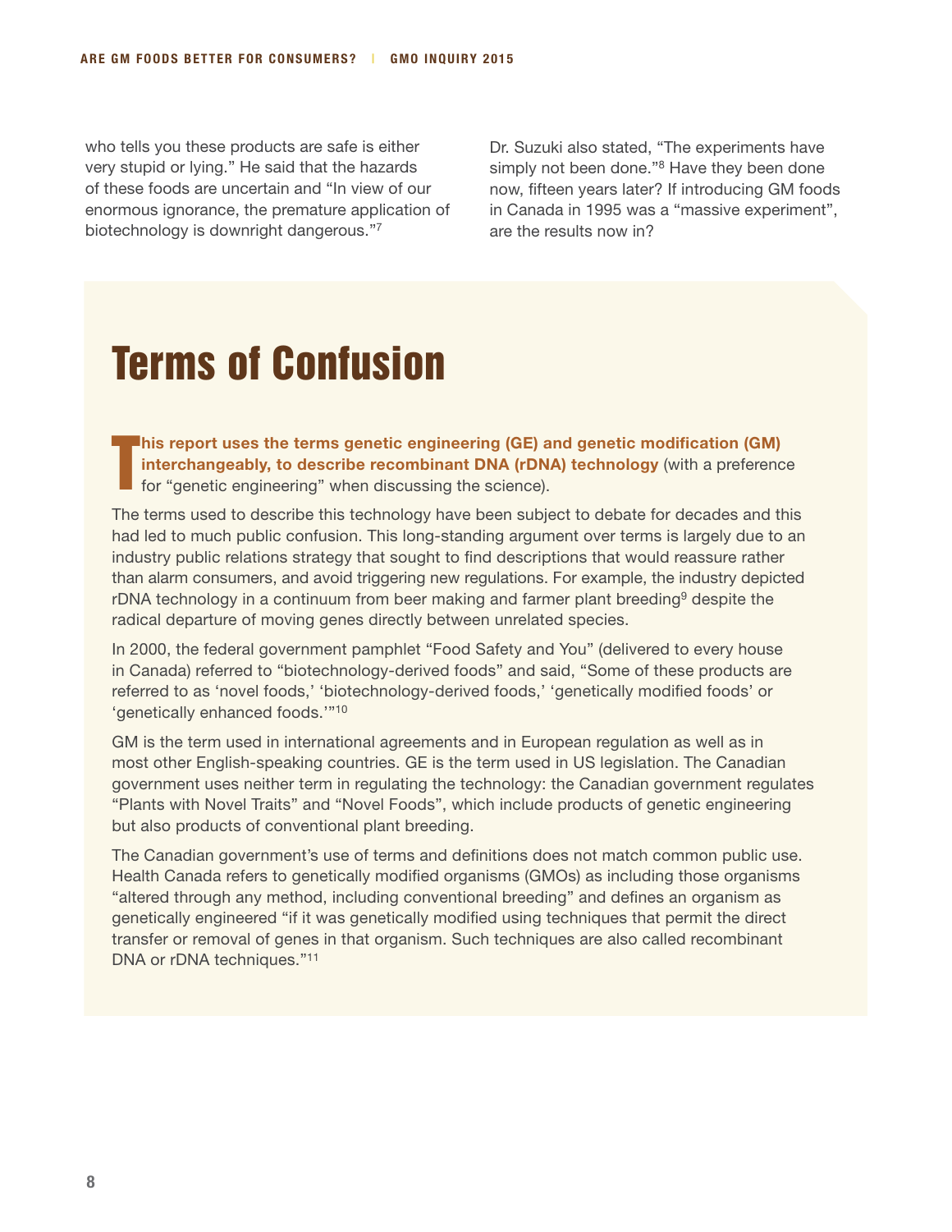who tells you these products are safe is either very stupid or lying." He said that the hazards of these foods are uncertain and "In view of our enormous ignorance, the premature application of biotechnology is downright dangerous."[7]

Dr. Suzuki also stated, "The experiments have simply not been done."[8] Have they been done now, fifteen years later? If introducing GM foods in Canada in 1995 was a "massive experiment", are the results now in?

## Terms of Confusion

**This report uses the terms genetic engineering (GE) and genetic modification (GM) interchangeably, to describe recombinant DNA (rDNA) technology** (with a preference for "genetic engineering" when discussing the science).

The terms used to describe this technology have been subject to debate for decades and this had led to much public confusion. This long-standing argument over terms is largely due to an industry public relations strategy that sought to find descriptions that would reassure rather than alarm consumers, and avoid triggering new regulations. For example, the industry depicted rDNA technology in a continuum from beer making and farmer plant breeding[9] despite the radical departure of moving genes directly between unrelated species.

In 2000, the federal government pamphlet "Food Safety and You" (delivered to every house in Canada) referred to "biotechnology-derived foods" and said, "Some of these products are referred to as 'novel foods,' 'biotechnology-derived foods,' 'genetically modified foods' or 'genetically enhanced foods.'"[10]

GM is the term used in international agreements and in European regulation as well as in most other English-speaking countries. GE is the term used in US legislation. The Canadian government uses neither term in regulating the technology: the Canadian government regulates "Plants with Novel Traits" and "Novel Foods", which include products of genetic engineering but also products of conventional plant breeding.

The Canadian government's use of terms and definitions does not match common public use. Health Canada refers to genetically modified organisms (GMOs) as including those organisms "altered through any method, including conventional breeding" and defines an organism as genetically engineered "if it was genetically modified using techniques that permit the direct transfer or removal of genes in that organism. Such techniques are also called recombinant DNA or rDNA techniques."[11]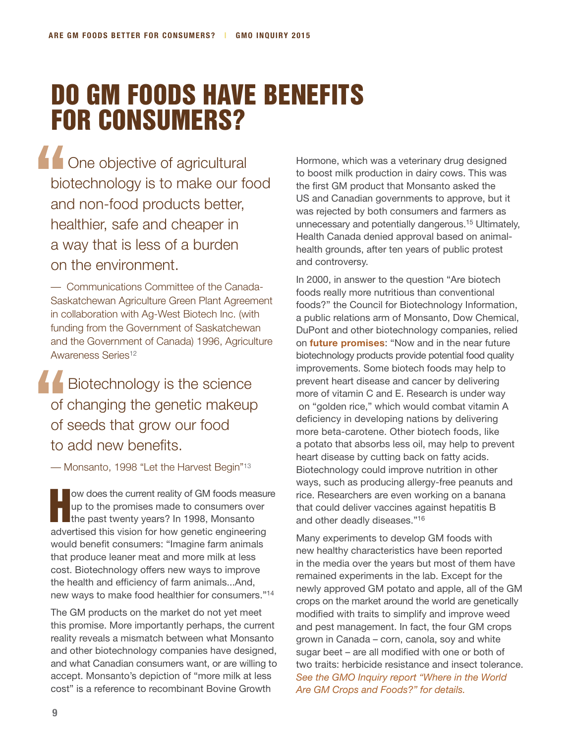# DO GM FOODS HAVE BENEFITS FOR CONSUMERS?

> One objective of agricultural biotechnology is to make our food and non-food products better, healthier, safe and cheaper in a way that is less of a burden on the environment.
>
> — Communications Committee of the Canada-Saskatchewan Agriculture Green Plant Agreement in collaboration with Ag-West Biotech Inc. (with funding from the Government of Saskatchewan and the Government of Canada) 1996, Agriculture Awareness Series[12]

> Biotechnology is the science of changing the genetic makeup of seeds that grow our food to add new benefits.
>
> — Monsanto, 1998 "Let the Harvest Begin"[13]

How does the current reality of GM foods measure up to the promises made to consumers over the past twenty years? In 1998, Monsanto advertised this vision for how genetic engineering would benefit consumers: "Imagine farm animals that produce leaner meat and more milk at less cost. Biotechnology offers new ways to improve the health and efficiency of farm animals...And, new ways to make food healthier for consumers."[14]

The GM products on the market do not yet meet this promise. More importantly perhaps, the current reality reveals a mismatch between what Monsanto and other biotechnology companies have designed, and what Canadian consumers want, or are willing to accept. Monsanto's depiction of "more milk at less cost" is a reference to recombinant Bovine Growth Hormone, which was a veterinary drug designed to boost milk production in dairy cows. This was the first GM product that Monsanto asked the US and Canadian governments to approve, but it was rejected by both consumers and farmers as unnecessary and potentially dangerous.[15] Ultimately, Health Canada denied approval based on animal-health grounds, after ten years of public protest and controversy.

In 2000, in answer to the question "Are biotech foods really more nutritious than conventional foods?" the Council for Biotechnology Information, a public relations arm of Monsanto, Dow Chemical, DuPont and other biotechnology companies, relied on **future promises**: "Now and in the near future biotechnology products provide potential food quality improvements. Some biotech foods may help to prevent heart disease and cancer by delivering more of vitamin C and E. Research is under way on "golden rice," which would combat vitamin A deficiency in developing nations by delivering more beta-carotene. Other biotech foods, like a potato that absorbs less oil, may help to prevent heart disease by cutting back on fatty acids. Biotechnology could improve nutrition in other ways, such as producing allergy-free peanuts and rice. Researchers are even working on a banana that could deliver vaccines against hepatitis B and other deadly diseases."[16]

Many experiments to develop GM foods with new healthy characteristics have been reported in the media over the years but most of them have remained experiments in the lab. Except for the newly approved GM potato and apple, all of the GM crops on the market around the world are genetically modified with traits to simplify and improve weed and pest management. In fact, the four GM crops grown in Canada – corn, canola, soy and white sugar beet – are all modified with one or both of two traits: herbicide resistance and insect tolerance. *See the GMO Inquiry report "Where in the World Are GM Crops and Foods?" for details.*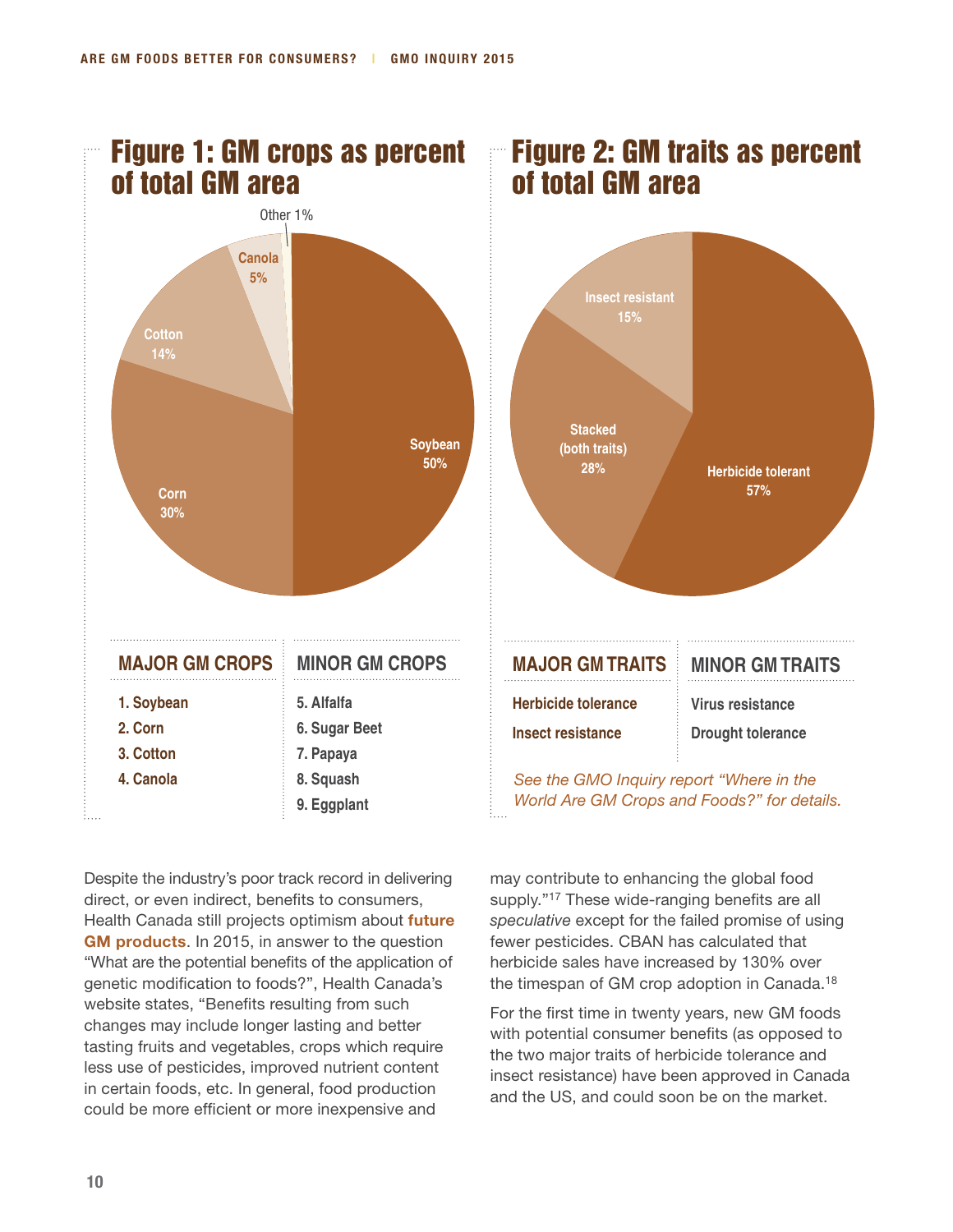## Figure 1: GM crops as percent of total GM area

Soybean 50%
Corn 30%
Cotton 14%
Canola 5%
Other 1%

| MAJOR GM CROPS | MINOR GM CROPS |
|---|---|
| 1. Soybean | 5. Alfalfa |
| 2. Corn | 6. Sugar Beet |
| 3. Cotton | 7. Papaya |
| 4. Canola | 8. Squash |
| | 9. Eggplant |

## Figure 2: GM traits as percent of total GM area

Herbicide tolerant 57%
Stacked (both traits) 28%
Insect resistant 15%

| MAJOR GM TRAITS | MINOR GM TRAITS |
|---|---|
| Herbicide tolerance | Virus resistance |
| Insect resistance | Drought tolerance |

*See the GMO Inquiry report "Where in the World Are GM Crops and Foods?" for details.*

Despite the industry's poor track record in delivering direct, or even indirect, benefits to consumers, Health Canada still projects optimism about **future GM products**. In 2015, in answer to the question "What are the potential benefits of the application of genetic modification to foods?", Health Canada's website states, "Benefits resulting from such changes may include longer lasting and better tasting fruits and vegetables, crops which require less use of pesticides, improved nutrient content in certain foods, etc. In general, food production could be more efficient or more inexpensive and may contribute to enhancing the global food supply."[17] These wide-ranging benefits are all *speculative* except for the failed promise of using fewer pesticides. CBAN has calculated that herbicide sales have increased by 130% over the timespan of GM crop adoption in Canada.[18]

For the first time in twenty years, new GM foods with potential consumer benefits (as opposed to the two major traits of herbicide tolerance and insect resistance) have been approved in Canada and the US, and could soon be on the market.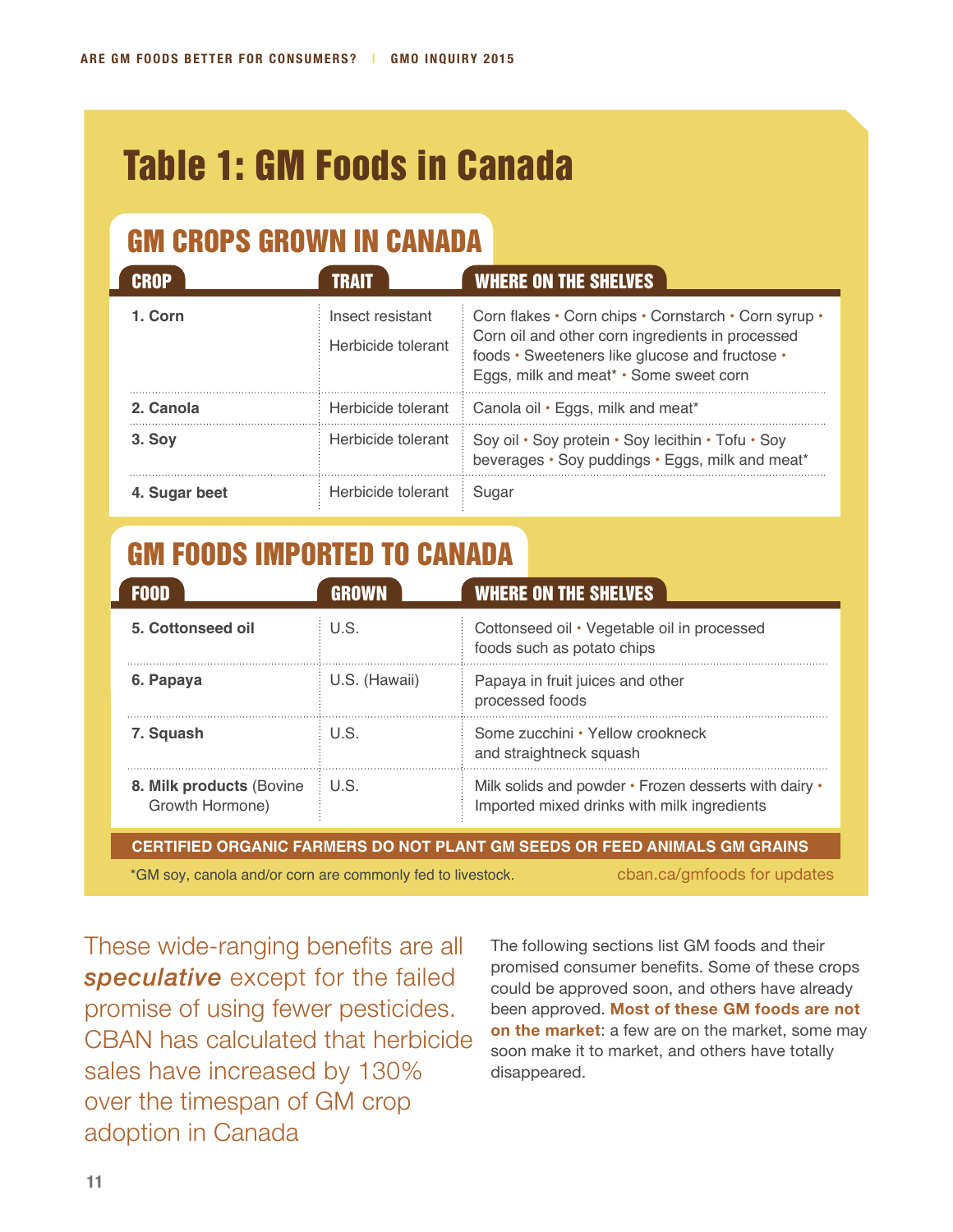# Table 1: GM Foods in Canada

## GM CROPS GROWN IN CANADA

| CROP | TRAIT | WHERE ON THE SHELVES |
|---|---|---|
| **1. Corn** | Insect resistant<br>Herbicide tolerant | Corn flakes • Corn chips • Cornstarch • Corn syrup • Corn oil and other corn ingredients in processed foods • Sweeteners like glucose and fructose • Eggs, milk and meat* • Some sweet corn |
| **2. Canola** | Herbicide tolerant | Canola oil • Eggs, milk and meat* |
| **3. Soy** | Herbicide tolerant | Soy oil • Soy protein • Soy lecithin • Tofu • Soy beverages • Soy puddings • Eggs, milk and meat* |
| **4. Sugar beet** | Herbicide tolerant | Sugar |

## GM FOODS IMPORTED TO CANADA

| FOOD | GROWN | WHERE ON THE SHELVES |
|---|---|---|
| **5. Cottonseed oil** | U.S. | Cottonseed oil • Vegetable oil in processed foods such as potato chips |
| **6. Papaya** | U.S. (Hawaii) | Papaya in fruit juices and other processed foods |
| **7. Squash** | U.S. | Some zucchini • Yellow crookneck and straightneck squash |
| **8. Milk products** (Bovine Growth Hormone) | U.S. | Milk solids and powder • Frozen desserts with dairy • Imported mixed drinks with milk ingredients |

**CERTIFIED ORGANIC FARMERS DO NOT PLANT GM SEEDS OR FEED ANIMALS GM GRAINS**

*GM soy, canola and/or corn are commonly fed to livestock.

cban.ca/gmfoods for updates

These wide-ranging benefits are all ***speculative*** except for the failed promise of using fewer pesticides. CBAN has calculated that herbicide sales have increased by 130% over the timespan of GM crop adoption in Canada

The following sections list GM foods and their promised consumer benefits. Some of these crops could be approved soon, and others have already been approved. **Most of these GM foods are not on the market**: a few are on the market, some may soon make it to market, and others have totally disappeared.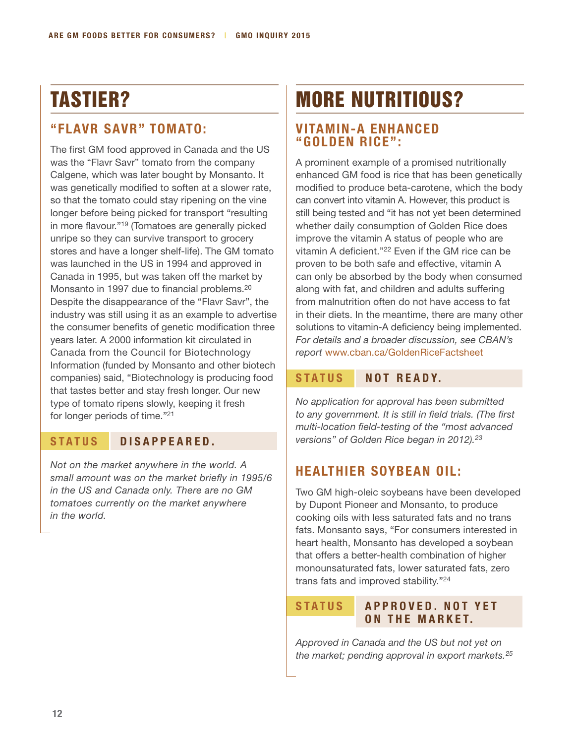# TASTIER?

## "FLAVR SAVR" TOMATO:

The first GM food approved in Canada and the US was the "Flavr Savr" tomato from the company Calgene, which was later bought by Monsanto. It was genetically modified to soften at a slower rate, so that the tomato could stay ripening on the vine longer before being picked for transport "resulting in more flavour."[19] (Tomatoes are generally picked unripe so they can survive transport to grocery stores and have a longer shelf-life). The GM tomato was launched in the US in 1994 and approved in Canada in 1995, but was taken off the market by Monsanto in 1997 due to financial problems.[20] Despite the disappearance of the "Flavr Savr", the industry was still using it as an example to advertise the consumer benefits of genetic modification three years later. A 2000 information kit circulated in Canada from the Council for Biotechnology Information (funded by Monsanto and other biotech companies) said, "Biotechnology is producing food that tastes better and stay fresh longer. Our new type of tomato ripens slowly, keeping it fresh for longer periods of time."[21]

**STATUS — DISAPPEARED.**

*Not on the market anywhere in the world. A small amount was on the market briefly in 1995/6 in the US and Canada only. There are no GM tomatoes currently on the market anywhere in the world.*

# MORE NUTRITIOUS?

## VITAMIN-A ENHANCED "GOLDEN RICE":

A prominent example of a promised nutritionally enhanced GM food is rice that has been genetically modified to produce beta-carotene, which the body can convert into vitamin A. However, this product is still being tested and "it has not yet been determined whether daily consumption of Golden Rice does improve the vitamin A status of people who are vitamin A deficient."[22] Even if the GM rice can be proven to be both safe and effective, vitamin A can only be absorbed by the body when consumed along with fat, and children and adults suffering from malnutrition often do not have access to fat in their diets. In the meantime, there are many other solutions to vitamin-A deficiency being implemented. *For details and a broader discussion, see CBAN's report* www.cban.ca/GoldenRiceFactsheet

**STATUS — NOT READY.**

*No application for approval has been submitted to any government. It is still in field trials. (The first multi-location field-testing of the "most advanced versions" of Golden Rice began in 2012).[23]*

## HEALTHIER SOYBEAN OIL:

Two GM high-oleic soybeans have been developed by Dupont Pioneer and Monsanto, to produce cooking oils with less saturated fats and no trans fats. Monsanto says, "For consumers interested in heart health, Monsanto has developed a soybean that offers a better-health combination of higher monounsaturated fats, lower saturated fats, zero trans fats and improved stability."[24]

**STATUS — APPROVED. NOT YET ON THE MARKET.**

*Approved in Canada and the US but not yet on the market; pending approval in export markets.[25]*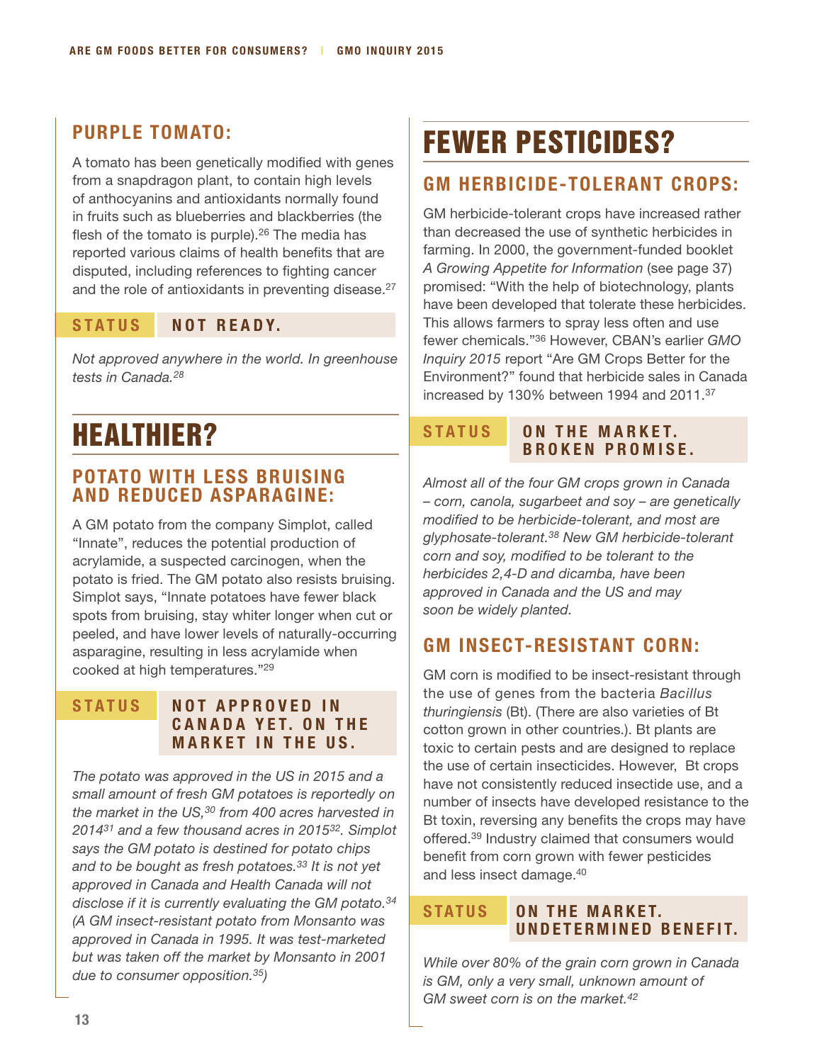### PURPLE TOMATO:

A tomato has been genetically modified with genes from a snapdragon plant, to contain high levels of anthocyanins and antioxidants normally found in fruits such as blueberries and blackberries (the flesh of the tomato is purple).[26] The media has reported various claims of health benefits that are disputed, including references to fighting cancer and the role of antioxidants in preventing disease.[27]

**STATUS** **NOT READY.**

*Not approved anywhere in the world. In greenhouse tests in Canada.[28]*

## HEALTHIER?

### POTATO WITH LESS BRUISING AND REDUCED ASPARAGINE:

A GM potato from the company Simplot, called "Innate", reduces the potential production of acrylamide, a suspected carcinogen, when the potato is fried. The GM potato also resists bruising. Simplot says, "Innate potatoes have fewer black spots from bruising, stay whiter longer when cut or peeled, and have lower levels of naturally-occurring asparagine, resulting in less acrylamide when cooked at high temperatures."[29]

**STATUS** **NOT APPROVED IN CANADA YET. ON THE MARKET IN THE US.**

*The potato was approved in the US in 2015 and a small amount of fresh GM potatoes is reportedly on the market in the US,[30] from 400 acres harvested in 2014[31] and a few thousand acres in 2015[32]. Simplot says the GM potato is destined for potato chips and to be bought as fresh potatoes.[33] It is not yet approved in Canada and Health Canada will not disclose if it is currently evaluating the GM potato.[34] (A GM insect-resistant potato from Monsanto was approved in Canada in 1995. It was test-marketed but was taken off the market by Monsanto in 2001 due to consumer opposition.[35])*

## FEWER PESTICIDES?

### GM HERBICIDE-TOLERANT CROPS:

GM herbicide-tolerant crops have increased rather than decreased the use of synthetic herbicides in farming. In 2000, the government-funded booklet *A Growing Appetite for Information* (see page 37) promised: "With the help of biotechnology, plants have been developed that tolerate these herbicides. This allows farmers to spray less often and use fewer chemicals."[36] However, CBAN's earlier *GMO Inquiry 2015* report "Are GM Crops Better for the Environment?" found that herbicide sales in Canada increased by 130% between 1994 and 2011.[37]

**STATUS** **ON THE MARKET. BROKEN PROMISE.**

*Almost all of the four GM crops grown in Canada – corn, canola, sugarbeet and soy – are genetically modified to be herbicide-tolerant, and most are glyphosate-tolerant.[38] New GM herbicide-tolerant corn and soy, modified to be tolerant to the herbicides 2,4-D and dicamba, have been approved in Canada and the US and may soon be widely planted.*

### GM INSECT-RESISTANT CORN:

GM corn is modified to be insect-resistant through the use of genes from the bacteria *Bacillus thuringiensis* (Bt). (There are also varieties of Bt cotton grown in other countries.). Bt plants are toxic to certain pests and are designed to replace the use of certain insecticides. However, Bt crops have not consistently reduced insectide use, and a number of insects have developed resistance to the Bt toxin, reversing any benefits the crops may have offered.[39] Industry claimed that consumers would benefit from corn grown with fewer pesticides and less insect damage.[40]

**STATUS** **ON THE MARKET. UNDETERMINED BENEFIT.**

*While over 80% of the grain corn grown in Canada is GM, only a very small, unknown amount of GM sweet corn is on the market.[42]*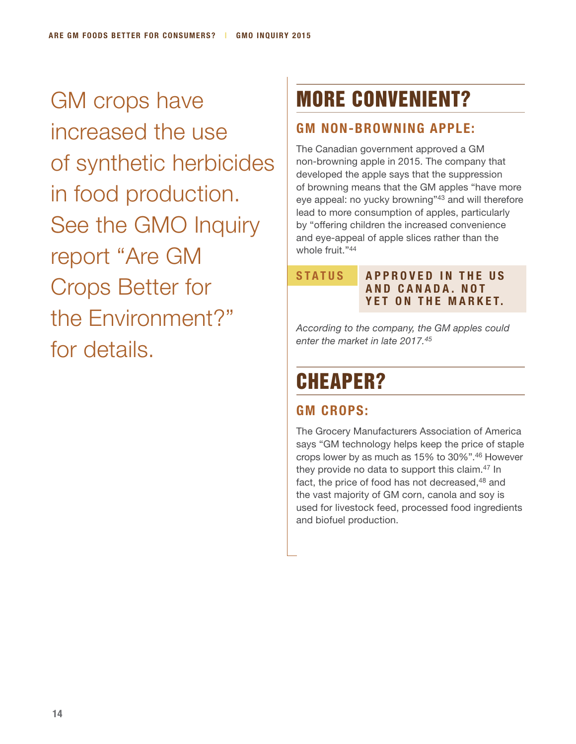GM crops have increased the use of synthetic herbicides in food production. See the GMO Inquiry report "Are GM Crops Better for the Environment?" for details.

## MORE CONVENIENT?

### GM NON-BROWNING APPLE:

The Canadian government approved a GM non-browning apple in 2015. The company that developed the apple says that the suppression of browning means that the GM apples "have more eye appeal: no yucky browning"[43] and will therefore lead to more consumption of apples, particularly by "offering children the increased convenience and eye-appeal of apple slices rather than the whole fruit."[44]

**STATUS** | **APPROVED IN THE US AND CANADA. NOT YET ON THE MARKET.**

*According to the company, the GM apples could enter the market in late 2017.*[45]

## CHEAPER?

### GM CROPS:

The Grocery Manufacturers Association of America says "GM technology helps keep the price of staple crops lower by as much as 15% to 30%".[46] However they provide no data to support this claim.[47] In fact, the price of food has not decreased,[48] and the vast majority of GM corn, canola and soy is used for livestock feed, processed food ingredients and biofuel production.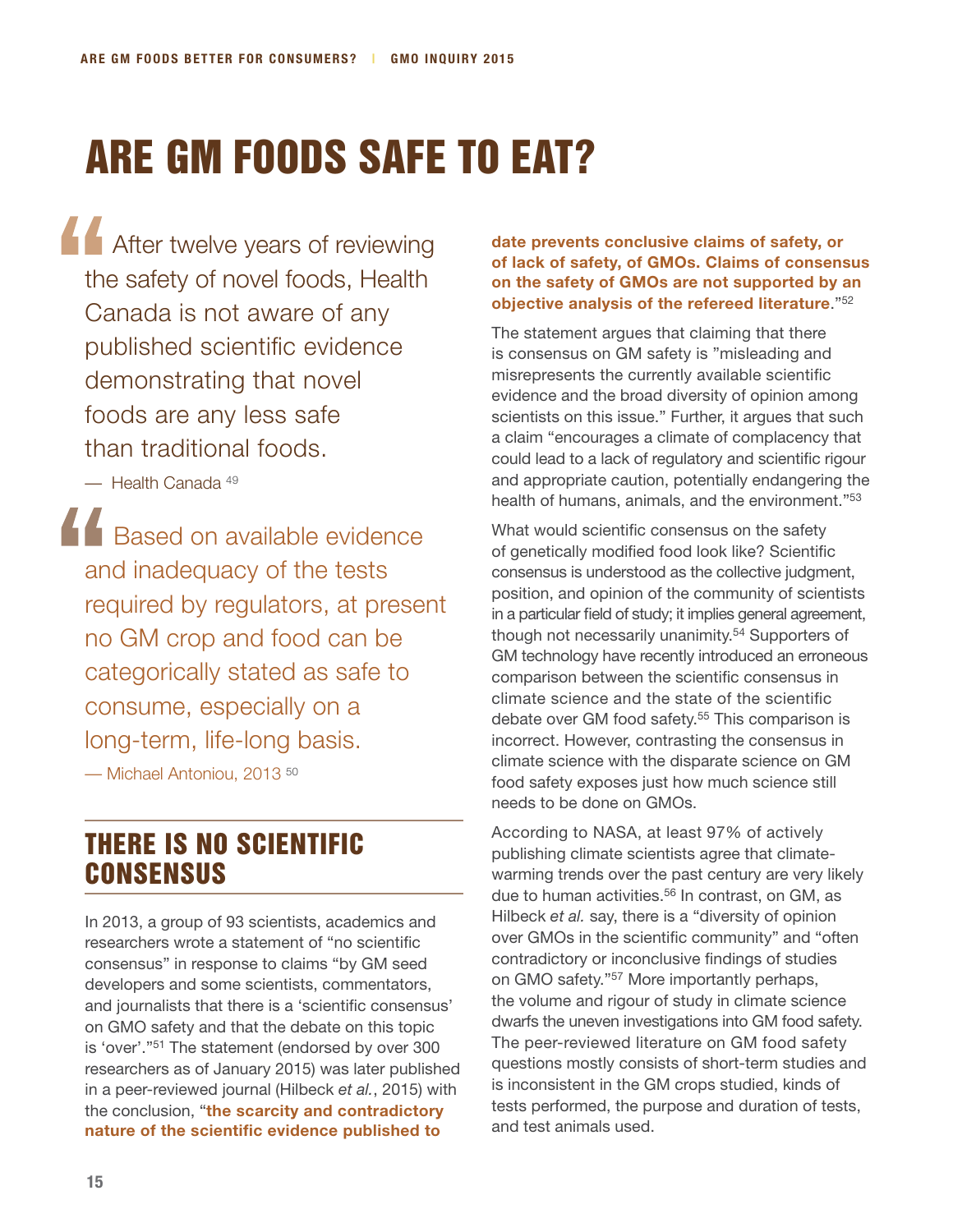# ARE GM FOODS SAFE TO EAT?

> After twelve years of reviewing the safety of novel foods, Health Canada is not aware of any published scientific evidence demonstrating that novel foods are any less safe than traditional foods.
>
> — Health Canada [49]

> Based on available evidence and inadequacy of the tests required by regulators, at present no GM crop and food can be categorically stated as safe to consume, especially on a long-term, life-long basis.
>
> — Michael Antoniou, 2013 [50]

## THERE IS NO SCIENTIFIC CONSENSUS

In 2013, a group of 93 scientists, academics and researchers wrote a statement of "no scientific consensus" in response to claims "by GM seed developers and some scientists, commentators, and journalists that there is a 'scientific consensus' on GMO safety and that the debate on this topic is 'over'."[51] The statement (endorsed by over 300 researchers as of January 2015) was later published in a peer-reviewed journal (Hilbeck *et al.*, 2015) with the conclusion, "**the scarcity and contradictory nature of the scientific evidence published to date prevents conclusive claims of safety, or of lack of safety, of GMOs. Claims of consensus on the safety of GMOs are not supported by an objective analysis of the refereed literature**."[52]

The statement argues that claiming that there is consensus on GM safety is "misleading and misrepresents the currently available scientific evidence and the broad diversity of opinion among scientists on this issue." Further, it argues that such a claim "encourages a climate of complacency that could lead to a lack of regulatory and scientific rigour and appropriate caution, potentially endangering the health of humans, animals, and the environment."[53]

What would scientific consensus on the safety of genetically modified food look like? Scientific consensus is understood as the collective judgment, position, and opinion of the community of scientists in a particular field of study; it implies general agreement, though not necessarily unanimity.[54] Supporters of GM technology have recently introduced an erroneous comparison between the scientific consensus in climate science and the state of the scientific debate over GM food safety.[55] This comparison is incorrect. However, contrasting the consensus in climate science with the disparate science on GM food safety exposes just how much science still needs to be done on GMOs.

According to NASA, at least 97% of actively publishing climate scientists agree that climate-warming trends over the past century are very likely due to human activities.[56] In contrast, on GM, as Hilbeck *et al.* say, there is a "diversity of opinion over GMOs in the scientific community" and "often contradictory or inconclusive findings of studies on GMO safety."[57] More importantly perhaps, the volume and rigour of study in climate science dwarfs the uneven investigations into GM food safety. The peer-reviewed literature on GM food safety questions mostly consists of short-term studies and is inconsistent in the GM crops studied, kinds of tests performed, the purpose and duration of tests, and test animals used.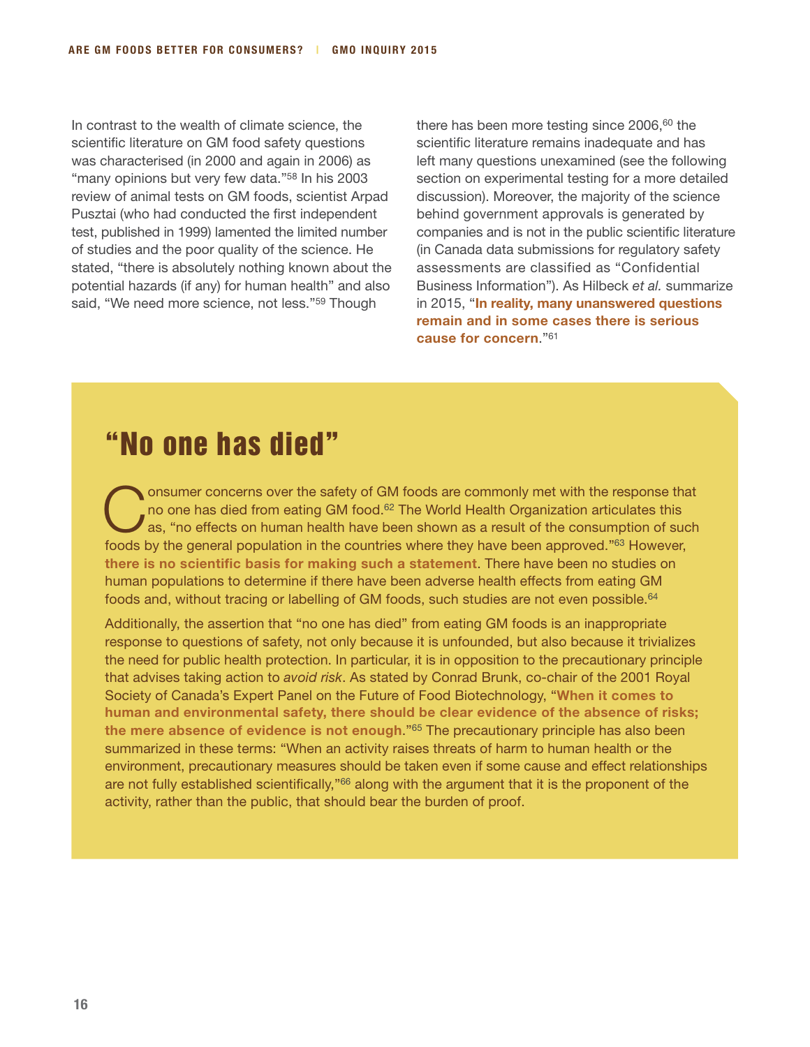In contrast to the wealth of climate science, the scientific literature on GM food safety questions was characterised (in 2000 and again in 2006) as "many opinions but very few data."[58] In his 2003 review of animal tests on GM foods, scientist Arpad Pusztai (who had conducted the first independent test, published in 1999) lamented the limited number of studies and the poor quality of the science. He stated, "there is absolutely nothing known about the potential hazards (if any) for human health" and also said, "We need more science, not less."[59] Though there has been more testing since 2006,[60] the scientific literature remains inadequate and has left many questions unexamined (see the following section on experimental testing for a more detailed discussion). Moreover, the majority of the science behind government approvals is generated by companies and is not in the public scientific literature (in Canada data submissions for regulatory safety assessments are classified as "Confidential Business Information"). As Hilbeck *et al.* summarize in 2015, "**In reality, many unanswered questions remain and in some cases there is serious cause for concern**."[61]

## "No one has died"

Consumer concerns over the safety of GM foods are commonly met with the response that no one has died from eating GM food.[62] The World Health Organization articulates this as, "no effects on human health have been shown as a result of the consumption of such foods by the general population in the countries where they have been approved."[63] However, **there is no scientific basis for making such a statement**. There have been no studies on human populations to determine if there have been adverse health effects from eating GM foods and, without tracing or labelling of GM foods, such studies are not even possible.[64]

Additionally, the assertion that "no one has died" from eating GM foods is an inappropriate response to questions of safety, not only because it is unfounded, but also because it trivializes the need for public health protection. In particular, it is in opposition to the precautionary principle that advises taking action to *avoid risk*. As stated by Conrad Brunk, co-chair of the 2001 Royal Society of Canada's Expert Panel on the Future of Food Biotechnology, "**When it comes to human and environmental safety, there should be clear evidence of the absence of risks; the mere absence of evidence is not enough**."[65] The precautionary principle has also been summarized in these terms: "When an activity raises threats of harm to human health or the environment, precautionary measures should be taken even if some cause and effect relationships are not fully established scientifically,"[66] along with the argument that it is the proponent of the activity, rather than the public, that should bear the burden of proof.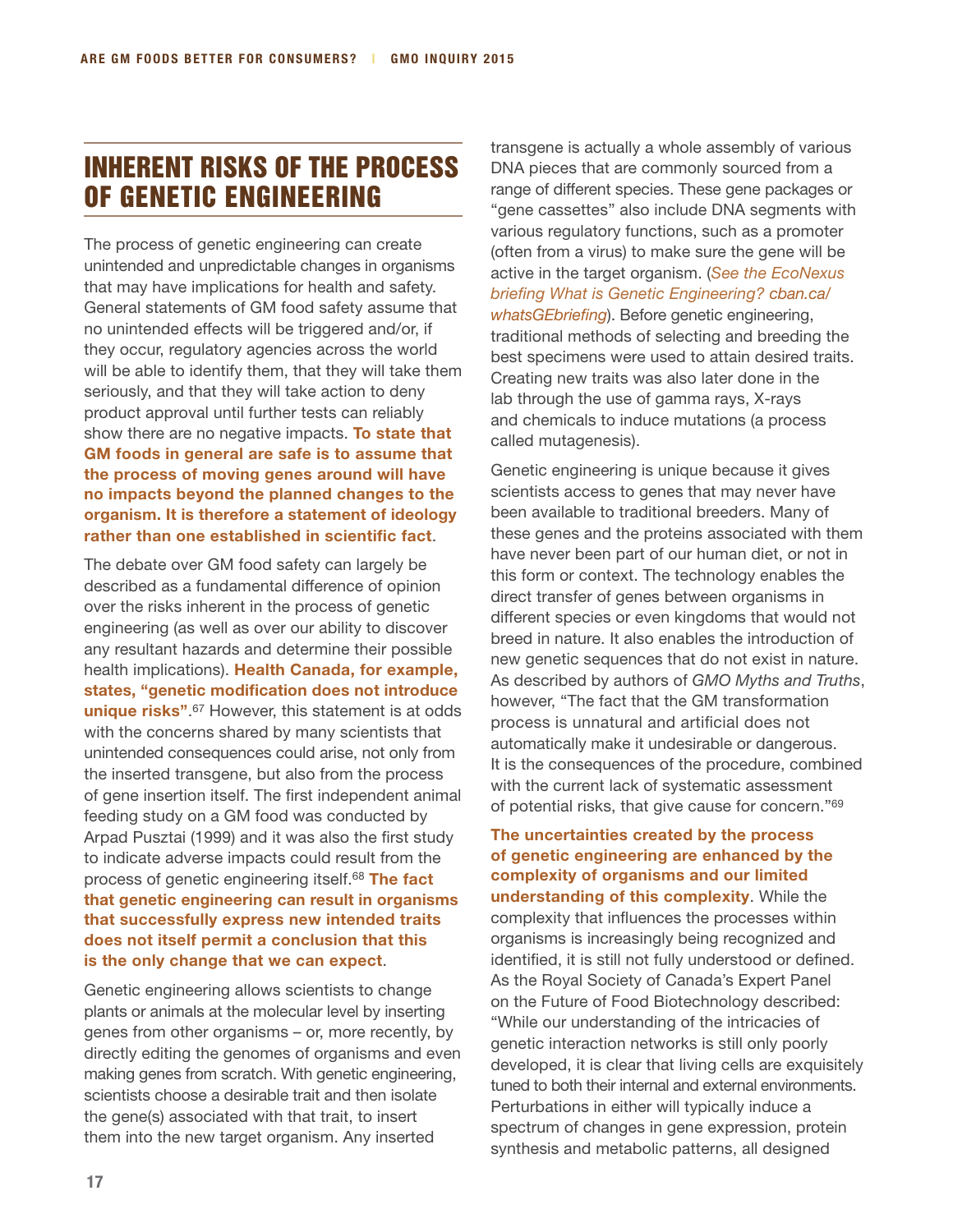## INHERENT RISKS OF THE PROCESS OF GENETIC ENGINEERING

The process of genetic engineering can create unintended and unpredictable changes in organisms that may have implications for health and safety. General statements of GM food safety assume that no unintended effects will be triggered and/or, if they occur, regulatory agencies across the world will be able to identify them, that they will take them seriously, and that they will take action to deny product approval until further tests can reliably show there are no negative impacts. **To state that GM foods in general are safe is to assume that the process of moving genes around will have no impacts beyond the planned changes to the organism. It is therefore a statement of ideology rather than one established in scientific fact**.

The debate over GM food safety can largely be described as a fundamental difference of opinion over the risks inherent in the process of genetic engineering (as well as over our ability to discover any resultant hazards and determine their possible health implications). **Health Canada, for example, states, "genetic modification does not introduce unique risks"**.[67] However, this statement is at odds with the concerns shared by many scientists that unintended consequences could arise, not only from the inserted transgene, but also from the process of gene insertion itself. The first independent animal feeding study on a GM food was conducted by Arpad Pusztai (1999) and it was also the first study to indicate adverse impacts could result from the process of genetic engineering itself.[68] **The fact that genetic engineering can result in organisms that successfully express new intended traits does not itself permit a conclusion that this is the only change that we can expect**.

Genetic engineering allows scientists to change plants or animals at the molecular level by inserting genes from other organisms – or, more recently, by directly editing the genomes of organisms and even making genes from scratch. With genetic engineering, scientists choose a desirable trait and then isolate the gene(s) associated with that trait, to insert them into the new target organism. Any inserted transgene is actually a whole assembly of various DNA pieces that are commonly sourced from a range of different species. These gene packages or "gene cassettes" also include DNA segments with various regulatory functions, such as a promoter (often from a virus) to make sure the gene will be active in the target organism. (*See the EcoNexus briefing What is Genetic Engineering? cban.ca/whatsGEbriefing*). Before genetic engineering, traditional methods of selecting and breeding the best specimens were used to attain desired traits. Creating new traits was also later done in the lab through the use of gamma rays, X-rays and chemicals to induce mutations (a process called mutagenesis).

Genetic engineering is unique because it gives scientists access to genes that may never have been available to traditional breeders. Many of these genes and the proteins associated with them have never been part of our human diet, or not in this form or context. The technology enables the direct transfer of genes between organisms in different species or even kingdoms that would not breed in nature. It also enables the introduction of new genetic sequences that do not exist in nature. As described by authors of *GMO Myths and Truths*, however, "The fact that the GM transformation process is unnatural and artificial does not automatically make it undesirable or dangerous. It is the consequences of the procedure, combined with the current lack of systematic assessment of potential risks, that give cause for concern."[69]

**The uncertainties created by the process of genetic engineering are enhanced by the complexity of organisms and our limited understanding of this complexity**. While the complexity that influences the processes within organisms is increasingly being recognized and identified, it is still not fully understood or defined. As the Royal Society of Canada's Expert Panel on the Future of Food Biotechnology described: "While our understanding of the intricacies of genetic interaction networks is still only poorly developed, it is clear that living cells are exquisitely tuned to both their internal and external environments. Perturbations in either will typically induce a spectrum of changes in gene expression, protein synthesis and metabolic patterns, all designed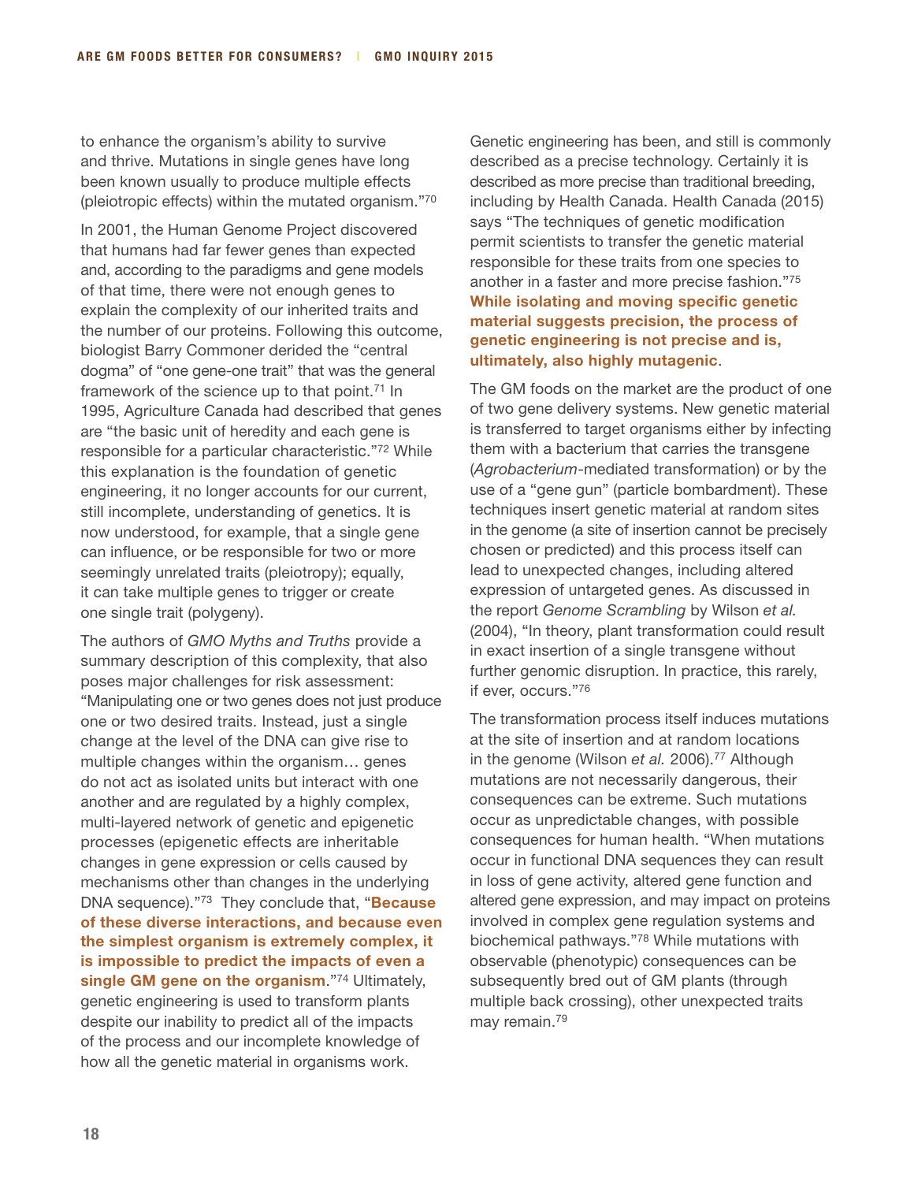to enhance the organism's ability to survive and thrive. Mutations in single genes have long been known usually to produce multiple effects (pleiotropic effects) within the mutated organism."[70]

In 2001, the Human Genome Project discovered that humans had far fewer genes than expected and, according to the paradigms and gene models of that time, there were not enough genes to explain the complexity of our inherited traits and the number of our proteins. Following this outcome, biologist Barry Commoner derided the "central dogma" of "one gene-one trait" that was the general framework of the science up to that point.[71] In 1995, Agriculture Canada had described that genes are "the basic unit of heredity and each gene is responsible for a particular characteristic."[72] While this explanation is the foundation of genetic engineering, it no longer accounts for our current, still incomplete, understanding of genetics. It is now understood, for example, that a single gene can influence, or be responsible for two or more seemingly unrelated traits (pleiotropy); equally, it can take multiple genes to trigger or create one single trait (polygeny).

The authors of *GMO Myths and Truths* provide a summary description of this complexity, that also poses major challenges for risk assessment: "Manipulating one or two genes does not just produce one or two desired traits. Instead, just a single change at the level of the DNA can give rise to multiple changes within the organism… genes do not act as isolated units but interact with one another and are regulated by a highly complex, multi-layered network of genetic and epigenetic processes (epigenetic effects are inheritable changes in gene expression or cells caused by mechanisms other than changes in the underlying DNA sequence)."[73] They conclude that, "**Because of these diverse interactions, and because even the simplest organism is extremely complex, it is impossible to predict the impacts of even a single GM gene on the organism**."[74] Ultimately, genetic engineering is used to transform plants despite our inability to predict all of the impacts of the process and our incomplete knowledge of how all the genetic material in organisms work.

Genetic engineering has been, and still is commonly described as a precise technology. Certainly it is described as more precise than traditional breeding, including by Health Canada. Health Canada (2015) says "The techniques of genetic modification permit scientists to transfer the genetic material responsible for these traits from one species to another in a faster and more precise fashion."[75] **While isolating and moving specific genetic material suggests precision, the process of genetic engineering is not precise and is, ultimately, also highly mutagenic**.

The GM foods on the market are the product of one of two gene delivery systems. New genetic material is transferred to target organisms either by infecting them with a bacterium that carries the transgene (*Agrobacterium*-mediated transformation) or by the use of a "gene gun" (particle bombardment). These techniques insert genetic material at random sites in the genome (a site of insertion cannot be precisely chosen or predicted) and this process itself can lead to unexpected changes, including altered expression of untargeted genes. As discussed in the report *Genome Scrambling* by Wilson *et al.* (2004), "In theory, plant transformation could result in exact insertion of a single transgene without further genomic disruption. In practice, this rarely, if ever, occurs."[76]

The transformation process itself induces mutations at the site of insertion and at random locations in the genome (Wilson *et al.* 2006).[77] Although mutations are not necessarily dangerous, their consequences can be extreme. Such mutations occur as unpredictable changes, with possible consequences for human health. "When mutations occur in functional DNA sequences they can result in loss of gene activity, altered gene function and altered gene expression, and may impact on proteins involved in complex gene regulation systems and biochemical pathways."[78] While mutations with observable (phenotypic) consequences can be subsequently bred out of GM plants (through multiple back crossing), other unexpected traits may remain.[79]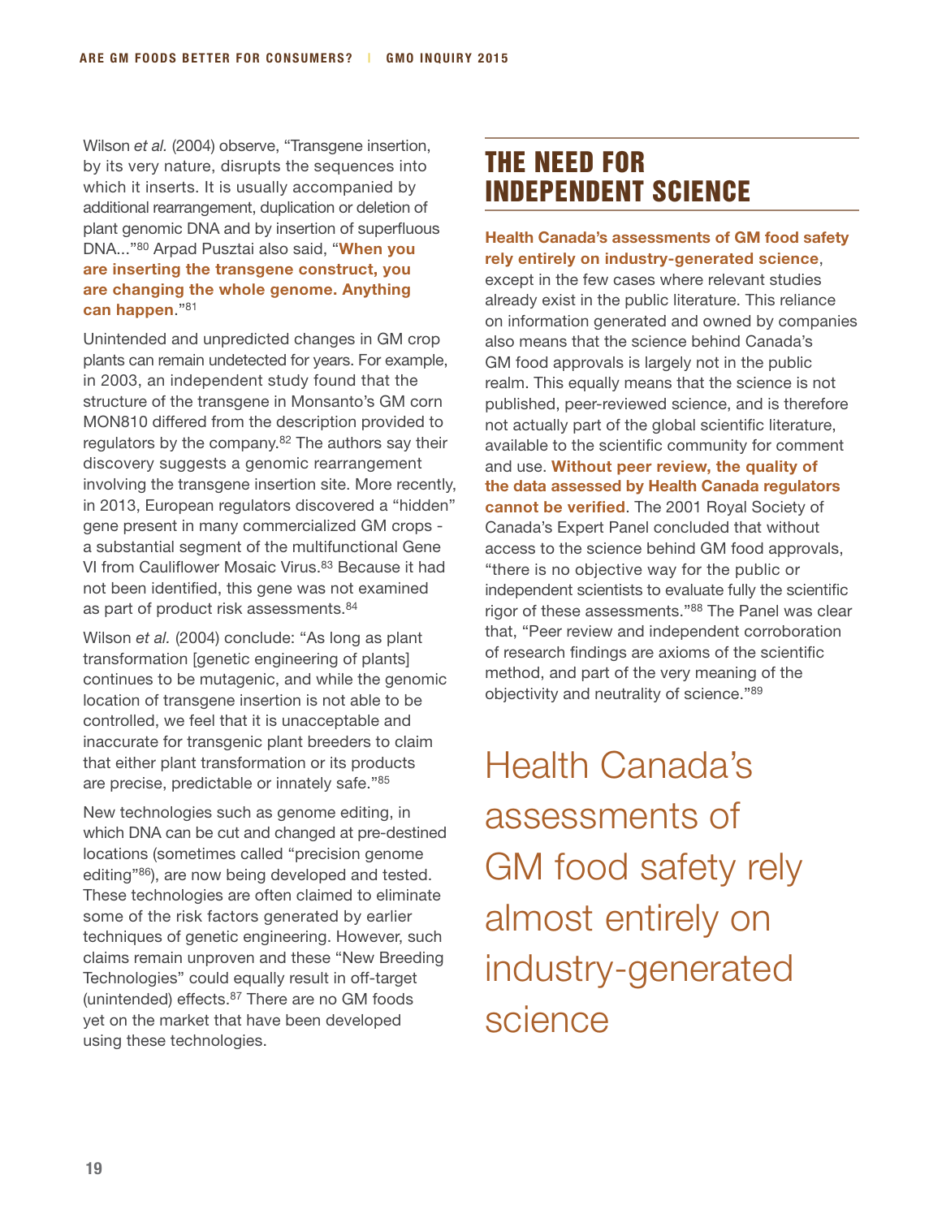Wilson *et al.* (2004) observe, "Transgene insertion, by its very nature, disrupts the sequences into which it inserts. It is usually accompanied by additional rearrangement, duplication or deletion of plant genomic DNA and by insertion of superfluous DNA..."[80] Arpad Pusztai also said, "**When you are inserting the transgene construct, you are changing the whole genome. Anything can happen**."[81]

Unintended and unpredicted changes in GM crop plants can remain undetected for years. For example, in 2003, an independent study found that the structure of the transgene in Monsanto's GM corn MON810 differed from the description provided to regulators by the company.[82] The authors say their discovery suggests a genomic rearrangement involving the transgene insertion site. More recently, in 2013, European regulators discovered a "hidden" gene present in many commercialized GM crops - a substantial segment of the multifunctional Gene VI from Cauliflower Mosaic Virus.[83] Because it had not been identified, this gene was not examined as part of product risk assessments.[84]

Wilson *et al.* (2004) conclude: "As long as plant transformation [genetic engineering of plants] continues to be mutagenic, and while the genomic location of transgene insertion is not able to be controlled, we feel that it is unacceptable and inaccurate for transgenic plant breeders to claim that either plant transformation or its products are precise, predictable or innately safe."[85]

New technologies such as genome editing, in which DNA can be cut and changed at pre-destined locations (sometimes called "precision genome editing"[86]), are now being developed and tested. These technologies are often claimed to eliminate some of the risk factors generated by earlier techniques of genetic engineering. However, such claims remain unproven and these "New Breeding Technologies" could equally result in off-target (unintended) effects.[87] There are no GM foods yet on the market that have been developed using these technologies.

## THE NEED FOR INDEPENDENT SCIENCE

**Health Canada's assessments of GM food safety rely entirely on industry-generated science**, except in the few cases where relevant studies already exist in the public literature. This reliance on information generated and owned by companies also means that the science behind Canada's GM food approvals is largely not in the public realm. This equally means that the science is not published, peer-reviewed science, and is therefore not actually part of the global scientific literature, available to the scientific community for comment and use. **Without peer review, the quality of the data assessed by Health Canada regulators cannot be verified**. The 2001 Royal Society of Canada's Expert Panel concluded that without access to the science behind GM food approvals, "there is no objective way for the public or independent scientists to evaluate fully the scientific rigor of these assessments."[88] The Panel was clear that, "Peer review and independent corroboration of research findings are axioms of the scientific method, and part of the very meaning of the objectivity and neutrality of science."[89]

> Health Canada's assessments of GM food safety rely almost entirely on industry-generated science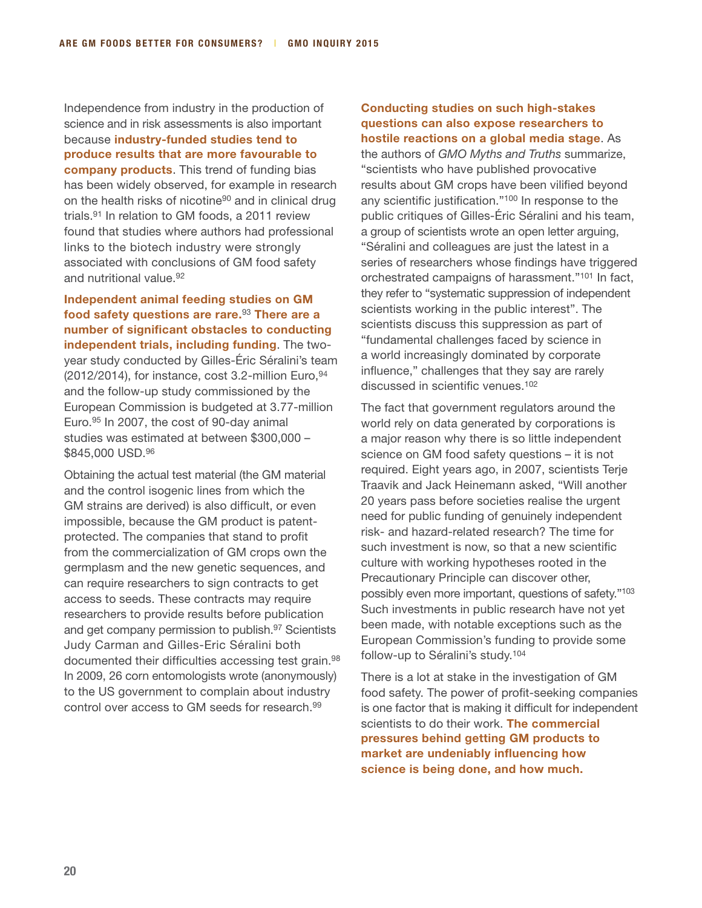Independence from industry in the production of science and in risk assessments is also important because **industry-funded studies tend to produce results that are more favourable to company products**. This trend of funding bias has been widely observed, for example in research on the health risks of nicotine[90] and in clinical drug trials.[91] In relation to GM foods, a 2011 review found that studies where authors had professional links to the biotech industry were strongly associated with conclusions of GM food safety and nutritional value.[92]

**Independent animal feeding studies on GM food safety questions are rare.**[93] **There are a number of significant obstacles to conducting independent trials, including funding**. The two-year study conducted by Gilles-Éric Séralini's team (2012/2014), for instance, cost 3.2-million Euro,[94] and the follow-up study commissioned by the European Commission is budgeted at 3.77-million Euro.[95] In 2007, the cost of 90-day animal studies was estimated at between $300,000 – $845,000 USD.[96]

Obtaining the actual test material (the GM material and the control isogenic lines from which the GM strains are derived) is also difficult, or even impossible, because the GM product is patent-protected. The companies that stand to profit from the commercialization of GM crops own the germplasm and the new genetic sequences, and can require researchers to sign contracts to get access to seeds. These contracts may require researchers to provide results before publication and get company permission to publish.[97] Scientists Judy Carman and Gilles-Eric Séralini both documented their difficulties accessing test grain.[98] In 2009, 26 corn entomologists wrote (anonymously) to the US government to complain about industry control over access to GM seeds for research.[99]

**Conducting studies on such high-stakes questions can also expose researchers to hostile reactions on a global media stage**. As the authors of *GMO Myths and Truths* summarize, "scientists who have published provocative results about GM crops have been vilified beyond any scientific justification."[100] In response to the public critiques of Gilles-Éric Séralini and his team, a group of scientists wrote an open letter arguing, "Séralini and colleagues are just the latest in a series of researchers whose findings have triggered orchestrated campaigns of harassment."[101] In fact, they refer to "systematic suppression of independent scientists working in the public interest". The scientists discuss this suppression as part of "fundamental challenges faced by science in a world increasingly dominated by corporate influence," challenges that they say are rarely discussed in scientific venues.[102]

The fact that government regulators around the world rely on data generated by corporations is a major reason why there is so little independent science on GM food safety questions – it is not required. Eight years ago, in 2007, scientists Terje Traavik and Jack Heinemann asked, "Will another 20 years pass before societies realise the urgent need for public funding of genuinely independent risk- and hazard-related research? The time for such investment is now, so that a new scientific culture with working hypotheses rooted in the Precautionary Principle can discover other, possibly even more important, questions of safety."[103] Such investments in public research have not yet been made, with notable exceptions such as the European Commission's funding to provide some follow-up to Séralini's study.[104]

There is a lot at stake in the investigation of GM food safety. The power of profit-seeking companies is one factor that is making it difficult for independent scientists to do their work. **The commercial pressures behind getting GM products to market are undeniably influencing how science is being done, and how much.**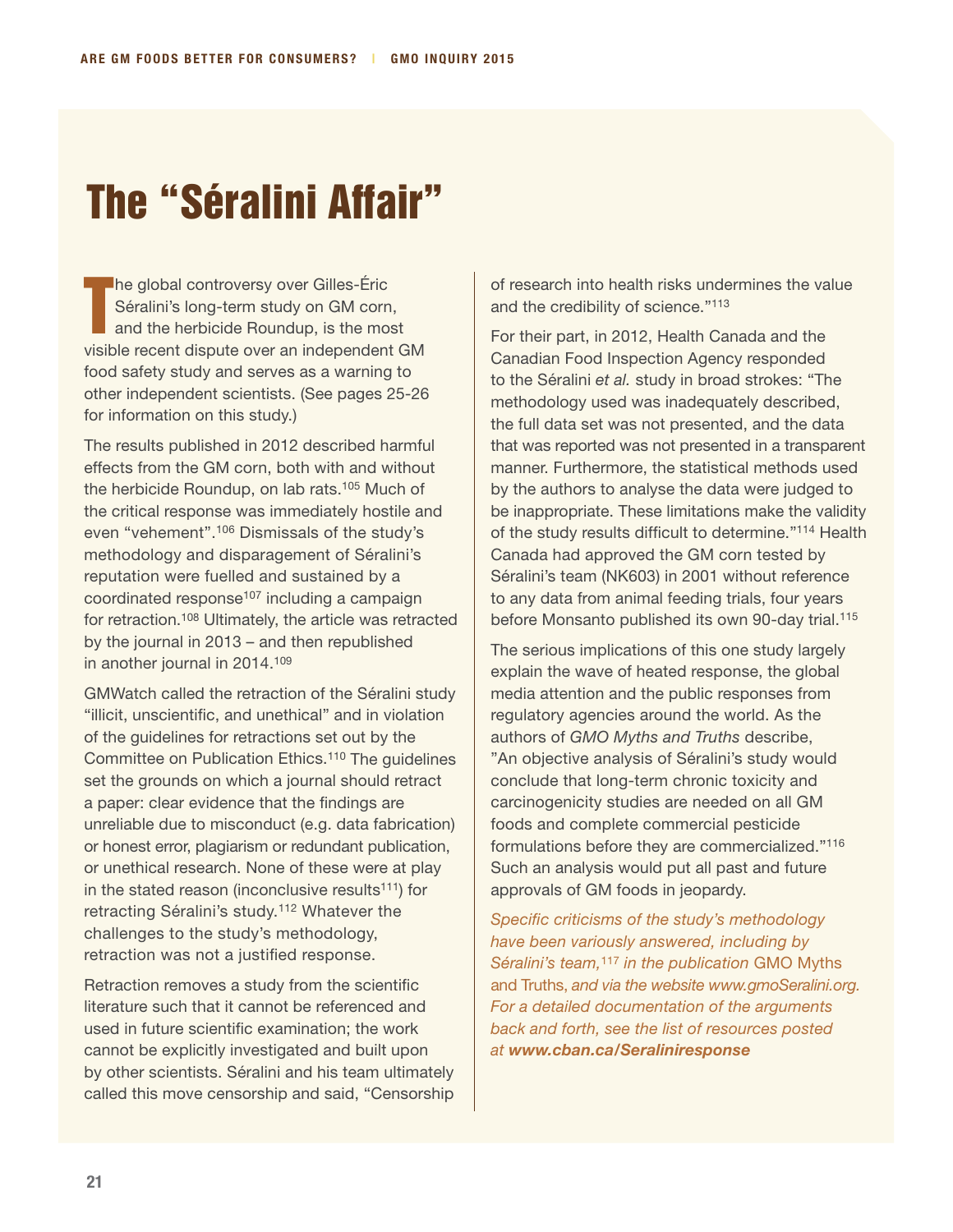# The "Séralini Affair"

The global controversy over Gilles-Éric Séralini's long-term study on GM corn, and the herbicide Roundup, is the most visible recent dispute over an independent GM food safety study and serves as a warning to other independent scientists. (See pages 25-26 for information on this study.)

The results published in 2012 described harmful effects from the GM corn, both with and without the herbicide Roundup, on lab rats.[105] Much of the critical response was immediately hostile and even "vehement".[106] Dismissals of the study's methodology and disparagement of Séralini's reputation were fuelled and sustained by a coordinated response[107] including a campaign for retraction.[108] Ultimately, the article was retracted by the journal in 2013 – and then republished in another journal in 2014.[109]

GMWatch called the retraction of the Séralini study "illicit, unscientific, and unethical" and in violation of the guidelines for retractions set out by the Committee on Publication Ethics.[110] The guidelines set the grounds on which a journal should retract a paper: clear evidence that the findings are unreliable due to misconduct (e.g. data fabrication) or honest error, plagiarism or redundant publication, or unethical research. None of these were at play in the stated reason (inconclusive results[111]) for retracting Séralini's study.[112] Whatever the challenges to the study's methodology, retraction was not a justified response.

Retraction removes a study from the scientific literature such that it cannot be referenced and used in future scientific examination; the work cannot be explicitly investigated and built upon by other scientists. Séralini and his team ultimately called this move censorship and said, "Censorship of research into health risks undermines the value and the credibility of science."[113]

For their part, in 2012, Health Canada and the Canadian Food Inspection Agency responded to the Séralini *et al.* study in broad strokes: "The methodology used was inadequately described, the full data set was not presented, and the data that was reported was not presented in a transparent manner. Furthermore, the statistical methods used by the authors to analyse the data were judged to be inappropriate. These limitations make the validity of the study results difficult to determine."[114] Health Canada had approved the GM corn tested by Séralini's team (NK603) in 2001 without reference to any data from animal feeding trials, four years before Monsanto published its own 90-day trial.[115]

The serious implications of this one study largely explain the wave of heated response, the global media attention and the public responses from regulatory agencies around the world. As the authors of *GMO Myths and Truths* describe, "An objective analysis of Séralini's study would conclude that long-term chronic toxicity and carcinogenicity studies are needed on all GM foods and complete commercial pesticide formulations before they are commercialized."[116] Such an analysis would put all past and future approvals of GM foods in jeopardy.

*Specific criticisms of the study's methodology have been variously answered, including by Séralini's team,*[117] *in the publication* GMO Myths and Truths, *and via the website www.gmoSeralini.org. For a detailed documentation of the arguments back and forth, see the list of resources posted at* ***www.cban.ca/Seraliniresponse***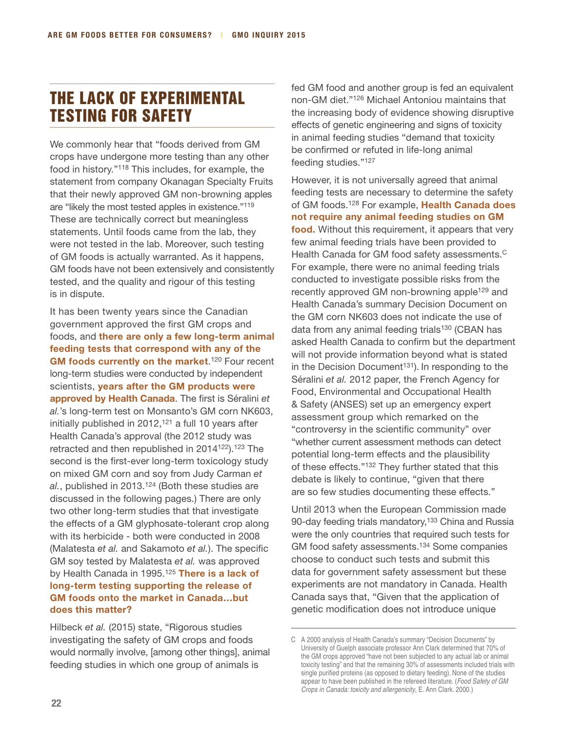## THE LACK OF EXPERIMENTAL TESTING FOR SAFETY

We commonly hear that "foods derived from GM crops have undergone more testing than any other food in history."[118] This includes, for example, the statement from company Okanagan Specialty Fruits that their newly approved GM non-browning apples are "likely the most tested apples in existence."[119] These are technically correct but meaningless statements. Until foods came from the lab, they were not tested in the lab. Moreover, such testing of GM foods is actually warranted. As it happens, GM foods have not been extensively and consistently tested, and the quality and rigour of this testing is in dispute.

It has been twenty years since the Canadian government approved the first GM crops and foods, and **there are only a few long-term animal feeding tests that correspond with any of the GM foods currently on the market**.[120] Four recent long-term studies were conducted by independent scientists, **years after the GM products were approved by Health Canada**. The first is Séralini *et al.*'s long-term test on Monsanto's GM corn NK603, initially published in 2012,[121] a full 10 years after Health Canada's approval (the 2012 study was retracted and then republished in 2014[122]).[123] The second is the first-ever long-term toxicology study on mixed GM corn and soy from Judy Carman *et al.*, published in 2013.[124] (Both these studies are discussed in the following pages.) There are only two other long-term studies that that investigate the effects of a GM glyphosate-tolerant crop along with its herbicide - both were conducted in 2008 (Malatesta *et al.* and Sakamoto *et al.*). The specific GM soy tested by Malatesta *et al.* was approved by Health Canada in 1995.[125] **There is a lack of long-term testing supporting the release of GM foods onto the market in Canada…but does this matter?**

Hilbeck *et al.* (2015) state, "Rigorous studies investigating the safety of GM crops and foods would normally involve, [among other things], animal feeding studies in which one group of animals is fed GM food and another group is fed an equivalent non-GM diet."[126] Michael Antoniou maintains that the increasing body of evidence showing disruptive effects of genetic engineering and signs of toxicity in animal feeding studies "demand that toxicity be confirmed or refuted in life-long animal feeding studies."[127]

However, it is not universally agreed that animal feeding tests are necessary to determine the safety of GM foods.[128] For example, **Health Canada does not require any animal feeding studies on GM food.** Without this requirement, it appears that very few animal feeding trials have been provided to Health Canada for GM food safety assessments.[C] For example, there were no animal feeding trials conducted to investigate possible risks from the recently approved GM non-browning apple[129] and Health Canada's summary Decision Document on the GM corn NK603 does not indicate the use of data from any animal feeding trials[130] (CBAN has asked Health Canada to confirm but the department will not provide information beyond what is stated in the Decision Document[131]). In responding to the Séralini *et al.* 2012 paper, the French Agency for Food, Environmental and Occupational Health & Safety (ANSES) set up an emergency expert assessment group which remarked on the "controversy in the scientific community" over "whether current assessment methods can detect potential long-term effects and the plausibility of these effects."[132] They further stated that this debate is likely to continue, "given that there are so few studies documenting these effects."

Until 2013 when the European Commission made 90-day feeding trials mandatory,[133] China and Russia were the only countries that required such tests for GM food safety assessments.[134] Some companies choose to conduct such tests and submit this data for government safety assessment but these experiments are not mandatory in Canada. Health Canada says that, "Given that the application of genetic modification does not introduce unique

---

C A 2000 analysis of Health Canada's summary "Decision Documents" by University of Guelph associate professor Ann Clark determined that 70% of the GM crops approved "have not been subjected to any actual lab or animal toxicity testing" and that the remaining 30% of assessments included trials with single purified proteins (as opposed to dietary feeding). None of the studies appear to have been published in the refereed literature. (*Food Safety of GM Crops in Canada: toxicity and allergenicity*, E. Ann Clark. 2000.)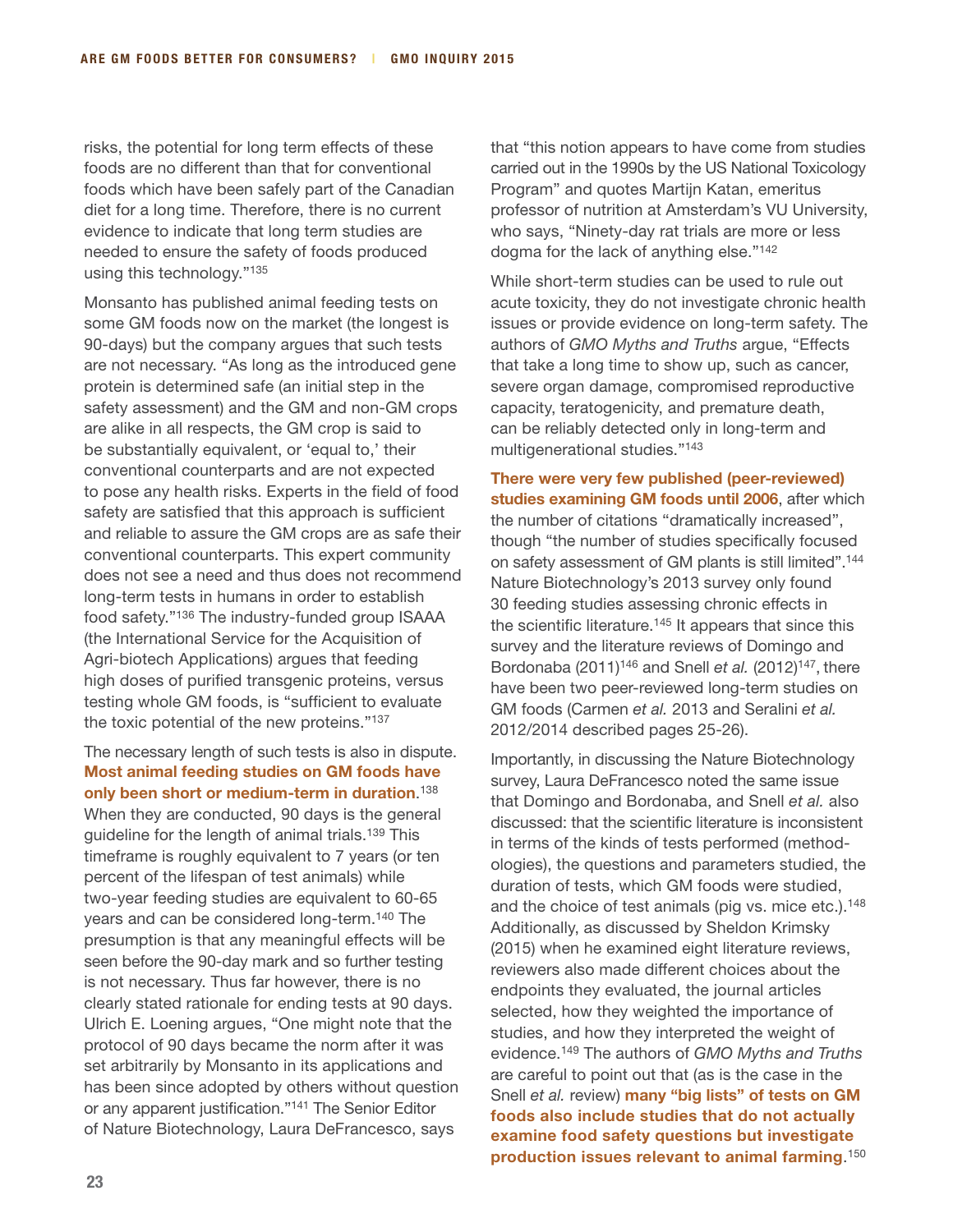risks, the potential for long term effects of these foods are no different than that for conventional foods which have been safely part of the Canadian diet for a long time. Therefore, there is no current evidence to indicate that long term studies are needed to ensure the safety of foods produced using this technology."[135]

Monsanto has published animal feeding tests on some GM foods now on the market (the longest is 90-days) but the company argues that such tests are not necessary. "As long as the introduced gene protein is determined safe (an initial step in the safety assessment) and the GM and non-GM crops are alike in all respects, the GM crop is said to be substantially equivalent, or 'equal to,' their conventional counterparts and are not expected to pose any health risks. Experts in the field of food safety are satisfied that this approach is sufficient and reliable to assure the GM crops are as safe their conventional counterparts. This expert community does not see a need and thus does not recommend long-term tests in humans in order to establish food safety."[136] The industry-funded group ISAAA (the International Service for the Acquisition of Agri-biotech Applications) argues that feeding high doses of purified transgenic proteins, versus testing whole GM foods, is "sufficient to evaluate the toxic potential of the new proteins."[137]

The necessary length of such tests is also in dispute. **Most animal feeding studies on GM foods have only been short or medium-term in duration.**[138] When they are conducted, 90 days is the general guideline for the length of animal trials.[139] This timeframe is roughly equivalent to 7 years (or ten percent of the lifespan of test animals) while two-year feeding studies are equivalent to 60-65 years and can be considered long-term.[140] The presumption is that any meaningful effects will be seen before the 90-day mark and so further testing is not necessary. Thus far however, there is no clearly stated rationale for ending tests at 90 days. Ulrich E. Loening argues, "One might note that the protocol of 90 days became the norm after it was set arbitrarily by Monsanto in its applications and has been since adopted by others without question or any apparent justification."[141] The Senior Editor of Nature Biotechnology, Laura DeFrancesco, says that "this notion appears to have come from studies carried out in the 1990s by the US National Toxicology Program" and quotes Martijn Katan, emeritus professor of nutrition at Amsterdam's VU University, who says, "Ninety-day rat trials are more or less dogma for the lack of anything else."[142]

While short-term studies can be used to rule out acute toxicity, they do not investigate chronic health issues or provide evidence on long-term safety. The authors of *GMO Myths and Truths* argue, "Effects that take a long time to show up, such as cancer, severe organ damage, compromised reproductive capacity, teratogenicity, and premature death, can be reliably detected only in long-term and multigenerational studies."[143]

**There were very few published (peer-reviewed) studies examining GM foods until 2006**, after which the number of citations "dramatically increased", though "the number of studies specifically focused on safety assessment of GM plants is still limited".[144] Nature Biotechnology's 2013 survey only found 30 feeding studies assessing chronic effects in the scientific literature.[145] It appears that since this survey and the literature reviews of Domingo and Bordonaba (2011)[146] and Snell *et al.* (2012)[147], there have been two peer-reviewed long-term studies on GM foods (Carmen *et al.* 2013 and Seralini *et al.* 2012/2014 described pages 25-26).

Importantly, in discussing the Nature Biotechnology survey, Laura DeFrancesco noted the same issue that Domingo and Bordonaba, and Snell *et al.* also discussed: that the scientific literature is inconsistent in terms of the kinds of tests performed (methodologies), the questions and parameters studied, the duration of tests, which GM foods were studied, and the choice of test animals (pig vs. mice etc.).[148] Additionally, as discussed by Sheldon Krimsky (2015) when he examined eight literature reviews, reviewers also made different choices about the endpoints they evaluated, the journal articles selected, how they weighted the importance of studies, and how they interpreted the weight of evidence.[149] The authors of *GMO Myths and Truths* are careful to point out that (as is the case in the Snell *et al.* review) **many "big lists" of tests on GM foods also include studies that do not actually examine food safety questions but investigate production issues relevant to animal farming**.[150]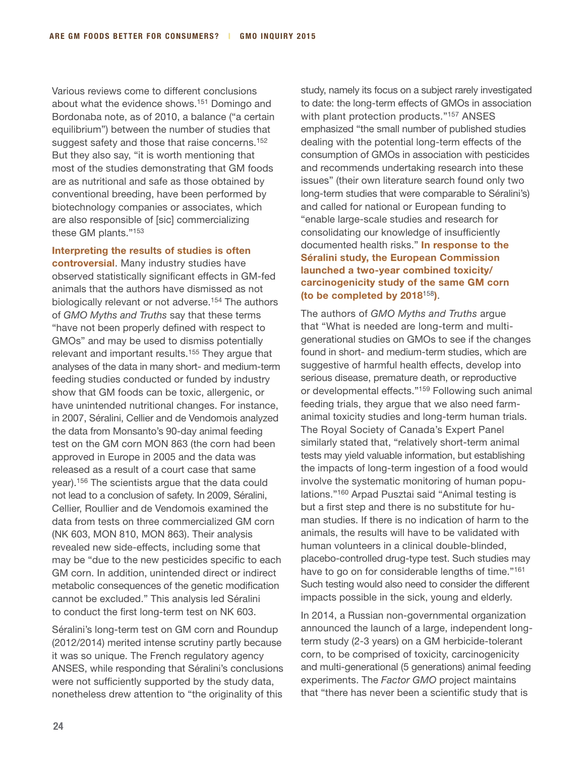Various reviews come to different conclusions about what the evidence shows.[151] Domingo and Bordonaba note, as of 2010, a balance ("a certain equilibrium") between the number of studies that suggest safety and those that raise concerns.[152] But they also say, "it is worth mentioning that most of the studies demonstrating that GM foods are as nutritional and safe as those obtained by conventional breeding, have been performed by biotechnology companies or associates, which are also responsible of [sic] commercializing these GM plants."[153]

**Interpreting the results of studies is often controversial**. Many industry studies have observed statistically significant effects in GM-fed animals that the authors have dismissed as not biologically relevant or not adverse.[154] The authors of *GMO Myths and Truths* say that these terms "have not been properly defined with respect to GMOs" and may be used to dismiss potentially relevant and important results.[155] They argue that analyses of the data in many short- and medium-term feeding studies conducted or funded by industry show that GM foods can be toxic, allergenic, or have unintended nutritional changes. For instance, in 2007, Séralini, Cellier and de Vendomois analyzed the data from Monsanto's 90-day animal feeding test on the GM corn MON 863 (the corn had been approved in Europe in 2005 and the data was released as a result of a court case that same year).[156] The scientists argue that the data could not lead to a conclusion of safety. In 2009, Séralini, Cellier, Roullier and de Vendomois examined the data from tests on three commercialized GM corn (NK 603, MON 810, MON 863). Their analysis revealed new side-effects, including some that may be "due to the new pesticides specific to each GM corn. In addition, unintended direct or indirect metabolic consequences of the genetic modification cannot be excluded." This analysis led Séralini to conduct the first long-term test on NK 603.

Séralini's long-term test on GM corn and Roundup (2012/2014) merited intense scrutiny partly because it was so unique. The French regulatory agency ANSES, while responding that Séralini's conclusions were not sufficiently supported by the study data, nonetheless drew attention to "the originality of this study, namely its focus on a subject rarely investigated to date: the long-term effects of GMOs in association with plant protection products."[157] ANSES emphasized "the small number of published studies dealing with the potential long-term effects of the consumption of GMOs in association with pesticides and recommends undertaking research into these issues" (their own literature search found only two long-term studies that were comparable to Séralini's) and called for national or European funding to "enable large-scale studies and research for consolidating our knowledge of insufficiently documented health risks." **In response to the Séralini study, the European Commission launched a two-year combined toxicity/carcinogenicity study of the same GM corn (to be completed by 2018[158])**.

The authors of *GMO Myths and Truths* argue that "What is needed are long-term and multi-generational studies on GMOs to see if the changes found in short- and medium-term studies, which are suggestive of harmful health effects, develop into serious disease, premature death, or reproductive or developmental effects."[159] Following such animal feeding trials, they argue that we also need farm-animal toxicity studies and long-term human trials. The Royal Society of Canada's Expert Panel similarly stated that, "relatively short-term animal tests may yield valuable information, but establishing the impacts of long-term ingestion of a food would involve the systematic monitoring of human populations."[160] Arpad Pusztai said "Animal testing is but a first step and there is no substitute for human studies. If there is no indication of harm to the animals, the results will have to be validated with human volunteers in a clinical double-blinded, placebo-controlled drug-type test. Such studies may have to go on for considerable lengths of time."[161] Such testing would also need to consider the different impacts possible in the sick, young and elderly.

In 2014, a Russian non-governmental organization announced the launch of a large, independent long-term study (2-3 years) on a GM herbicide-tolerant corn, to be comprised of toxicity, carcinogenicity and multi-generational (5 generations) animal feeding experiments. The *Factor GMO* project maintains that "there has never been a scientific study that is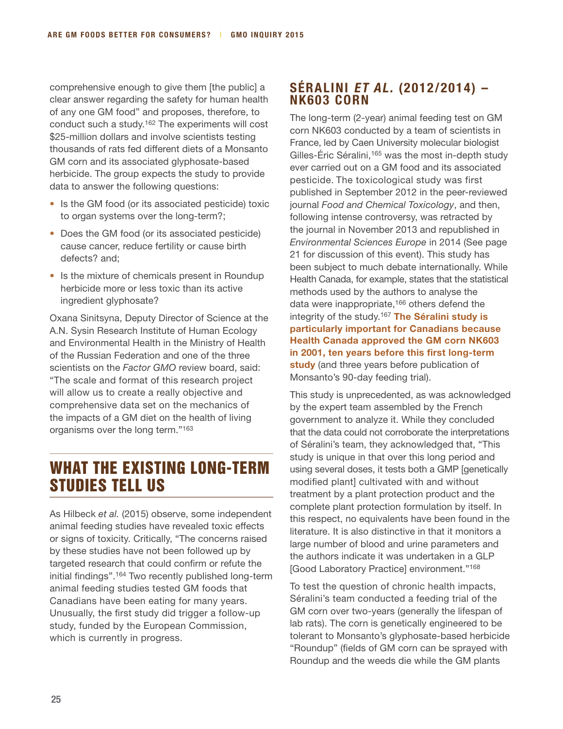comprehensive enough to give them [the public] a clear answer regarding the safety for human health of any one GM food" and proposes, therefore, to conduct such a study.[162] The experiments will cost $25-million dollars and involve scientists testing thousands of rats fed different diets of a Monsanto GM corn and its associated glyphosate-based herbicide. The group expects the study to provide data to answer the following questions:

- Is the GM food (or its associated pesticide) toxic to organ systems over the long-term?;
- Does the GM food (or its associated pesticide) cause cancer, reduce fertility or cause birth defects? and;
- Is the mixture of chemicals present in Roundup herbicide more or less toxic than its active ingredient glyphosate?

Oxana Sinitsyna, Deputy Director of Science at the A.N. Sysin Research Institute of Human Ecology and Environmental Health in the Ministry of Health of the Russian Federation and one of the three scientists on the *Factor GMO* review board, said: "The scale and format of this research project will allow us to create a really objective and comprehensive data set on the mechanics of the impacts of a GM diet on the health of living organisms over the long term."[163]

## WHAT THE EXISTING LONG-TERM STUDIES TELL US

As Hilbeck *et al.* (2015) observe, some independent animal feeding studies have revealed toxic effects or signs of toxicity. Critically, "The concerns raised by these studies have not been followed up by targeted research that could confirm or refute the initial findings".[164] Two recently published long-term animal feeding studies tested GM foods that Canadians have been eating for many years. Unusually, the first study did trigger a follow-up study, funded by the European Commission, which is currently in progress.

### SÉRALINI *ET AL.* (2012/2014) – NK603 CORN

The long-term (2-year) animal feeding test on GM corn NK603 conducted by a team of scientists in France, led by Caen University molecular biologist Gilles-Éric Séralini,[165] was the most in-depth study ever carried out on a GM food and its associated pesticide. The toxicological study was first published in September 2012 in the peer-reviewed journal *Food and Chemical Toxicology*, and then, following intense controversy, was retracted by the journal in November 2013 and republished in *Environmental Sciences Europe* in 2014 (See page 21 for discussion of this event). This study has been subject to much debate internationally. While Health Canada, for example, states that the statistical methods used by the authors to analyse the data were inappropriate,[166] others defend the integrity of the study.[167] **The Séralini study is particularly important for Canadians because Health Canada approved the GM corn NK603 in 2001, ten years before this first long-term study** (and three years before publication of Monsanto's 90-day feeding trial).

This study is unprecedented, as was acknowledged by the expert team assembled by the French government to analyze it. While they concluded that the data could not corroborate the interpretations of Séralini's team, they acknowledged that, "This study is unique in that over this long period and using several doses, it tests both a GMP [genetically modified plant] cultivated with and without treatment by a plant protection product and the complete plant protection formulation by itself. In this respect, no equivalents have been found in the literature. It is also distinctive in that it monitors a large number of blood and urine parameters and the authors indicate it was undertaken in a GLP [Good Laboratory Practice] environment."[168]

To test the question of chronic health impacts, Séralini's team conducted a feeding trial of the GM corn over two-years (generally the lifespan of lab rats). The corn is genetically engineered to be tolerant to Monsanto's glyphosate-based herbicide "Roundup" (fields of GM corn can be sprayed with Roundup and the weeds die while the GM plants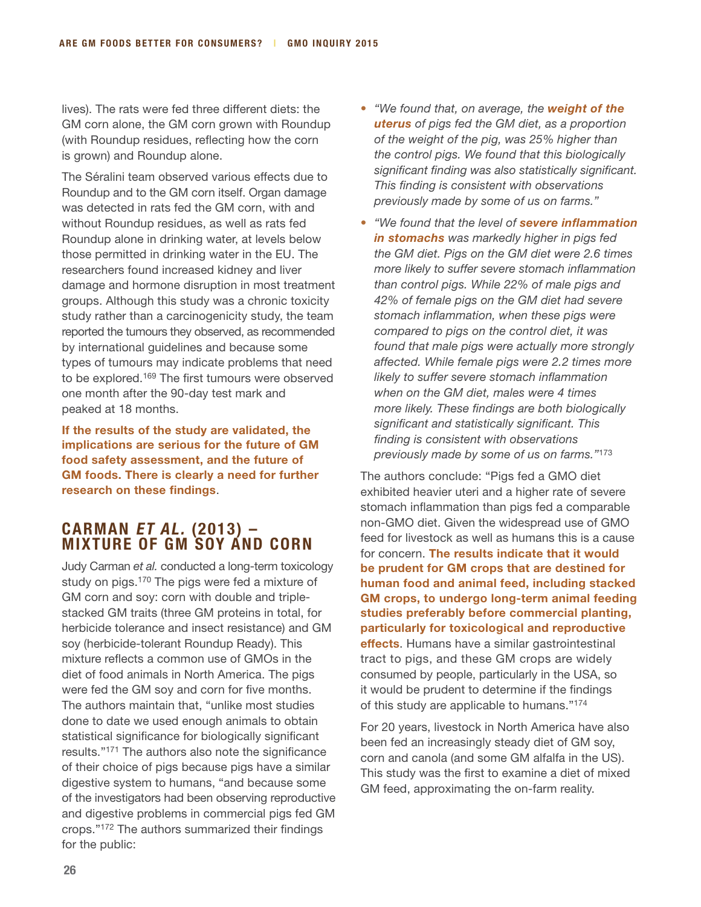lives). The rats were fed three different diets: the GM corn alone, the GM corn grown with Roundup (with Roundup residues, reflecting how the corn is grown) and Roundup alone.

The Séralini team observed various effects due to Roundup and to the GM corn itself. Organ damage was detected in rats fed the GM corn, with and without Roundup residues, as well as rats fed Roundup alone in drinking water, at levels below those permitted in drinking water in the EU. The researchers found increased kidney and liver damage and hormone disruption in most treatment groups. Although this study was a chronic toxicity study rather than a carcinogenicity study, the team reported the tumours they observed, as recommended by international guidelines and because some types of tumours may indicate problems that need to be explored.[169] The first tumours were observed one month after the 90-day test mark and peaked at 18 months.

**If the results of the study are validated, the implications are serious for the future of GM food safety assessment, and the future of GM foods. There is clearly a need for further research on these findings**.

## CARMAN *ET AL.* (2013) – MIXTURE OF GM SOY AND CORN

Judy Carman *et al.* conducted a long-term toxicology study on pigs.[170] The pigs were fed a mixture of GM corn and soy: corn with double and triple-stacked GM traits (three GM proteins in total, for herbicide tolerance and insect resistance) and GM soy (herbicide-tolerant Roundup Ready). This mixture reflects a common use of GMOs in the diet of food animals in North America. The pigs were fed the GM soy and corn for five months. The authors maintain that, "unlike most studies done to date we used enough animals to obtain statistical significance for biologically significant results."[171] The authors also note the significance of their choice of pigs because pigs have a similar digestive system to humans, "and because some of the investigators had been observing reproductive and digestive problems in commercial pigs fed GM crops."[172] The authors summarized their findings for the public:

- *"We found that, on average, the **weight of the uterus** of pigs fed the GM diet, as a proportion of the weight of the pig, was 25% higher than the control pigs. We found that this biologically significant finding was also statistically significant. This finding is consistent with observations previously made by some of us on farms."*
- *"We found that the level of **severe inflammation in stomachs** was markedly higher in pigs fed the GM diet. Pigs on the GM diet were 2.6 times more likely to suffer severe stomach inflammation than control pigs. While 22% of male pigs and 42% of female pigs on the GM diet had severe stomach inflammation, when these pigs were compared to pigs on the control diet, it was found that male pigs were actually more strongly affected. While female pigs were 2.2 times more likely to suffer severe stomach inflammation when on the GM diet, males were 4 times more likely. These findings are both biologically significant and statistically significant. This finding is consistent with observations previously made by some of us on farms."*[173]

The authors conclude: "Pigs fed a GMO diet exhibited heavier uteri and a higher rate of severe stomach inflammation than pigs fed a comparable non-GMO diet. Given the widespread use of GMO feed for livestock as well as humans this is a cause for concern. **The results indicate that it would be prudent for GM crops that are destined for human food and animal feed, including stacked GM crops, to undergo long-term animal feeding studies preferably before commercial planting, particularly for toxicological and reproductive effects**. Humans have a similar gastrointestinal tract to pigs, and these GM crops are widely consumed by people, particularly in the USA, so it would be prudent to determine if the findings of this study are applicable to humans."[174]

For 20 years, livestock in North America have also been fed an increasingly steady diet of GM soy, corn and canola (and some GM alfalfa in the US). This study was the first to examine a diet of mixed GM feed, approximating the on-farm reality.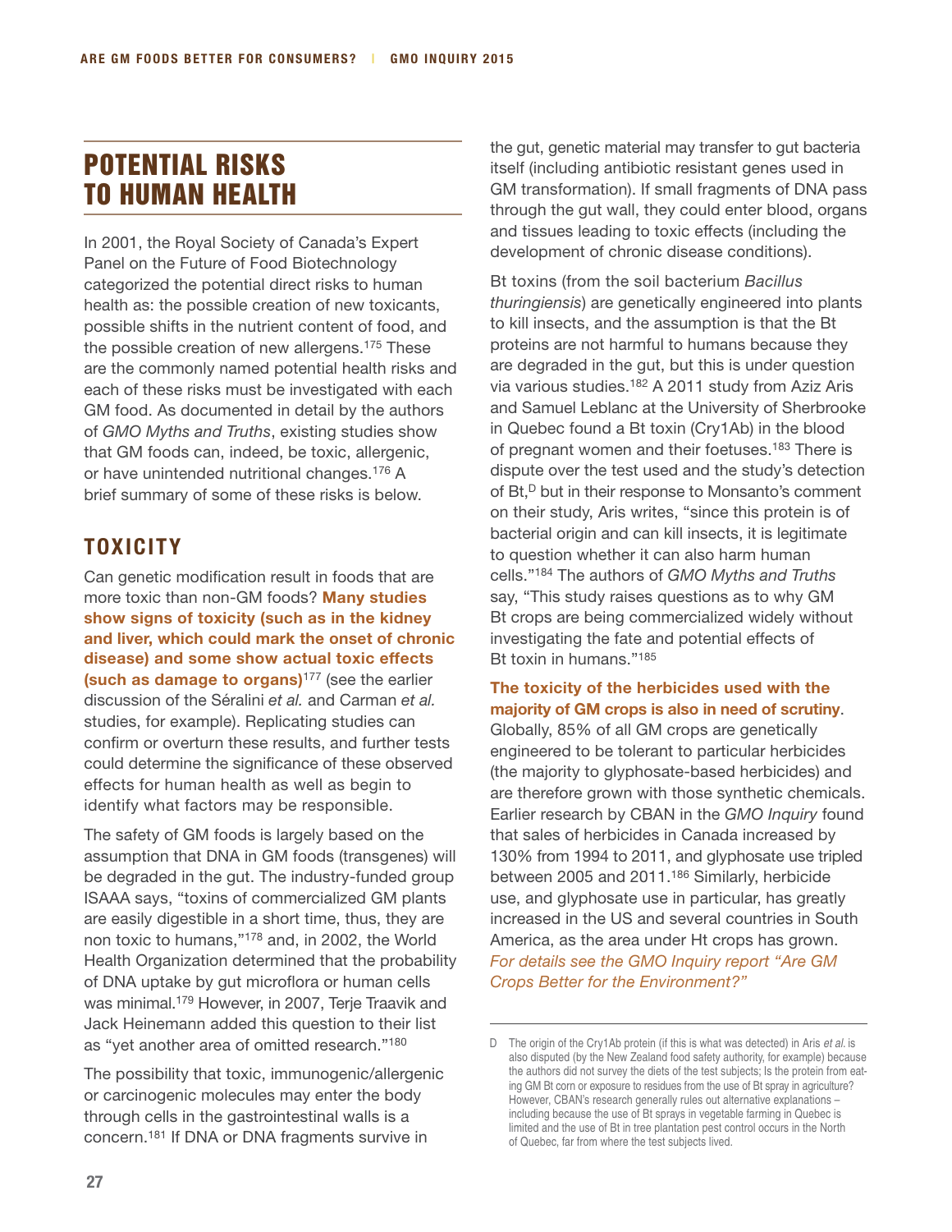# POTENTIAL RISKS TO HUMAN HEALTH

In 2001, the Royal Society of Canada's Expert Panel on the Future of Food Biotechnology categorized the potential direct risks to human health as: the possible creation of new toxicants, possible shifts in the nutrient content of food, and the possible creation of new allergens.[175] These are the commonly named potential health risks and each of these risks must be investigated with each GM food. As documented in detail by the authors of *GMO Myths and Truths*, existing studies show that GM foods can, indeed, be toxic, allergenic, or have unintended nutritional changes.[176] A brief summary of some of these risks is below.

## TOXICITY

Can genetic modification result in foods that are more toxic than non-GM foods? **Many studies show signs of toxicity (such as in the kidney and liver, which could mark the onset of chronic disease) and some show actual toxic effects (such as damage to organs)**[177] (see the earlier discussion of the Séralini *et al.* and Carman *et al.* studies, for example). Replicating studies can confirm or overturn these results, and further tests could determine the significance of these observed effects for human health as well as begin to identify what factors may be responsible.

The safety of GM foods is largely based on the assumption that DNA in GM foods (transgenes) will be degraded in the gut. The industry-funded group ISAAA says, "toxins of commercialized GM plants are easily digestible in a short time, thus, they are non toxic to humans,"[178] and, in 2002, the World Health Organization determined that the probability of DNA uptake by gut microflora or human cells was minimal.[179] However, in 2007, Terje Traavik and Jack Heinemann added this question to their list as "yet another area of omitted research."[180]

The possibility that toxic, immunogenic/allergenic or carcinogenic molecules may enter the body through cells in the gastrointestinal walls is a concern.[181] If DNA or DNA fragments survive in the gut, genetic material may transfer to gut bacteria itself (including antibiotic resistant genes used in GM transformation). If small fragments of DNA pass through the gut wall, they could enter blood, organs and tissues leading to toxic effects (including the development of chronic disease conditions).

Bt toxins (from the soil bacterium *Bacillus thuringiensis*) are genetically engineered into plants to kill insects, and the assumption is that the Bt proteins are not harmful to humans because they are degraded in the gut, but this is under question via various studies.[182] A 2011 study from Aziz Aris and Samuel Leblanc at the University of Sherbrooke in Quebec found a Bt toxin (Cry1Ab) in the blood of pregnant women and their foetuses.[183] There is dispute over the test used and the study's detection of Bt,[D] but in their response to Monsanto's comment on their study, Aris writes, "since this protein is of bacterial origin and can kill insects, it is legitimate to question whether it can also harm human cells."[184] The authors of *GMO Myths and Truths* say, "This study raises questions as to why GM Bt crops are being commercialized widely without investigating the fate and potential effects of Bt toxin in humans."[185]

**The toxicity of the herbicides used with the majority of GM crops is also in need of scrutiny**. Globally, 85% of all GM crops are genetically engineered to be tolerant to particular herbicides (the majority to glyphosate-based herbicides) and are therefore grown with those synthetic chemicals. Earlier research by CBAN in the *GMO Inquiry* found that sales of herbicides in Canada increased by 130% from 1994 to 2011, and glyphosate use tripled between 2005 and 2011.[186] Similarly, herbicide use, and glyphosate use in particular, has greatly increased in the US and several countries in South America, as the area under Ht crops has grown. *For details see the GMO Inquiry report "Are GM Crops Better for the Environment?"*

---

D The origin of the Cry1Ab protein (if this is what was detected) in Aris *et al.* is also disputed (by the New Zealand food safety authority, for example) because the authors did not survey the diets of the test subjects; Is the protein from eating GM Bt corn or exposure to residues from the use of Bt spray in agriculture? However, CBAN's research generally rules out alternative explanations – including because the use of Bt sprays in vegetable farming in Quebec is limited and the use of Bt in tree plantation pest control occurs in the North of Quebec, far from where the test subjects lived.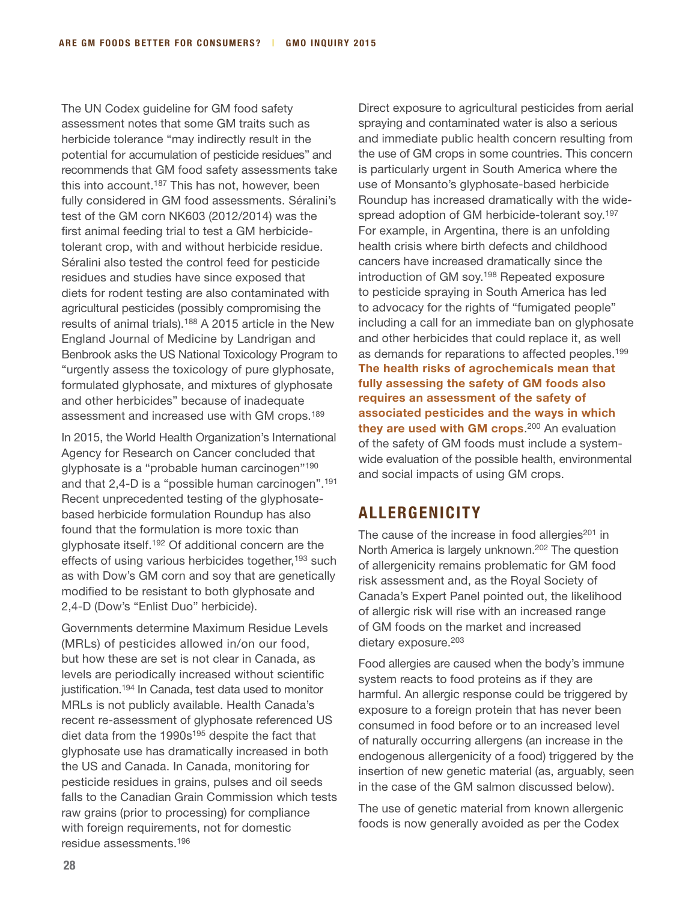The UN Codex guideline for GM food safety assessment notes that some GM traits such as herbicide tolerance "may indirectly result in the potential for accumulation of pesticide residues" and recommends that GM food safety assessments take this into account.[187] This has not, however, been fully considered in GM food assessments. Séralini's test of the GM corn NK603 (2012/2014) was the first animal feeding trial to test a GM herbicide-tolerant crop, with and without herbicide residue. Séralini also tested the control feed for pesticide residues and studies have since exposed that diets for rodent testing are also contaminated with agricultural pesticides (possibly compromising the results of animal trials).[188] A 2015 article in the New England Journal of Medicine by Landrigan and Benbrook asks the US National Toxicology Program to "urgently assess the toxicology of pure glyphosate, formulated glyphosate, and mixtures of glyphosate and other herbicides" because of inadequate assessment and increased use with GM crops.[189]

In 2015, the World Health Organization's International Agency for Research on Cancer concluded that glyphosate is a "probable human carcinogen"[190] and that 2,4-D is a "possible human carcinogen".[191] Recent unprecedented testing of the glyphosate-based herbicide formulation Roundup has also found that the formulation is more toxic than glyphosate itself.[192] Of additional concern are the effects of using various herbicides together,[193] such as with Dow's GM corn and soy that are genetically modified to be resistant to both glyphosate and 2,4-D (Dow's "Enlist Duo" herbicide).

Governments determine Maximum Residue Levels (MRLs) of pesticides allowed in/on our food, but how these are set is not clear in Canada, as levels are periodically increased without scientific justification.[194] In Canada, test data used to monitor MRLs is not publicly available. Health Canada's recent re-assessment of glyphosate referenced US diet data from the 1990s[195] despite the fact that glyphosate use has dramatically increased in both the US and Canada. In Canada, monitoring for pesticide residues in grains, pulses and oil seeds falls to the Canadian Grain Commission which tests raw grains (prior to processing) for compliance with foreign requirements, not for domestic residue assessments.[196]

Direct exposure to agricultural pesticides from aerial spraying and contaminated water is also a serious and immediate public health concern resulting from the use of GM crops in some countries. This concern is particularly urgent in South America where the use of Monsanto's glyphosate-based herbicide Roundup has increased dramatically with the widespread adoption of GM herbicide-tolerant soy.[197] For example, in Argentina, there is an unfolding health crisis where birth defects and childhood cancers have increased dramatically since the introduction of GM soy.[198] Repeated exposure to pesticide spraying in South America has led to advocacy for the rights of "fumigated people" including a call for an immediate ban on glyphosate and other herbicides that could replace it, as well as demands for reparations to affected peoples.[199] **The health risks of agrochemicals mean that fully assessing the safety of GM foods also requires an assessment of the safety of associated pesticides and the ways in which they are used with GM crops**.[200] An evaluation of the safety of GM foods must include a system-wide evaluation of the possible health, environmental and social impacts of using GM crops.

## ALLERGENICITY

The cause of the increase in food allergies[201] in North America is largely unknown.[202] The question of allergenicity remains problematic for GM food risk assessment and, as the Royal Society of Canada's Expert Panel pointed out, the likelihood of allergic risk will rise with an increased range of GM foods on the market and increased dietary exposure.[203]

Food allergies are caused when the body's immune system reacts to food proteins as if they are harmful. An allergic response could be triggered by exposure to a foreign protein that has never been consumed in food before or to an increased level of naturally occurring allergens (an increase in the endogenous allergenicity of a food) triggered by the insertion of new genetic material (as, arguably, seen in the case of the GM salmon discussed below).

The use of genetic material from known allergenic foods is now generally avoided as per the Codex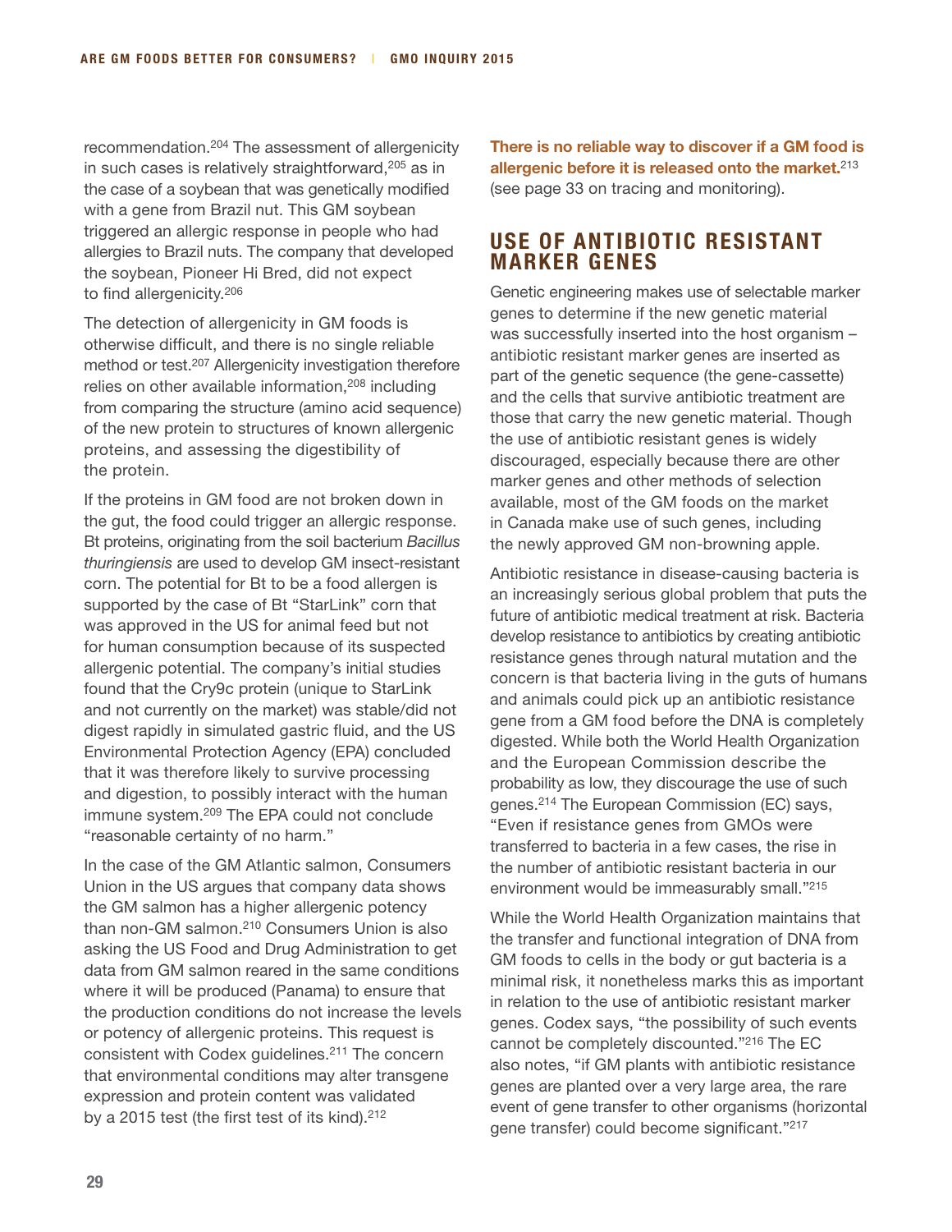recommendation.[204] The assessment of allergenicity in such cases is relatively straightforward,[205] as in the case of a soybean that was genetically modified with a gene from Brazil nut. This GM soybean triggered an allergic response in people who had allergies to Brazil nuts. The company that developed the soybean, Pioneer Hi Bred, did not expect to find allergenicity.[206]

The detection of allergenicity in GM foods is otherwise difficult, and there is no single reliable method or test.[207] Allergenicity investigation therefore relies on other available information,[208] including from comparing the structure (amino acid sequence) of the new protein to structures of known allergenic proteins, and assessing the digestibility of the protein.

If the proteins in GM food are not broken down in the gut, the food could trigger an allergic response. Bt proteins, originating from the soil bacterium *Bacillus thuringiensis* are used to develop GM insect-resistant corn. The potential for Bt to be a food allergen is supported by the case of Bt "StarLink" corn that was approved in the US for animal feed but not for human consumption because of its suspected allergenic potential. The company's initial studies found that the Cry9c protein (unique to StarLink and not currently on the market) was stable/did not digest rapidly in simulated gastric fluid, and the US Environmental Protection Agency (EPA) concluded that it was therefore likely to survive processing and digestion, to possibly interact with the human immune system.[209] The EPA could not conclude "reasonable certainty of no harm."

In the case of the GM Atlantic salmon, Consumers Union in the US argues that company data shows the GM salmon has a higher allergenic potency than non-GM salmon.[210] Consumers Union is also asking the US Food and Drug Administration to get data from GM salmon reared in the same conditions where it will be produced (Panama) to ensure that the production conditions do not increase the levels or potency of allergenic proteins. This request is consistent with Codex guidelines.[211] The concern that environmental conditions may alter transgene expression and protein content was validated by a 2015 test (the first test of its kind).[212]

**There is no reliable way to discover if a GM food is allergenic before it is released onto the market.**[213] (see page 33 on tracing and monitoring).

## USE OF ANTIBIOTIC RESISTANT MARKER GENES

Genetic engineering makes use of selectable marker genes to determine if the new genetic material was successfully inserted into the host organism – antibiotic resistant marker genes are inserted as part of the genetic sequence (the gene-cassette) and the cells that survive antibiotic treatment are those that carry the new genetic material. Though the use of antibiotic resistant genes is widely discouraged, especially because there are other marker genes and other methods of selection available, most of the GM foods on the market in Canada make use of such genes, including the newly approved GM non-browning apple.

Antibiotic resistance in disease-causing bacteria is an increasingly serious global problem that puts the future of antibiotic medical treatment at risk. Bacteria develop resistance to antibiotics by creating antibiotic resistance genes through natural mutation and the concern is that bacteria living in the guts of humans and animals could pick up an antibiotic resistance gene from a GM food before the DNA is completely digested. While both the World Health Organization and the European Commission describe the probability as low, they discourage the use of such genes.[214] The European Commission (EC) says, "Even if resistance genes from GMOs were transferred to bacteria in a few cases, the rise in the number of antibiotic resistant bacteria in our environment would be immeasurably small."[215]

While the World Health Organization maintains that the transfer and functional integration of DNA from GM foods to cells in the body or gut bacteria is a minimal risk, it nonetheless marks this as important in relation to the use of antibiotic resistant marker genes. Codex says, "the possibility of such events cannot be completely discounted."[216] The EC also notes, "if GM plants with antibiotic resistance genes are planted over a very large area, the rare event of gene transfer to other organisms (horizontal gene transfer) could become significant."[217]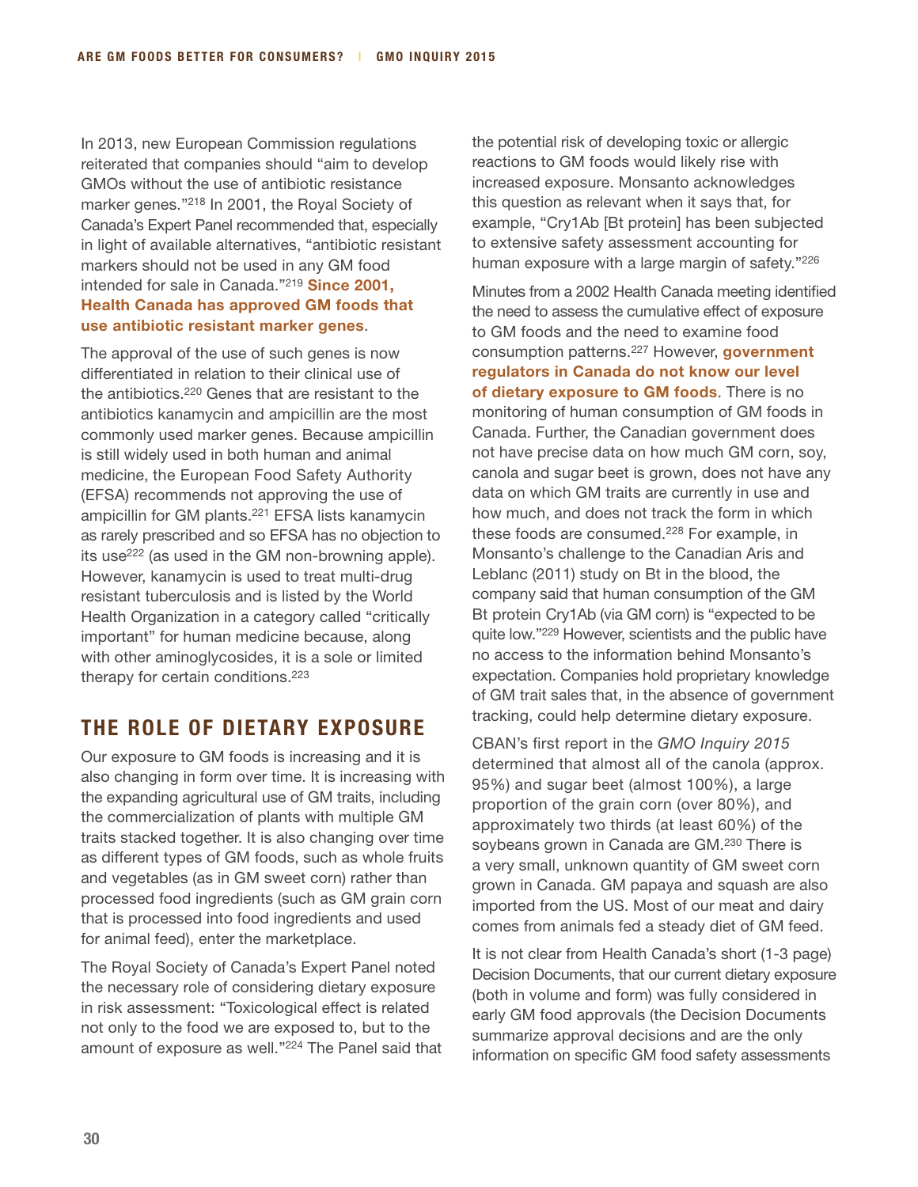In 2013, new European Commission regulations reiterated that companies should "aim to develop GMOs without the use of antibiotic resistance marker genes."[218] In 2001, the Royal Society of Canada's Expert Panel recommended that, especially in light of available alternatives, "antibiotic resistant markers should not be used in any GM food intended for sale in Canada."[219] **Since 2001, Health Canada has approved GM foods that use antibiotic resistant marker genes**.

The approval of the use of such genes is now differentiated in relation to their clinical use of the antibiotics.[220] Genes that are resistant to the antibiotics kanamycin and ampicillin are the most commonly used marker genes. Because ampicillin is still widely used in both human and animal medicine, the European Food Safety Authority (EFSA) recommends not approving the use of ampicillin for GM plants.[221] EFSA lists kanamycin as rarely prescribed and so EFSA has no objection to its use[222] (as used in the GM non-browning apple). However, kanamycin is used to treat multi-drug resistant tuberculosis and is listed by the World Health Organization in a category called "critically important" for human medicine because, along with other aminoglycosides, it is a sole or limited therapy for certain conditions.[223]

## THE ROLE OF DIETARY EXPOSURE

Our exposure to GM foods is increasing and it is also changing in form over time. It is increasing with the expanding agricultural use of GM traits, including the commercialization of plants with multiple GM traits stacked together. It is also changing over time as different types of GM foods, such as whole fruits and vegetables (as in GM sweet corn) rather than processed food ingredients (such as GM grain corn that is processed into food ingredients and used for animal feed), enter the marketplace.

The Royal Society of Canada's Expert Panel noted the necessary role of considering dietary exposure in risk assessment: "Toxicological effect is related not only to the food we are exposed to, but to the amount of exposure as well."[224] The Panel said that the potential risk of developing toxic or allergic reactions to GM foods would likely rise with increased exposure. Monsanto acknowledges this question as relevant when it says that, for example, "Cry1Ab [Bt protein] has been subjected to extensive safety assessment accounting for human exposure with a large margin of safety."[226]

Minutes from a 2002 Health Canada meeting identified the need to assess the cumulative effect of exposure to GM foods and the need to examine food consumption patterns.[227] However, **government regulators in Canada do not know our level of dietary exposure to GM foods**. There is no monitoring of human consumption of GM foods in Canada. Further, the Canadian government does not have precise data on how much GM corn, soy, canola and sugar beet is grown, does not have any data on which GM traits are currently in use and how much, and does not track the form in which these foods are consumed.[228] For example, in Monsanto's challenge to the Canadian Aris and Leblanc (2011) study on Bt in the blood, the company said that human consumption of the GM Bt protein Cry1Ab (via GM corn) is "expected to be quite low."[229] However, scientists and the public have no access to the information behind Monsanto's expectation. Companies hold proprietary knowledge of GM trait sales that, in the absence of government tracking, could help determine dietary exposure.

CBAN's first report in the *GMO Inquiry 2015* determined that almost all of the canola (approx. 95%) and sugar beet (almost 100%), a large proportion of the grain corn (over 80%), and approximately two thirds (at least 60%) of the soybeans grown in Canada are GM.[230] There is a very small, unknown quantity of GM sweet corn grown in Canada. GM papaya and squash are also imported from the US. Most of our meat and dairy comes from animals fed a steady diet of GM feed.

It is not clear from Health Canada's short (1-3 page) Decision Documents, that our current dietary exposure (both in volume and form) was fully considered in early GM food approvals (the Decision Documents summarize approval decisions and are the only information on specific GM food safety assessments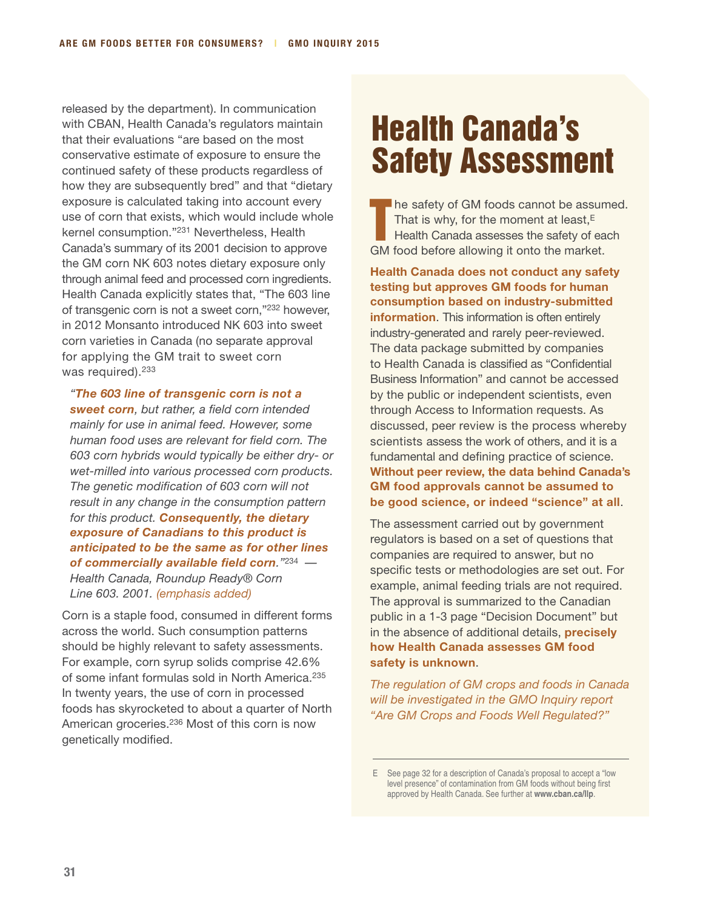released by the department). In communication with CBAN, Health Canada's regulators maintain that their evaluations "are based on the most conservative estimate of exposure to ensure the continued safety of these products regardless of how they are subsequently bred" and that "dietary exposure is calculated taking into account every use of corn that exists, which would include whole kernel consumption."[231] Nevertheless, Health Canada's summary of its 2001 decision to approve the GM corn NK 603 notes dietary exposure only through animal feed and processed corn ingredients. Health Canada explicitly states that, "The 603 line of transgenic corn is not a sweet corn,"[232] however, in 2012 Monsanto introduced NK 603 into sweet corn varieties in Canada (no separate approval for applying the GM trait to sweet corn was required).[233]

> *"**The 603 line of transgenic corn is not a sweet corn**, but rather, a field corn intended mainly for use in animal feed. However, some human food uses are relevant for field corn. The 603 corn hybrids would typically be either dry- or wet-milled into various processed corn products. The genetic modification of 603 corn will not result in any change in the consumption pattern for this product. **Consequently, the dietary exposure of Canadians to this product is anticipated to be the same as for other lines of commercially available field corn**."*[234] *— Health Canada, Roundup Ready® Corn Line 603. 2001. (emphasis added)*

Corn is a staple food, consumed in different forms across the world. Such consumption patterns should be highly relevant to safety assessments. For example, corn syrup solids comprise 42.6% of some infant formulas sold in North America.[235] In twenty years, the use of corn in processed foods has skyrocketed to about a quarter of North American groceries.[236] Most of this corn is now genetically modified.

# Health Canada's Safety Assessment

The safety of GM foods cannot be assumed. That is why, for the moment at least,[E] Health Canada assesses the safety of each GM food before allowing it onto the market.

**Health Canada does not conduct any safety testing but approves GM foods for human consumption based on industry-submitted information**. This information is often entirely industry-generated and rarely peer-reviewed. The data package submitted by companies to Health Canada is classified as "Confidential Business Information" and cannot be accessed by the public or independent scientists, even through Access to Information requests. As discussed, peer review is the process whereby scientists assess the work of others, and it is a fundamental and defining practice of science. **Without peer review, the data behind Canada's GM food approvals cannot be assumed to be good science, or indeed "science" at all**.

The assessment carried out by government regulators is based on a set of questions that companies are required to answer, but no specific tests or methodologies are set out. For example, animal feeding trials are not required. The approval is summarized to the Canadian public in a 1-3 page "Decision Document" but in the absence of additional details, **precisely how Health Canada assesses GM food safety is unknown**.

*The regulation of GM crops and foods in Canada will be investigated in the GMO Inquiry report "Are GM Crops and Foods Well Regulated?"*

E See page 32 for a description of Canada's proposal to accept a "low level presence" of contamination from GM foods without being first approved by Health Canada. See further at **www.cban.ca/llp**.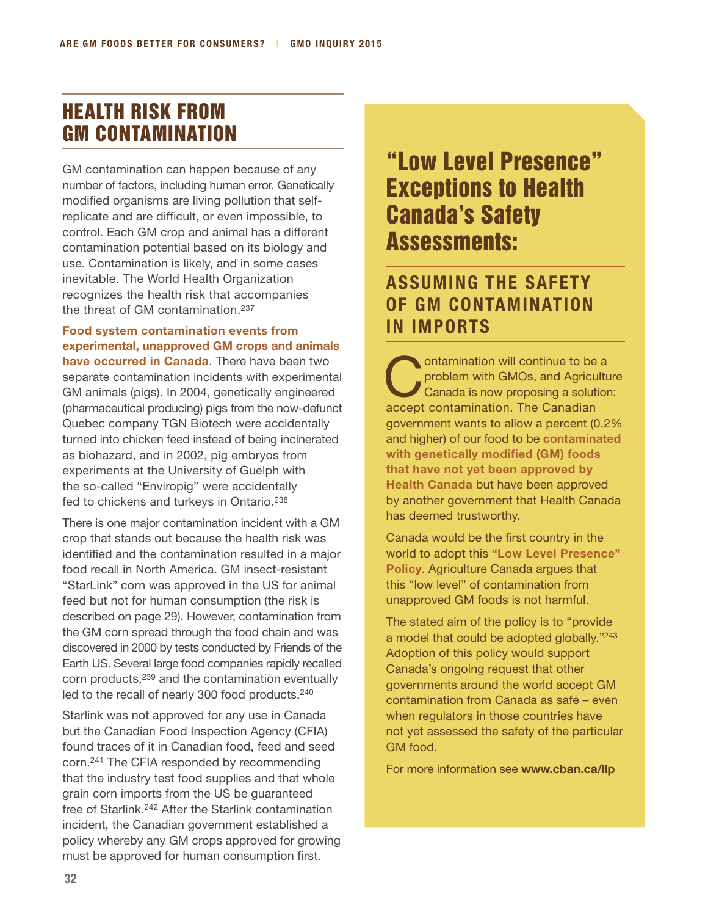## HEALTH RISK FROM GM CONTAMINATION

GM contamination can happen because of any number of factors, including human error. Genetically modified organisms are living pollution that self-replicate and are difficult, or even impossible, to control. Each GM crop and animal has a different contamination potential based on its biology and use. Contamination is likely, and in some cases inevitable. The World Health Organization recognizes the health risk that accompanies the threat of GM contamination.[237]

**Food system contamination events from experimental, unapproved GM crops and animals have occurred in Canada**. There have been two separate contamination incidents with experimental GM animals (pigs). In 2004, genetically engineered (pharmaceutical producing) pigs from the now-defunct Quebec company TGN Biotech were accidentally turned into chicken feed instead of being incinerated as biohazard, and in 2002, pig embryos from experiments at the University of Guelph with the so-called "Enviropig" were accidentally fed to chickens and turkeys in Ontario.[238]

There is one major contamination incident with a GM crop that stands out because the health risk was identified and the contamination resulted in a major food recall in North America. GM insect-resistant "StarLink" corn was approved in the US for animal feed but not for human consumption (the risk is described on page 29). However, contamination from the GM corn spread through the food chain and was discovered in 2000 by tests conducted by Friends of the Earth US. Several large food companies rapidly recalled corn products,[239] and the contamination eventually led to the recall of nearly 300 food products.[240]

Starlink was not approved for any use in Canada but the Canadian Food Inspection Agency (CFIA) found traces of it in Canadian food, feed and seed corn.[241] The CFIA responded by recommending that the industry test food supplies and that whole grain corn imports from the US be guaranteed free of Starlink.[242] After the Starlink contamination incident, the Canadian government established a policy whereby any GM crops approved for growing must be approved for human consumption first.

## "Low Level Presence" Exceptions to Health Canada's Safety Assessments:

### ASSUMING THE SAFETY OF GM CONTAMINATION IN IMPORTS

Contamination will continue to be a problem with GMOs, and Agriculture Canada is now proposing a solution: accept contamination. The Canadian government wants to allow a percent (0.2% and higher) of our food to be **contaminated with genetically modified (GM) foods that have not yet been approved by Health Canada** but have been approved by another government that Health Canada has deemed trustworthy.

Canada would be the first country in the world to adopt this **"Low Level Presence" Policy**. Agriculture Canada argues that this "low level" of contamination from unapproved GM foods is not harmful.

The stated aim of the policy is to "provide a model that could be adopted globally."[243] Adoption of this policy would support Canada's ongoing request that other governments around the world accept GM contamination from Canada as safe – even when regulators in those countries have not yet assessed the safety of the particular GM food.

For more information see **www.cban.ca/llp**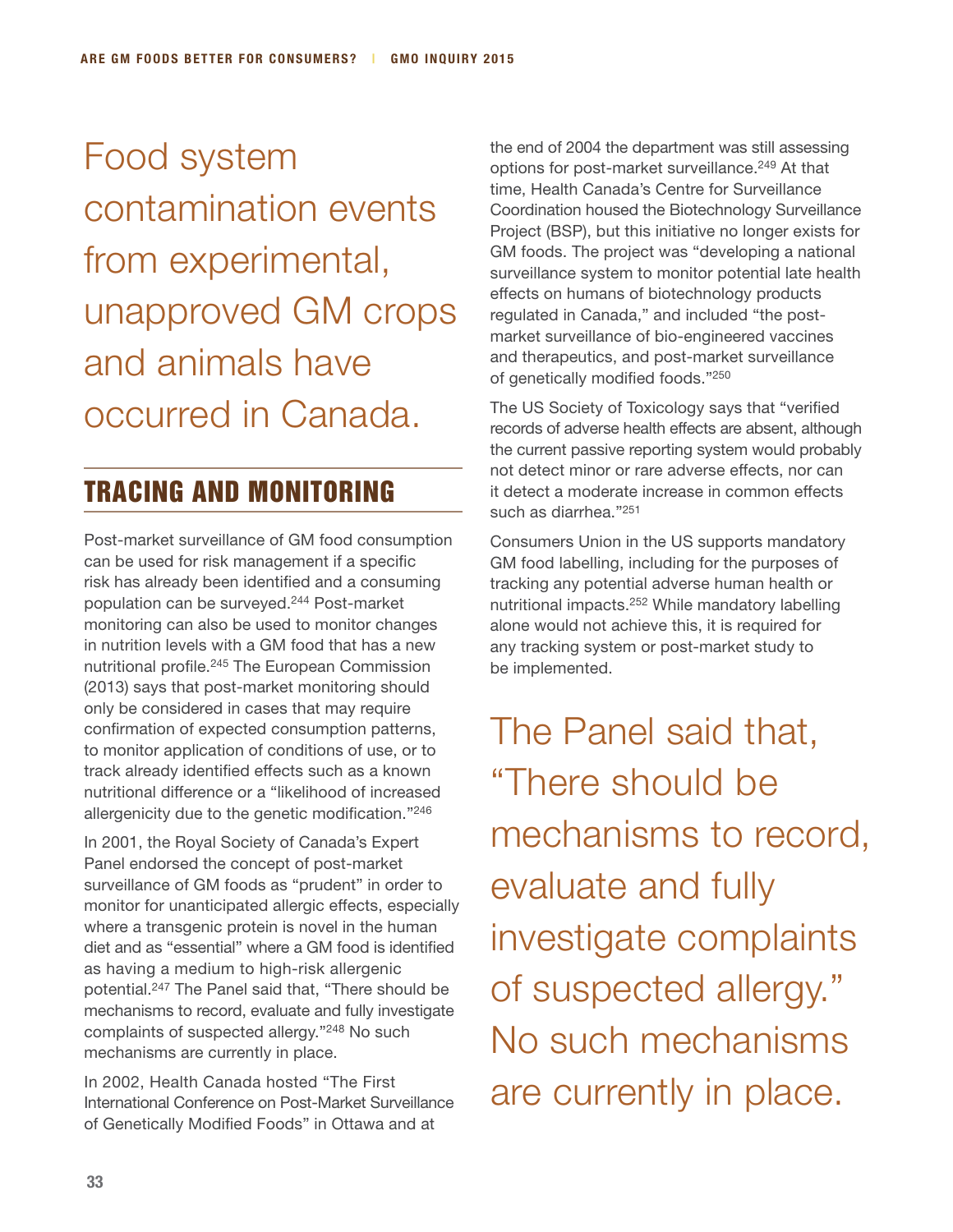Food system contamination events from experimental, unapproved GM crops and animals have occurred in Canada.

## TRACING AND MONITORING

Post-market surveillance of GM food consumption can be used for risk management if a specific risk has already been identified and a consuming population can be surveyed.[244] Post-market monitoring can also be used to monitor changes in nutrition levels with a GM food that has a new nutritional profile.[245] The European Commission (2013) says that post-market monitoring should only be considered in cases that may require confirmation of expected consumption patterns, to monitor application of conditions of use, or to track already identified effects such as a known nutritional difference or a "likelihood of increased allergenicity due to the genetic modification."[246]

In 2001, the Royal Society of Canada's Expert Panel endorsed the concept of post-market surveillance of GM foods as "prudent" in order to monitor for unanticipated allergic effects, especially where a transgenic protein is novel in the human diet and as "essential" where a GM food is identified as having a medium to high-risk allergenic potential.[247] The Panel said that, "There should be mechanisms to record, evaluate and fully investigate complaints of suspected allergy."[248] No such mechanisms are currently in place.

In 2002, Health Canada hosted "The First International Conference on Post-Market Surveillance of Genetically Modified Foods" in Ottawa and at the end of 2004 the department was still assessing options for post-market surveillance.[249] At that time, Health Canada's Centre for Surveillance Coordination housed the Biotechnology Surveillance Project (BSP), but this initiative no longer exists for GM foods. The project was "developing a national surveillance system to monitor potential late health effects on humans of biotechnology products regulated in Canada," and included "the post-market surveillance of bio-engineered vaccines and therapeutics, and post-market surveillance of genetically modified foods."[250]

The US Society of Toxicology says that "verified records of adverse health effects are absent, although the current passive reporting system would probably not detect minor or rare adverse effects, nor can it detect a moderate increase in common effects such as diarrhea."[251]

Consumers Union in the US supports mandatory GM food labelling, including for the purposes of tracking any potential adverse human health or nutritional impacts.[252] While mandatory labelling alone would not achieve this, it is required for any tracking system or post-market study to be implemented.

The Panel said that, "There should be mechanisms to record, evaluate and fully investigate complaints of suspected allergy." No such mechanisms are currently in place.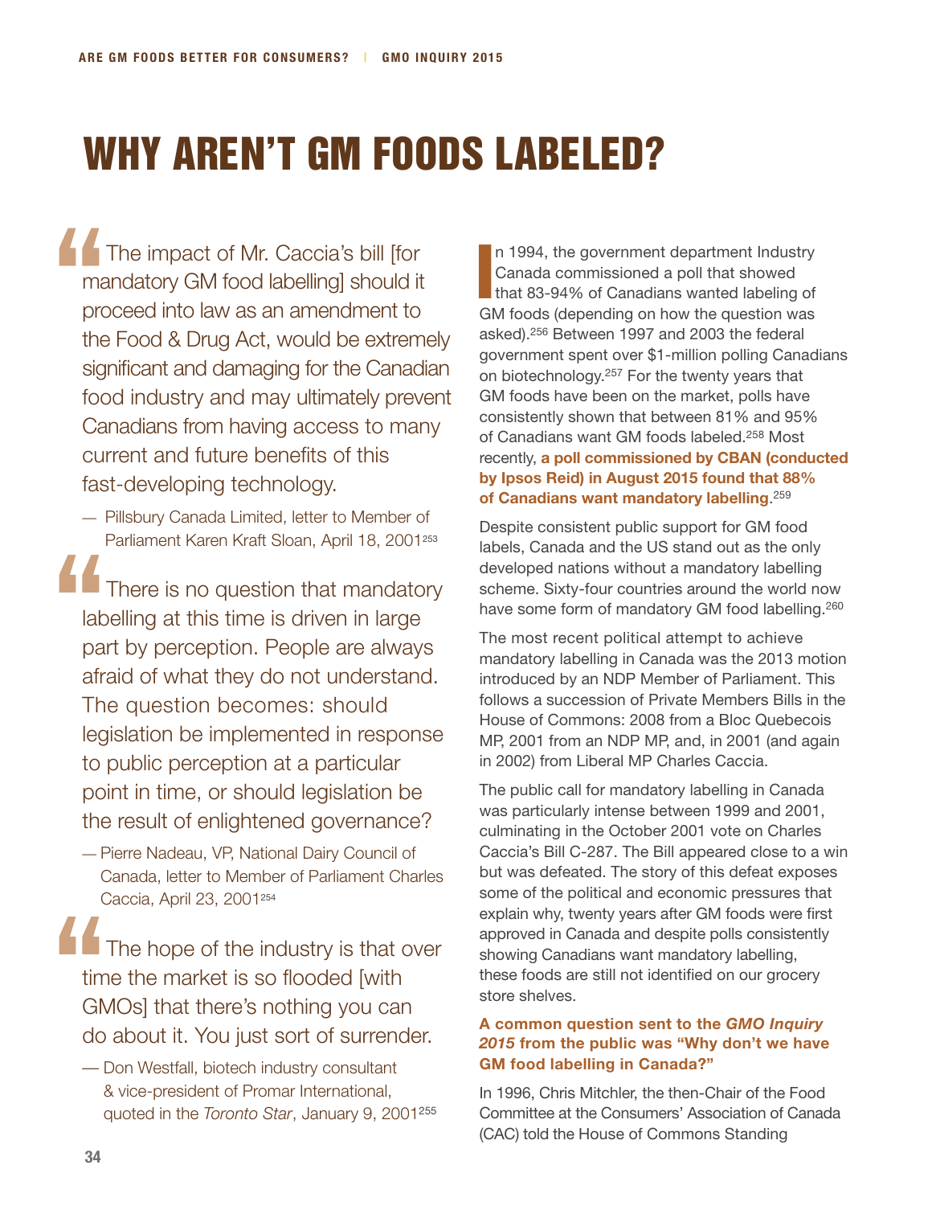# WHY AREN'T GM FOODS LABELED?

> "The impact of Mr. Caccia's bill [for mandatory GM food labelling] should it proceed into law as an amendment to the Food & Drug Act, would be extremely significant and damaging for the Canadian food industry and may ultimately prevent Canadians from having access to many current and future benefits of this fast-developing technology.
>
> — Pillsbury Canada Limited, letter to Member of Parliament Karen Kraft Sloan, April 18, 2001[253]

> "There is no question that mandatory labelling at this time is driven in large part by perception. People are always afraid of what they do not understand. The question becomes: should legislation be implemented in response to public perception at a particular point in time, or should legislation be the result of enlightened governance?
>
> — Pierre Nadeau, VP, National Dairy Council of Canada, letter to Member of Parliament Charles Caccia, April 23, 2001[254]

> "The hope of the industry is that over time the market is so flooded [with GMOs] that there's nothing you can do about it. You just sort of surrender.
>
> — Don Westfall, biotech industry consultant & vice-president of Promar International, quoted in the *Toronto Star*, January 9, 2001[255]

In 1994, the government department Industry Canada commissioned a poll that showed that 83-94% of Canadians wanted labeling of GM foods (depending on how the question was asked).[256] Between 1997 and 2003 the federal government spent over $1-million polling Canadians on biotechnology.[257] For the twenty years that GM foods have been on the market, polls have consistently shown that between 81% and 95% of Canadians want GM foods labeled.[258] Most recently, **a poll commissioned by CBAN (conducted by Ipsos Reid) in August 2015 found that 88% of Canadians want mandatory labelling**.[259]

Despite consistent public support for GM food labels, Canada and the US stand out as the only developed nations without a mandatory labelling scheme. Sixty-four countries around the world now have some form of mandatory GM food labelling.[260]

The most recent political attempt to achieve mandatory labelling in Canada was the 2013 motion introduced by an NDP Member of Parliament. This follows a succession of Private Members Bills in the House of Commons: 2008 from a Bloc Quebecois MP, 2001 from an NDP MP, and, in 2001 (and again in 2002) from Liberal MP Charles Caccia.

The public call for mandatory labelling in Canada was particularly intense between 1999 and 2001, culminating in the October 2001 vote on Charles Caccia's Bill C-287. The Bill appeared close to a win but was defeated. The story of this defeat exposes some of the political and economic pressures that explain why, twenty years after GM foods were first approved in Canada and despite polls consistently showing Canadians want mandatory labelling, these foods are still not identified on our grocery store shelves.

**A common question sent to the *GMO Inquiry 2015* from the public was "Why don't we have GM food labelling in Canada?"**

In 1996, Chris Mitchler, the then-Chair of the Food Committee at the Consumers' Association of Canada (CAC) told the House of Commons Standing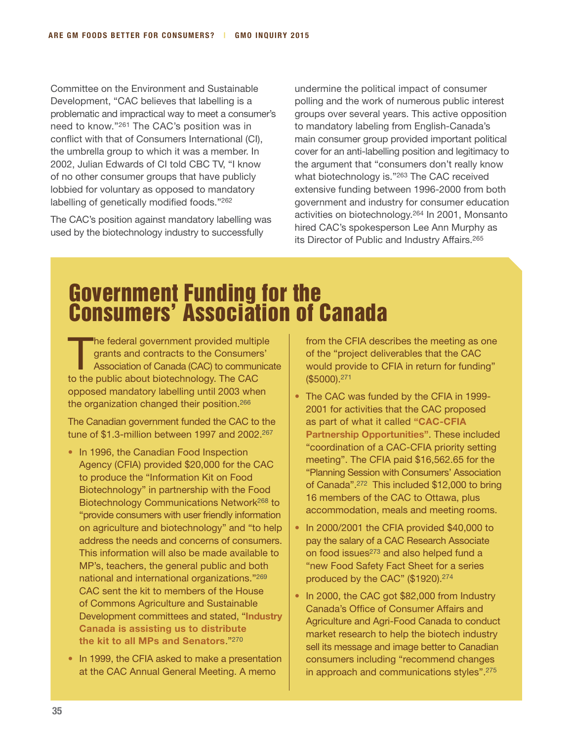Committee on the Environment and Sustainable Development, "CAC believes that labelling is a problematic and impractical way to meet a consumer's need to know."[261] The CAC's position was in conflict with that of Consumers International (CI), the umbrella group to which it was a member. In 2002, Julian Edwards of CI told CBC TV, "I know of no other consumer groups that have publicly lobbied for voluntary as opposed to mandatory labelling of genetically modified foods."[262]

The CAC's position against mandatory labelling was used by the biotechnology industry to successfully undermine the political impact of consumer polling and the work of numerous public interest groups over several years. This active opposition to mandatory labeling from English-Canada's main consumer group provided important political cover for an anti-labelling position and legitimacy to the argument that "consumers don't really know what biotechnology is."[263] The CAC received extensive funding between 1996-2000 from both government and industry for consumer education activities on biotechnology.[264] In 2001, Monsanto hired CAC's spokesperson Lee Ann Murphy as its Director of Public and Industry Affairs.[265]

## Government Funding for the Consumers' Association of Canada

The federal government provided multiple grants and contracts to the Consumers' Association of Canada (CAC) to communicate to the public about biotechnology. The CAC opposed mandatory labelling until 2003 when the organization changed their position.[266]

The Canadian government funded the CAC to the tune of $1.3-million between 1997 and 2002.[267]

- In 1996, the Canadian Food Inspection Agency (CFIA) provided $20,000 for the CAC to produce the "Information Kit on Food Biotechnology" in partnership with the Food Biotechnology Communications Network[268] to "provide consumers with user friendly information on agriculture and biotechnology" and "to help address the needs and concerns of consumers. This information will also be made available to MP's, teachers, the general public and both national and international organizations."[269] CAC sent the kit to members of the House of Commons Agriculture and Sustainable Development committees and stated, "**Industry Canada is assisting us to distribute the kit to all MPs and Senators**."[270]
- In 1999, the CFIA asked to make a presentation at the CAC Annual General Meeting. A memo from the CFIA describes the meeting as one of the "project deliverables that the CAC would provide to CFIA in return for funding" ($5000).[271]
- The CAC was funded by the CFIA in 1999-2001 for activities that the CAC proposed as part of what it called **"CAC-CFIA Partnership Opportunities"**. These included "coordination of a CAC-CFIA priority setting meeting". The CFIA paid $16,562.65 for the "Planning Session with Consumers' Association of Canada".[272] This included $12,000 to bring 16 members of the CAC to Ottawa, plus accommodation, meals and meeting rooms.
- In 2000/2001 the CFIA provided $40,000 to pay the salary of a CAC Research Associate on food issues[273] and also helped fund a "new Food Safety Fact Sheet for a series produced by the CAC" ($1920).[274]
- In 2000, the CAC got $82,000 from Industry Canada's Office of Consumer Affairs and Agriculture and Agri-Food Canada to conduct market research to help the biotech industry sell its message and image better to Canadian consumers including "recommend changes in approach and communications styles".[275]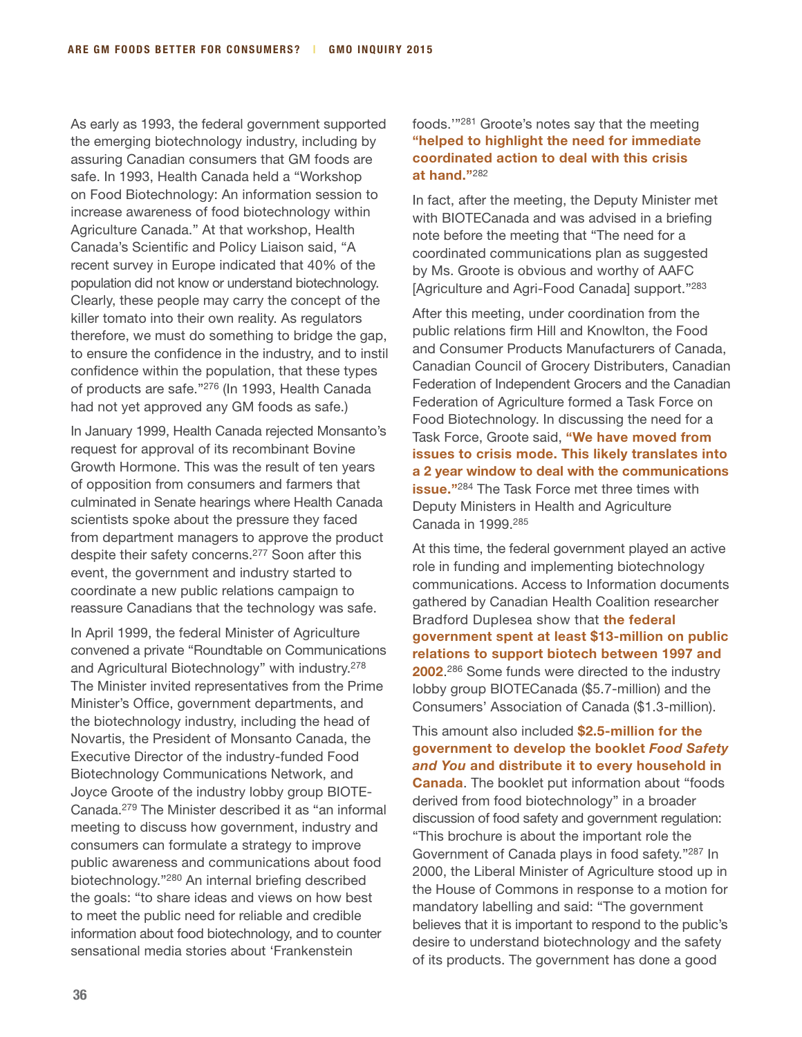As early as 1993, the federal government supported the emerging biotechnology industry, including by assuring Canadian consumers that GM foods are safe. In 1993, Health Canada held a "Workshop on Food Biotechnology: An information session to increase awareness of food biotechnology within Agriculture Canada." At that workshop, Health Canada's Scientific and Policy Liaison said, "A recent survey in Europe indicated that 40% of the population did not know or understand biotechnology. Clearly, these people may carry the concept of the killer tomato into their own reality. As regulators therefore, we must do something to bridge the gap, to ensure the confidence in the industry, and to instil confidence within the population, that these types of products are safe."[276] (In 1993, Health Canada had not yet approved any GM foods as safe.)

In January 1999, Health Canada rejected Monsanto's request for approval of its recombinant Bovine Growth Hormone. This was the result of ten years of opposition from consumers and farmers that culminated in Senate hearings where Health Canada scientists spoke about the pressure they faced from department managers to approve the product despite their safety concerns.[277] Soon after this event, the government and industry started to coordinate a new public relations campaign to reassure Canadians that the technology was safe.

In April 1999, the federal Minister of Agriculture convened a private "Roundtable on Communications and Agricultural Biotechnology" with industry.[278] The Minister invited representatives from the Prime Minister's Office, government departments, and the biotechnology industry, including the head of Novartis, the President of Monsanto Canada, the Executive Director of the industry-funded Food Biotechnology Communications Network, and Joyce Groote of the industry lobby group BIOTE-Canada.[279] The Minister described it as "an informal meeting to discuss how government, industry and consumers can formulate a strategy to improve public awareness and communications about food biotechnology."[280] An internal briefing described the goals: "to share ideas and views on how best to meet the public need for reliable and credible information about food biotechnology, and to counter sensational media stories about 'Frankenstein foods.'"[281] Groote's notes say that the meeting **"helped to highlight the need for immediate coordinated action to deal with this crisis at hand."**[282]

In fact, after the meeting, the Deputy Minister met with BIOTECanada and was advised in a briefing note before the meeting that "The need for a coordinated communications plan as suggested by Ms. Groote is obvious and worthy of AAFC [Agriculture and Agri-Food Canada] support."[283]

After this meeting, under coordination from the public relations firm Hill and Knowlton, the Food and Consumer Products Manufacturers of Canada, Canadian Council of Grocery Distributers, Canadian Federation of Independent Grocers and the Canadian Federation of Agriculture formed a Task Force on Food Biotechnology. In discussing the need for a Task Force, Groote said, **"We have moved from issues to crisis mode. This likely translates into a 2 year window to deal with the communications issue."**[284] The Task Force met three times with Deputy Ministers in Health and Agriculture Canada in 1999.[285]

At this time, the federal government played an active role in funding and implementing biotechnology communications. Access to Information documents gathered by Canadian Health Coalition researcher Bradford Duplesea show that **the federal government spent at least $13-million on public relations to support biotech between 1997 and 2002**.[286] Some funds were directed to the industry lobby group BIOTECanada ($5.7-million) and the Consumers' Association of Canada ($1.3-million).

This amount also included **$2.5-million for the government to develop the booklet *Food Safety and You* and distribute it to every household in Canada**. The booklet put information about "foods derived from food biotechnology" in a broader discussion of food safety and government regulation: "This brochure is about the important role the Government of Canada plays in food safety."[287] In 2000, the Liberal Minister of Agriculture stood up in the House of Commons in response to a motion for mandatory labelling and said: "The government believes that it is important to respond to the public's desire to understand biotechnology and the safety of its products. The government has done a good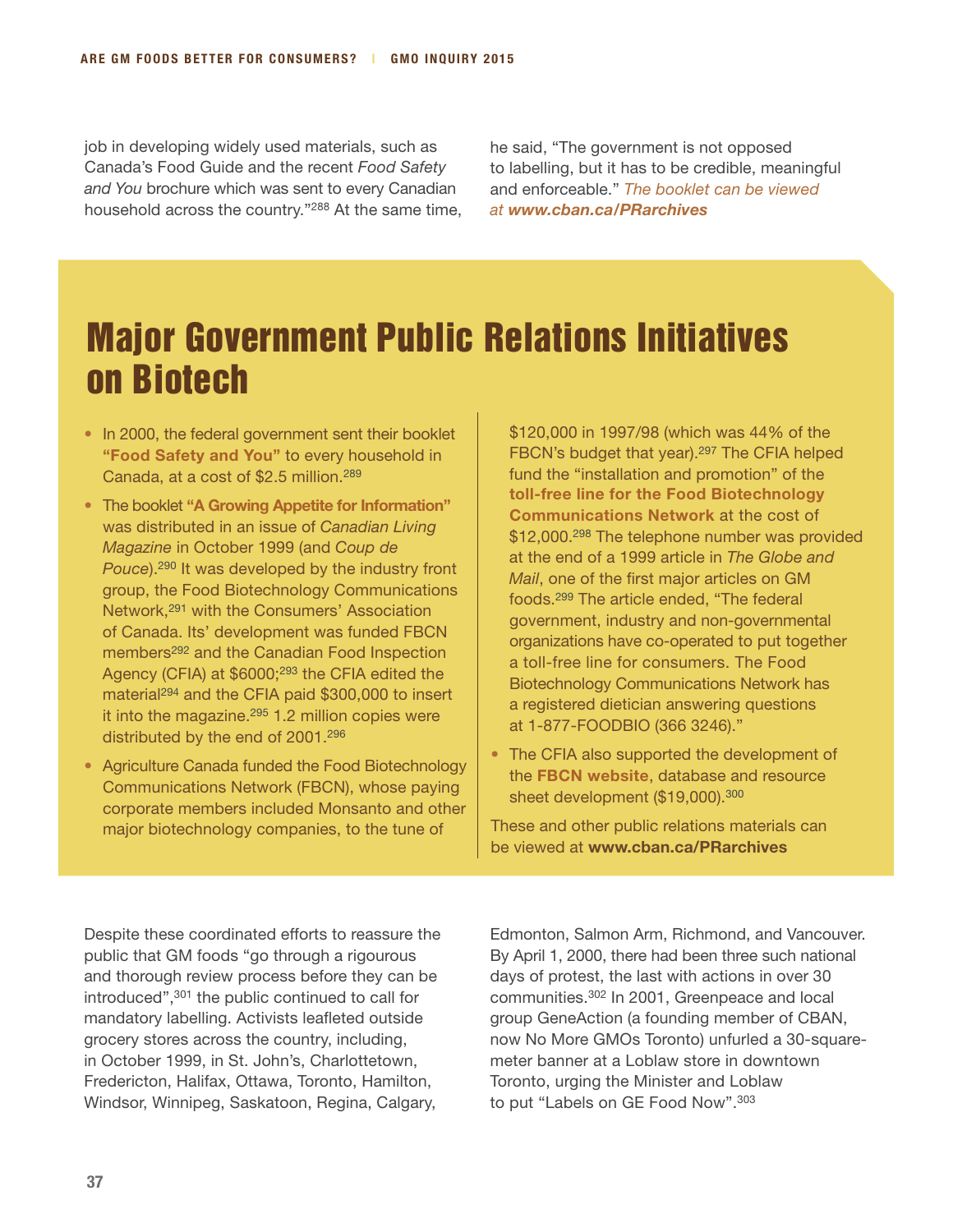job in developing widely used materials, such as Canada's Food Guide and the recent *Food Safety and You* brochure which was sent to every Canadian household across the country."[288] At the same time, he said, "The government is not opposed to labelling, but it has to be credible, meaningful and enforceable." *The booklet can be viewed at **www.cban.ca/PRarchives***

## Major Government Public Relations Initiatives on Biotech

- In 2000, the federal government sent their booklet **"Food Safety and You"** to every household in Canada, at a cost of $2.5 million.[289]
- The booklet **"A Growing Appetite for Information"** was distributed in an issue of *Canadian Living Magazine* in October 1999 (and *Coup de Pouce*).[290] It was developed by the industry front group, the Food Biotechnology Communications Network,[291] with the Consumers' Association of Canada. Its' development was funded FBCN members[292] and the Canadian Food Inspection Agency (CFIA) at $6000;[293] the CFIA edited the material[294] and the CFIA paid $300,000 to insert it into the magazine.[295] 1.2 million copies were distributed by the end of 2001.[296]
- Agriculture Canada funded the Food Biotechnology Communications Network (FBCN), whose paying corporate members included Monsanto and other major biotechnology companies, to the tune of $120,000 in 1997/98 (which was 44% of the FBCN's budget that year).[297] The CFIA helped fund the "installation and promotion" of the **toll-free line for the Food Biotechnology Communications Network** at the cost of $12,000.[298] The telephone number was provided at the end of a 1999 article in *The Globe and Mail*, one of the first major articles on GM foods.[299] The article ended, "The federal government, industry and non-governmental organizations have co-operated to put together a toll-free line for consumers. The Food Biotechnology Communications Network has a registered dietician answering questions at 1-877-FOODBIO (366 3246)."
- The CFIA also supported the development of the **FBCN website**, database and resource sheet development ($19,000).[300]

These and other public relations materials can be viewed at **www.cban.ca/PRarchives**

Despite these coordinated efforts to reassure the public that GM foods "go through a rigourous and thorough review process before they can be introduced",[301] the public continued to call for mandatory labelling. Activists leafleted outside grocery stores across the country, including, in October 1999, in St. John's, Charlottetown, Fredericton, Halifax, Ottawa, Toronto, Hamilton, Windsor, Winnipeg, Saskatoon, Regina, Calgary, Edmonton, Salmon Arm, Richmond, and Vancouver. By April 1, 2000, there had been three such national days of protest, the last with actions in over 30 communities.[302] In 2001, Greenpeace and local group GeneAction (a founding member of CBAN, now No More GMOs Toronto) unfurled a 30-square-meter banner at a Loblaw store in downtown Toronto, urging the Minister and Loblaw to put "Labels on GE Food Now".[303]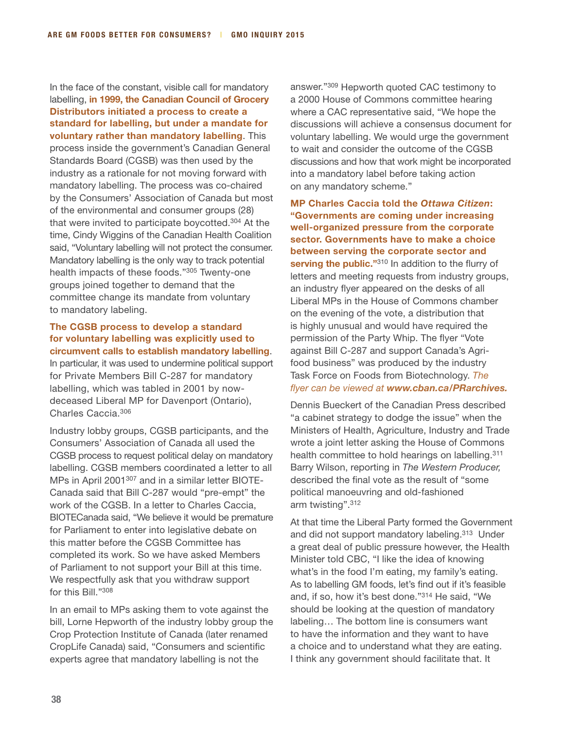In the face of the constant, visible call for mandatory labelling, **in 1999, the Canadian Council of Grocery Distributors initiated a process to create a standard for labelling, but under a mandate for voluntary rather than mandatory labelling**. This process inside the government's Canadian General Standards Board (CGSB) was then used by the industry as a rationale for not moving forward with mandatory labelling. The process was co-chaired by the Consumers' Association of Canada but most of the environmental and consumer groups (28) that were invited to participate boycotted.[304] At the time, Cindy Wiggins of the Canadian Health Coalition said, "Voluntary labelling will not protect the consumer. Mandatory labelling is the only way to track potential health impacts of these foods."[305] Twenty-one groups joined together to demand that the committee change its mandate from voluntary to mandatory labeling.

**The CGSB process to develop a standard for voluntary labelling was explicitly used to circumvent calls to establish mandatory labelling**. In particular, it was used to undermine political support for Private Members Bill C-287 for mandatory labelling, which was tabled in 2001 by now-deceased Liberal MP for Davenport (Ontario), Charles Caccia.[306]

Industry lobby groups, CGSB participants, and the Consumers' Association of Canada all used the CGSB process to request political delay on mandatory labelling. CGSB members coordinated a letter to all MPs in April 2001[307] and in a similar letter BIOTE-Canada said that Bill C-287 would "pre-empt" the work of the CGSB. In a letter to Charles Caccia, BIOTECanada said, "We believe it would be premature for Parliament to enter into legislative debate on this matter before the CGSB Committee has completed its work. So we have asked Members of Parliament to not support your Bill at this time. We respectfully ask that you withdraw support for this Bill."[308]

In an email to MPs asking them to vote against the bill, Lorne Hepworth of the industry lobby group the Crop Protection Institute of Canada (later renamed CropLife Canada) said, "Consumers and scientific experts agree that mandatory labelling is not the answer."[309] Hepworth quoted CAC testimony to a 2000 House of Commons committee hearing where a CAC representative said, "We hope the discussions will achieve a consensus document for voluntary labelling. We would urge the government to wait and consider the outcome of the CGSB discussions and how that work might be incorporated into a mandatory label before taking action on any mandatory scheme."

**MP Charles Caccia told the *Ottawa Citizen*: "Governments are coming under increasing well-organized pressure from the corporate sector. Governments have to make a choice between serving the corporate sector and serving the public."**[310] In addition to the flurry of letters and meeting requests from industry groups, an industry flyer appeared on the desks of all Liberal MPs in the House of Commons chamber on the evening of the vote, a distribution that is highly unusual and would have required the permission of the Party Whip. The flyer "Vote against Bill C-287 and support Canada's Agri-food business" was produced by the industry Task Force on Foods from Biotechnology. *The flyer can be viewed at **www.cban.ca/PRarchives.***

Dennis Bueckert of the Canadian Press described "a cabinet strategy to dodge the issue" when the Ministers of Health, Agriculture, Industry and Trade wrote a joint letter asking the House of Commons health committee to hold hearings on labelling.[311] Barry Wilson, reporting in *The Western Producer,* described the final vote as the result of "some political manoeuvring and old-fashioned arm twisting".[312]

At that time the Liberal Party formed the Government and did not support mandatory labeling.[313] Under a great deal of public pressure however, the Health Minister told CBC, "I like the idea of knowing what's in the food I'm eating, my family's eating. As to labelling GM foods, let's find out if it's feasible and, if so, how it's best done."[314] He said, "We should be looking at the question of mandatory labeling… The bottom line is consumers want to have the information and they want to have a choice and to understand what they are eating. I think any government should facilitate that. It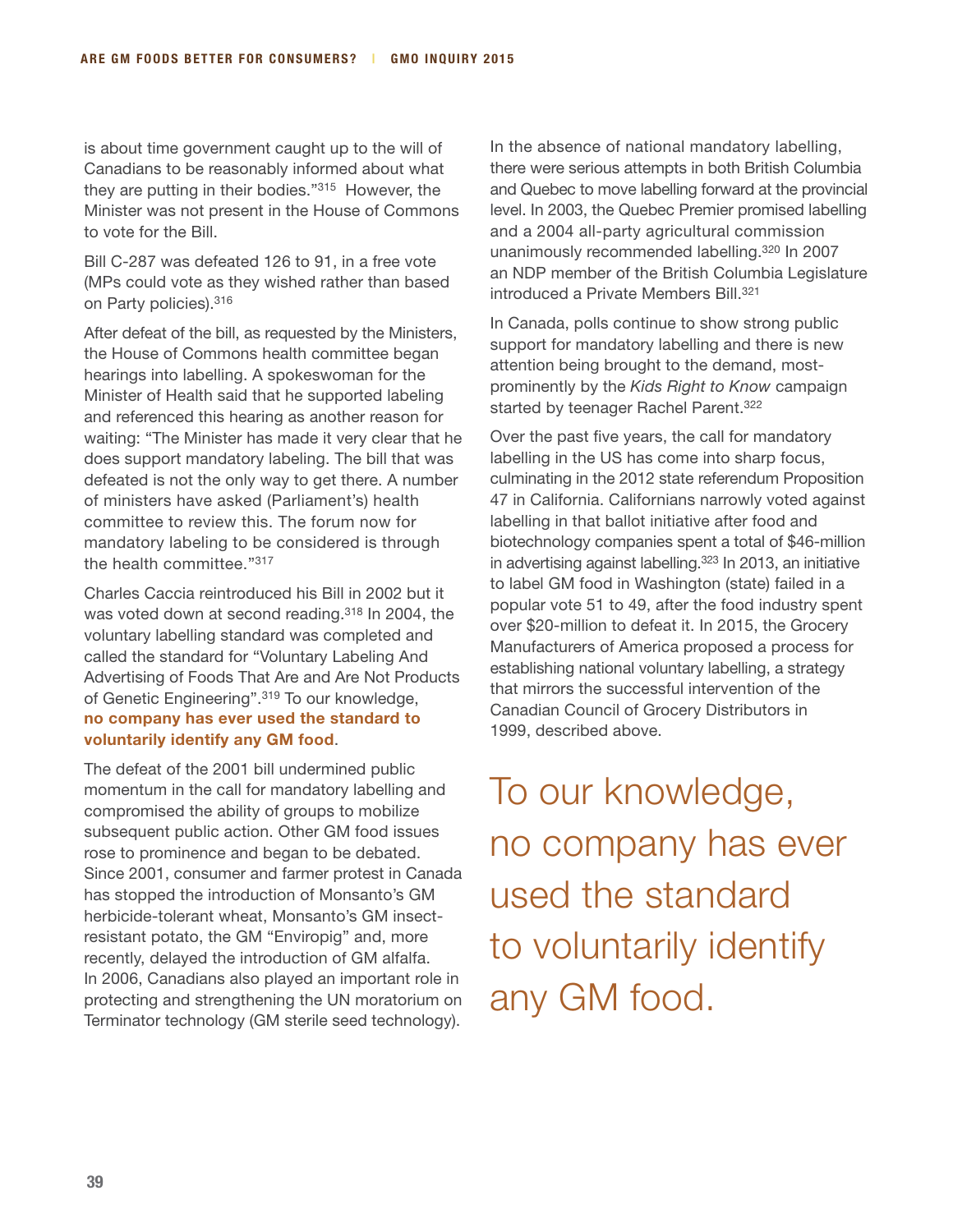is about time government caught up to the will of Canadians to be reasonably informed about what they are putting in their bodies."[315] However, the Minister was not present in the House of Commons to vote for the Bill.

Bill C-287 was defeated 126 to 91, in a free vote (MPs could vote as they wished rather than based on Party policies).[316]

After defeat of the bill, as requested by the Ministers, the House of Commons health committee began hearings into labelling. A spokeswoman for the Minister of Health said that he supported labeling and referenced this hearing as another reason for waiting: "The Minister has made it very clear that he does support mandatory labeling. The bill that was defeated is not the only way to get there. A number of ministers have asked (Parliament's) health committee to review this. The forum now for mandatory labeling to be considered is through the health committee."[317]

Charles Caccia reintroduced his Bill in 2002 but it was voted down at second reading.[318] In 2004, the voluntary labelling standard was completed and called the standard for "Voluntary Labeling And Advertising of Foods That Are and Are Not Products of Genetic Engineering".[319] To our knowledge, **no company has ever used the standard to voluntarily identify any GM food**.

The defeat of the 2001 bill undermined public momentum in the call for mandatory labelling and compromised the ability of groups to mobilize subsequent public action. Other GM food issues rose to prominence and began to be debated. Since 2001, consumer and farmer protest in Canada has stopped the introduction of Monsanto's GM herbicide-tolerant wheat, Monsanto's GM insect-resistant potato, the GM "Enviropig" and, more recently, delayed the introduction of GM alfalfa. In 2006, Canadians also played an important role in protecting and strengthening the UN moratorium on Terminator technology (GM sterile seed technology).

In the absence of national mandatory labelling, there were serious attempts in both British Columbia and Quebec to move labelling forward at the provincial level. In 2003, the Quebec Premier promised labelling and a 2004 all-party agricultural commission unanimously recommended labelling.[320] In 2007 an NDP member of the British Columbia Legislature introduced a Private Members Bill.[321]

In Canada, polls continue to show strong public support for mandatory labelling and there is new attention being brought to the demand, most-prominently by the *Kids Right to Know* campaign started by teenager Rachel Parent.[322]

Over the past five years, the call for mandatory labelling in the US has come into sharp focus, culminating in the 2012 state referendum Proposition 47 in California. Californians narrowly voted against labelling in that ballot initiative after food and biotechnology companies spent a total of $46-million in advertising against labelling.[323] In 2013, an initiative to label GM food in Washington (state) failed in a popular vote 51 to 49, after the food industry spent over $20-million to defeat it. In 2015, the Grocery Manufacturers of America proposed a process for establishing national voluntary labelling, a strategy that mirrors the successful intervention of the Canadian Council of Grocery Distributors in 1999, described above.

To our knowledge, no company has ever used the standard to voluntarily identify any GM food.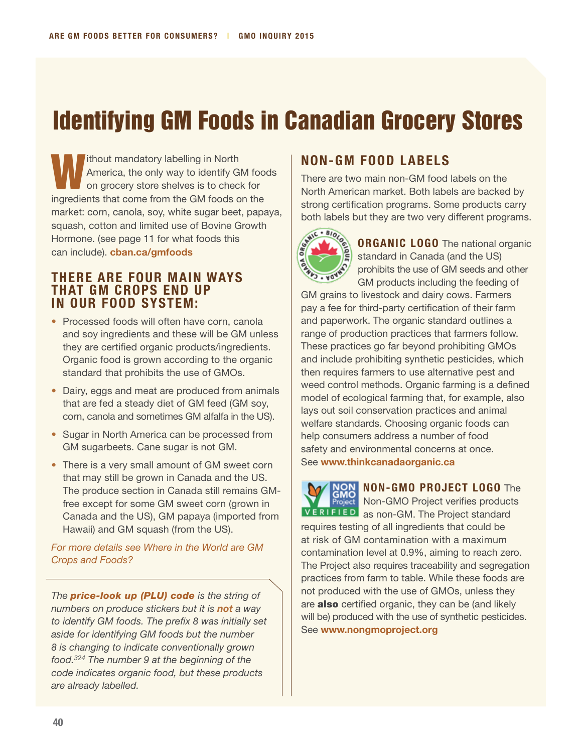# Identifying GM Foods in Canadian Grocery Stores

Without mandatory labelling in North America, the only way to identify GM foods on grocery store shelves is to check for ingredients that come from the GM foods on the market: corn, canola, soy, white sugar beet, papaya, squash, cotton and limited use of Bovine Growth Hormone. (see page 11 for what foods this can include). **cban.ca/gmfoods**

## THERE ARE FOUR MAIN WAYS THAT GM CROPS END UP IN OUR FOOD SYSTEM:

- Processed foods will often have corn, canola and soy ingredients and these will be GM unless they are certified organic products/ingredients. Organic food is grown according to the organic standard that prohibits the use of GMOs.
- Dairy, eggs and meat are produced from animals that are fed a steady diet of GM feed (GM soy, corn, canola and sometimes GM alfalfa in the US).
- Sugar in North America can be processed from GM sugarbeets. Cane sugar is not GM.
- There is a very small amount of GM sweet corn that may still be grown in Canada and the US. The produce section in Canada still remains GM-free except for some GM sweet corn (grown in Canada and the US), GM papaya (imported from Hawaii) and GM squash (from the US).

*For more details see Where in the World are GM Crops and Foods?*

*The **price-look up (PLU) code** is the string of numbers on produce stickers but it is **not** a way to identify GM foods. The prefix 8 was initially set aside for identifying GM foods but the number 8 is changing to indicate conventionally grown food.[324] The number 9 at the beginning of the code indicates organic food, but these products are already labelled.*

## NON-GM FOOD LABELS

There are two main non-GM food labels on the North American market. Both labels are backed by strong certification programs. Some products carry both labels but they are two very different programs.

**ORGANIC LOGO** The national organic standard in Canada (and the US) prohibits the use of GM seeds and other GM products including the feeding of GM grains to livestock and dairy cows. Farmers pay a fee for third-party certification of their farm and paperwork. The organic standard outlines a range of production practices that farmers follow. These practices go far beyond prohibiting GMOs and include prohibiting synthetic pesticides, which then requires farmers to use alternative pest and weed control methods. Organic farming is a defined model of ecological farming that, for example, also lays out soil conservation practices and animal welfare standards. Choosing organic foods can help consumers address a number of food safety and environmental concerns at once. See **www.thinkcanadaorganic.ca**

**NON-GMO PROJECT LOGO** The Non-GMO Project verifies products as non-GM. The Project standard requires testing of all ingredients that could be at risk of GM contamination with a maximum contamination level at 0.9%, aiming to reach zero. The Project also requires traceability and segregation practices from farm to table. While these foods are not produced with the use of GMOs, unless they are **also** certified organic, they can be (and likely will be) produced with the use of synthetic pesticides. See **www.nongmoproject.org**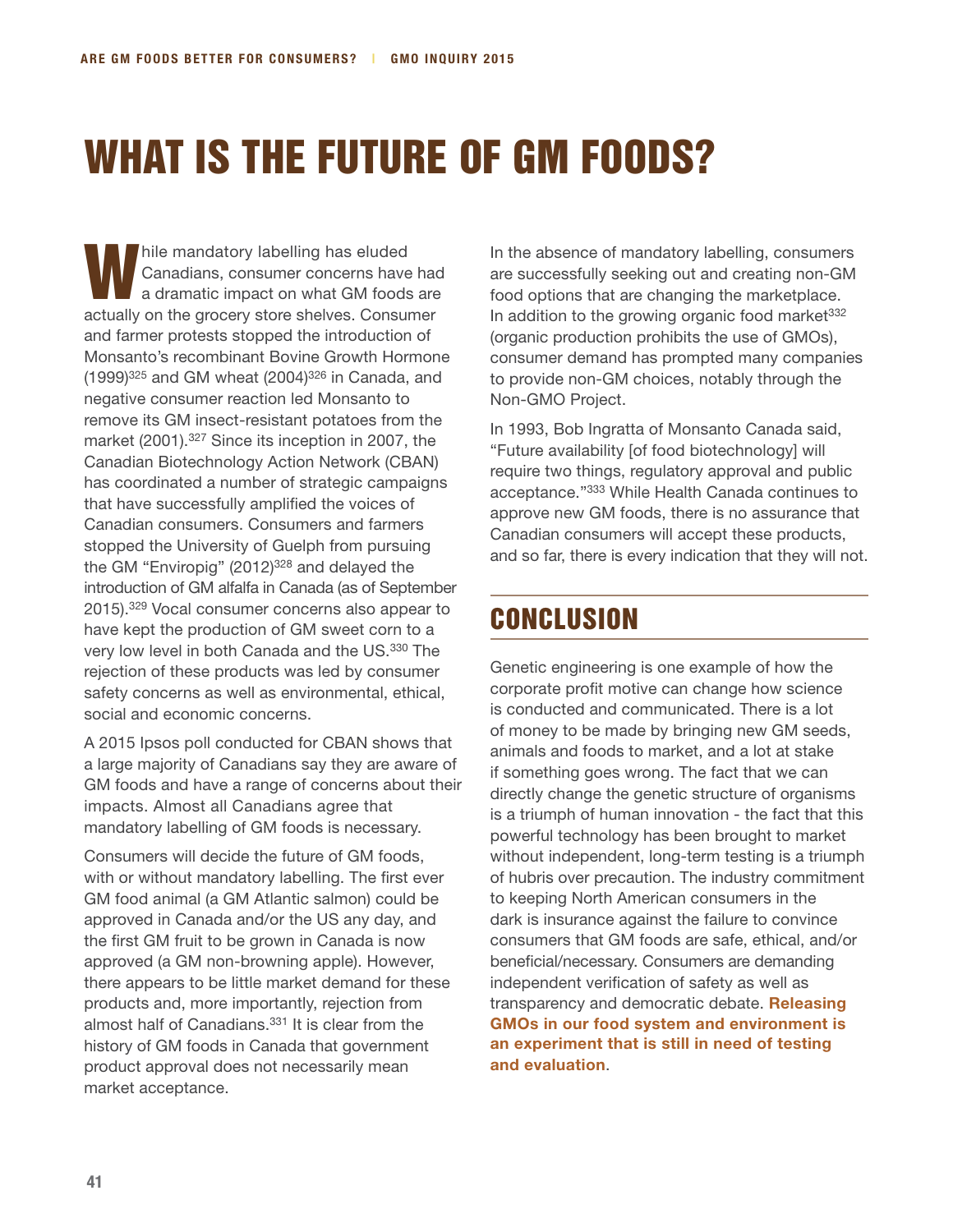# WHAT IS THE FUTURE OF GM FOODS?

While mandatory labelling has eluded Canadians, consumer concerns have had a dramatic impact on what GM foods are actually on the grocery store shelves. Consumer and farmer protests stopped the introduction of Monsanto's recombinant Bovine Growth Hormone (1999)[325] and GM wheat (2004)[326] in Canada, and negative consumer reaction led Monsanto to remove its GM insect-resistant potatoes from the market (2001).[327] Since its inception in 2007, the Canadian Biotechnology Action Network (CBAN) has coordinated a number of strategic campaigns that have successfully amplified the voices of Canadian consumers. Consumers and farmers stopped the University of Guelph from pursuing the GM "Enviropig" (2012)[328] and delayed the introduction of GM alfalfa in Canada (as of September 2015).[329] Vocal consumer concerns also appear to have kept the production of GM sweet corn to a very low level in both Canada and the US.[330] The rejection of these products was led by consumer safety concerns as well as environmental, ethical, social and economic concerns.

A 2015 Ipsos poll conducted for CBAN shows that a large majority of Canadians say they are aware of GM foods and have a range of concerns about their impacts. Almost all Canadians agree that mandatory labelling of GM foods is necessary.

Consumers will decide the future of GM foods, with or without mandatory labelling. The first ever GM food animal (a GM Atlantic salmon) could be approved in Canada and/or the US any day, and the first GM fruit to be grown in Canada is now approved (a GM non-browning apple). However, there appears to be little market demand for these products and, more importantly, rejection from almost half of Canadians.[331] It is clear from the history of GM foods in Canada that government product approval does not necessarily mean market acceptance.

In the absence of mandatory labelling, consumers are successfully seeking out and creating non-GM food options that are changing the marketplace. In addition to the growing organic food market[332] (organic production prohibits the use of GMOs), consumer demand has prompted many companies to provide non-GM choices, notably through the Non-GMO Project.

In 1993, Bob Ingratta of Monsanto Canada said, "Future availability [of food biotechnology] will require two things, regulatory approval and public acceptance."[333] While Health Canada continues to approve new GM foods, there is no assurance that Canadian consumers will accept these products, and so far, there is every indication that they will not.

## CONCLUSION

Genetic engineering is one example of how the corporate profit motive can change how science is conducted and communicated. There is a lot of money to be made by bringing new GM seeds, animals and foods to market, and a lot at stake if something goes wrong. The fact that we can directly change the genetic structure of organisms is a triumph of human innovation - the fact that this powerful technology has been brought to market without independent, long-term testing is a triumph of hubris over precaution. The industry commitment to keeping North American consumers in the dark is insurance against the failure to convince consumers that GM foods are safe, ethical, and/or beneficial/necessary. Consumers are demanding independent verification of safety as well as transparency and democratic debate. **Releasing GMOs in our food system and environment is an experiment that is still in need of testing and evaluation**.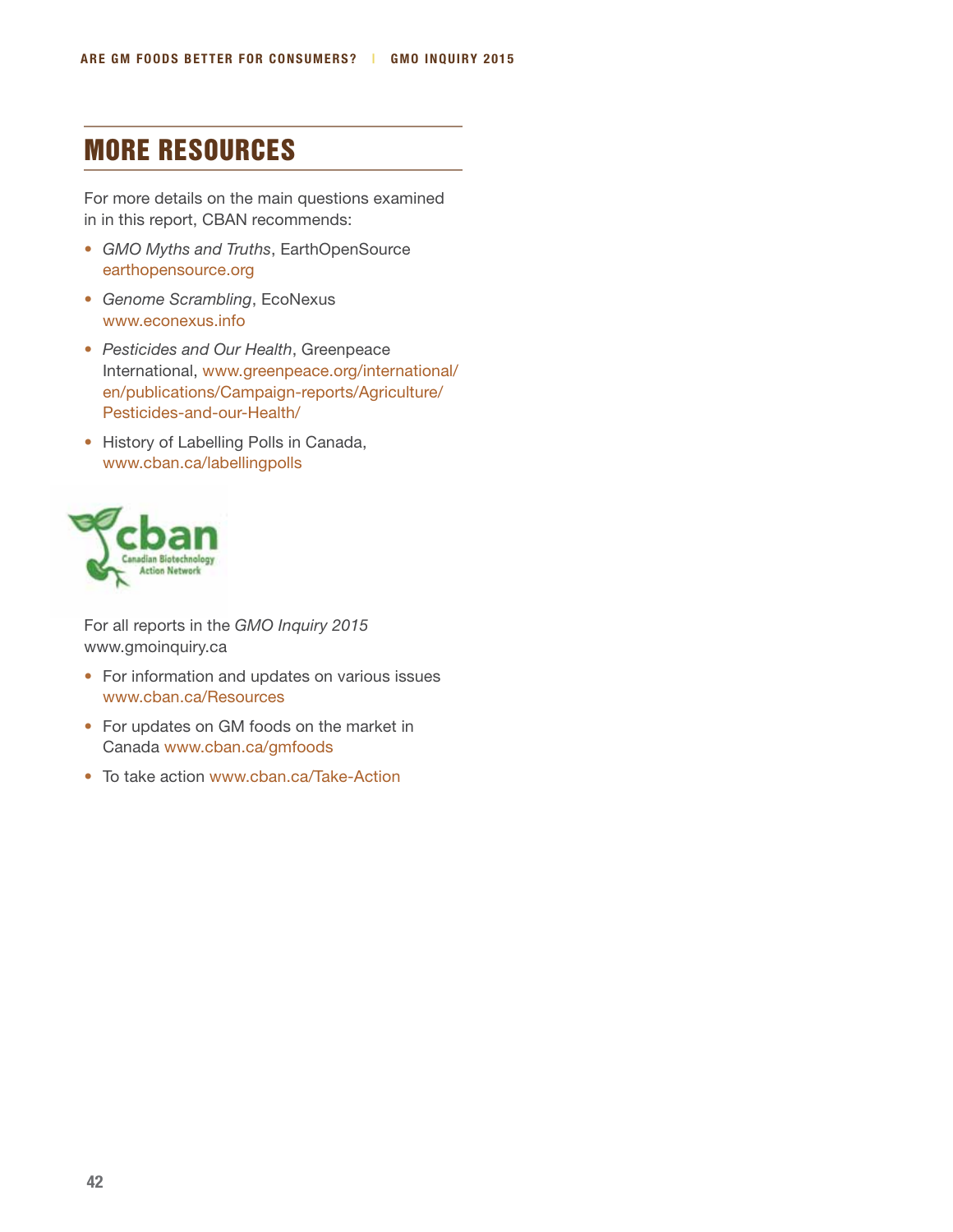## MORE RESOURCES

For more details on the main questions examined in in this report, CBAN recommends:

- *GMO Myths and Truths*, EarthOpenSource earthopensource.org
- *Genome Scrambling*, EcoNexus www.econexus.info
- *Pesticides and Our Health*, Greenpeace International, www.greenpeace.org/international/en/publications/Campaign-reports/Agriculture/Pesticides-and-our-Health/
- History of Labelling Polls in Canada, www.cban.ca/labellingpolls

cban
Canadian Biotechnology Action Network

For all reports in the *GMO Inquiry 2015* www.gmoinquiry.ca

- For information and updates on various issues www.cban.ca/Resources
- For updates on GM foods on the market in Canada www.cban.ca/gmfoods
- To take action www.cban.ca/Take-Action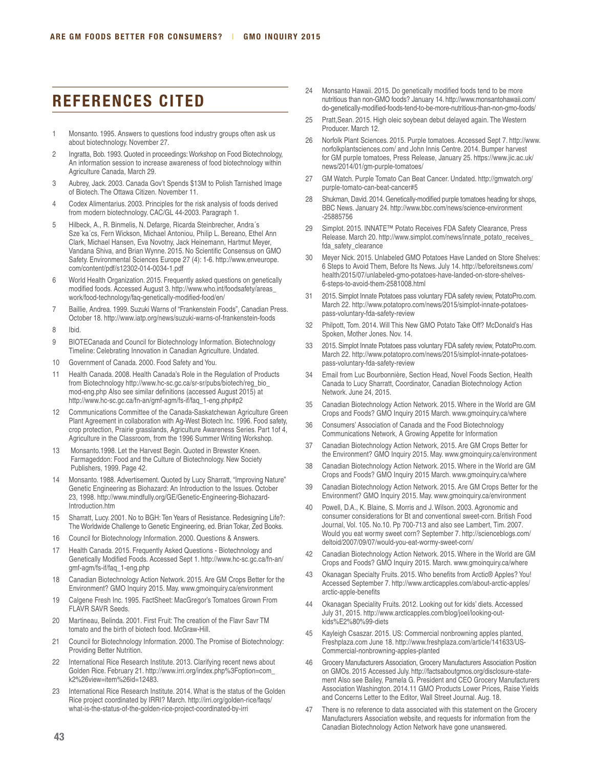## REFERENCES CITED

1. Monsanto. 1995. Answers to questions food industry groups often ask us about biotechnology. November 27.
2. Ingratta, Bob. 1993. Quoted in proceedings: Workshop on Food Biotechnology, An information session to increase awareness of food biotechnology within Agriculture Canada, March 29.
3. Aubrey, Jack. 2003. Canada Gov't Spends $13M to Polish Tarnished Image of Biotech. The Ottawa Citizen. November 11.
4. Codex Alimentarius. 2003. Principles for the risk analysis of foods derived from modern biotechnology. CAC/GL 44-2003. Paragraph 1.
5. Hilbeck, A., R. Binmelis, N. Defarge, Ricarda Steinbrecher, Andra´s Sze´ka´cs, Fern Wickson, Michael Antoniou, Philip L. Bereano, Ethel Ann Clark, Michael Hansen, Eva Novotny, Jack Heinemann, Hartmut Meyer, Vandana Shiva, and Brian Wynne. 2015. No Scientific Consensus on GMO Safety. Environmental Sciences Europe 27 (4): 1-6. http://www.enveurope.com/content/pdf/s12302-014-0034-1.pdf
6. World Health Organization. 2015. Frequently asked questions on genetically modified foods. Accessed August 3. http://www.who.int/foodsafety/areas_work/food-technology/faq-genetically-modified-food/en/
7. Baillie, Andrea. 1999. Suzuki Warns of "Frankenstein Foods", Canadian Press. October 18. http://www.iatp.org/news/suzuki-warns-of-frankenstein-foods
8. Ibid.
9. BIOTECanada and Council for Biotechnology Information. Biotechnology Timeline: Celebrating Innovation in Canadian Agriculture. Undated.
10. Government of Canada. 2000. Food Safety and You.
11. Health Canada. 2008. Health Canada's Role in the Regulation of Products from Biotechnology http://www.hc-sc.gc.ca/sr-sr/pubs/biotech/reg_bio_mod-eng.php Also see similar definitions (accessed August 2015) at http://www.hc-sc.gc.ca/fn-an/gmf-agm/fs-if/faq_1-eng.php#p2
12. Communications Committee of the Canada-Saskatchewan Agriculture Green Plant Agreement in collaboration with Ag-West Biotech Inc. 1996. Food safety, crop protection, Prairie grasslands, Agriculture Awareness Series. Part 1of 4, Agriculture in the Classroom, from the 1996 Summer Writing Workshop.
13. Monsanto.1998. Let the Harvest Begin. Quoted in Brewster Kneen. Farmageddon: Food and the Culture of Biotechnology. New Society Publishers, 1999. Page 42.
14. Monsanto. 1988. Advertisement. Quoted by Lucy Sharratt, "Improving Nature" Genetic Engineering as Biohazard: An Introduction to the Issues. October 23, 1998. http://www.mindfully.org/GE/Genetic-Engineering-Biohazard-Introduction.htm
15. Sharratt, Lucy. 2001. No to BGH: Ten Years of Resistance. Redesigning Life?: The Worldwide Challenge to Genetic Engineering, ed. Brian Tokar, Zed Books.
16. Council for Biotechnology Information. 2000. Questions & Answers.
17. Health Canada. 2015. Frequently Asked Questions - Biotechnology and Genetically Modified Foods. Accessed Sept 1. http://www.hc-sc.gc.ca/fn-an/gmf-agm/fs-if/faq_1-eng.php
18. Canadian Biotechnology Action Network. 2015. Are GM Crops Better for the Environment? GMO Inquiry 2015. May. www.gmoinquiry.ca/environment
19. Calgene Fresh Inc. 1995. FactSheet: MacGregor's Tomatoes Grown From FLAVR SAVR Seeds.
20. Martineau, Belinda. 2001. First Fruit: The creation of the Flavr Savr TM tomato and the birth of biotech food. McGraw-Hill.
21. Council for Biotechnology Information. 2000. The Promise of Biotechnology: Providing Better Nutrition.
22. International Rice Research Institute. 2013. Clarifying recent news about Golden Rice. February 21. http://www.irri.org/index.php%3Foption=com_k2%26view=item%26id=12483.
23. International Rice Research Institute. 2014. What is the status of the Golden Rice project coordinated by IRRI? March. http://irri.org/golden-rice/faqs/what-is-the-status-of-the-golden-rice-project-coordinated-by-irri
24. Monsanto Hawaii. 2015. Do genetically modified foods tend to be more nutritious than non-GMO foods? January 14. http://www.monsantohawaii.com/do-genetically-modified-foods-tend-to-be-more-nutritious-than-non-gmo-foods/
25. Pratt,Sean. 2015. High oleic soybean debut delayed again. The Western Producer. March 12.
26. Norfolk Plant Sciences. 2015. Purple tomatoes. Accessed Sept 7. http://www.norfolkplantsciences.com/ and John Innis Centre. 2014. Bumper harvest for GM purple tomatoes, Press Release, January 25. https://www.jic.ac.uk/news/2014/01/gm-purple-tomatoes/
27. GM Watch. Purple Tomato Can Beat Cancer. Undated. http://gmwatch.org/purple-tomato-can-beat-cancer#5
28. Shukman, David. 2014. Genetically-modified purple tomatoes heading for shops, BBC News. January 24. http://www.bbc.com/news/science-environment-25885756
29. Simplot. 2015. INNATE™ Potato Receives FDA Safety Clearance, Press Release. March 20. http://www.simplot.com/news/innate_potato_receives_fda_safety_clearance
30. Meyer Nick. 2015. Unlabeled GMO Potatoes Have Landed on Store Shelves: 6 Steps to Avoid Them, Before Its News. July 14. http://beforeitsnews.com/health/2015/07/unlabeled-gmo-potatoes-have-landed-on-store-shelves-6-steps-to-avoid-them-2581008.html
31. 2015. Simplot Innate Potatoes pass voluntary FDA safety review, PotatoPro.com. March 22. http://www.potatopro.com/news/2015/simplot-innate-potatoes-pass-voluntary-fda-safety-review
32. Philpott, Tom. 2014. Will This New GMO Potato Take Off? McDonald's Has Spoken, Mother Jones. Nov. 14.
33. 2015. Simplot Innate Potatoes pass voluntary FDA safety review, PotatoPro.com. March 22. http://www.potatopro.com/news/2015/simplot-innate-potatoes-pass-voluntary-fda-safety-review
34. Email from Luc Bourbonnière, Section Head, Novel Foods Section, Health Canada to Lucy Sharratt, Coordinator, Canadian Biotechnology Action Network. June 24, 2015.
35. Canadian Biotechnology Action Network. 2015. Where in the World are GM Crops and Foods? GMO Inquiry 2015 March. www.gmoinquiry.ca/where
36. Consumers' Association of Canada and the Food Biotechnology Communications Network, A Growing Appetite for Information
37. Canadian Biotechnology Action Network, 2015. Are GM Crops Better for the Environment? GMO Inquiry 2015. May. www.gmoinquiry.ca/environment
38. Canadian Biotechnology Action Network. 2015. Where in the World are GM Crops and Foods? GMO Inquiry 2015 March. www.gmoinquiry.ca/where
39. Canadian Biotechnology Action Network. 2015. Are GM Crops Better for the Environment? GMO Inquiry 2015. May. www.gmoinquiry.ca/environment
40. Powell, D.A., K. Blaine, S. Morris and J. Wilson. 2003. Agronomic and consumer considerations for Bt and conventional sweet-corn. British Food Journal, Vol. 105. No.10. Pp 700-713 and also see Lambert, Tim. 2007. Would you eat wormy sweet corn? September 7. http://scienceblogs.com/deltoid/2007/09/07/would-you-eat-wormy-sweet-corn/
42. Canadian Biotechnology Action Network. 2015. Where in the World are GM Crops and Foods? GMO Inquiry 2015. March. www.gmoinquiry.ca/where
43. Okanagan Specialty Fruits. 2015. Who benefits from Arctic® Apples? You! Accessed September 7. http://www.arcticapples.com/about-arctic-apples/arctic-apple-benefits
44. Okanagan Speciality Fruits. 2012. Looking out for kids' diets. Accessed July 31, 2015. http://www.arcticapples.com/blog/joel/looking-out-kids%E2%80%99-diets
45. Kayleigh Csaszar. 2015. US: Commercial nonbrowning apples planted, Freshplaza.com June 18. http://www.freshplaza.com/article/141633/US-Commercial-nonbrowning-apples-planted
46. Grocery Manufacturers Association, Grocery Manufacturers Association Position on GMOs. 2015 Accessed July. http://factsaboutgmos.org/disclosure-statement Also see Bailey, Pamela G. President and CEO Grocery Manufacturers Association Washington. 2014.11 GMO Products Lower Prices, Raise Yields and Concerns Letter to the Editor, Wall Street Journal. Aug. 18.
47. There is no reference to data associated with this statement on the Grocery Manufacturers Association website, and requests for information from the Canadian Biotechnology Action Network have gone unanswered.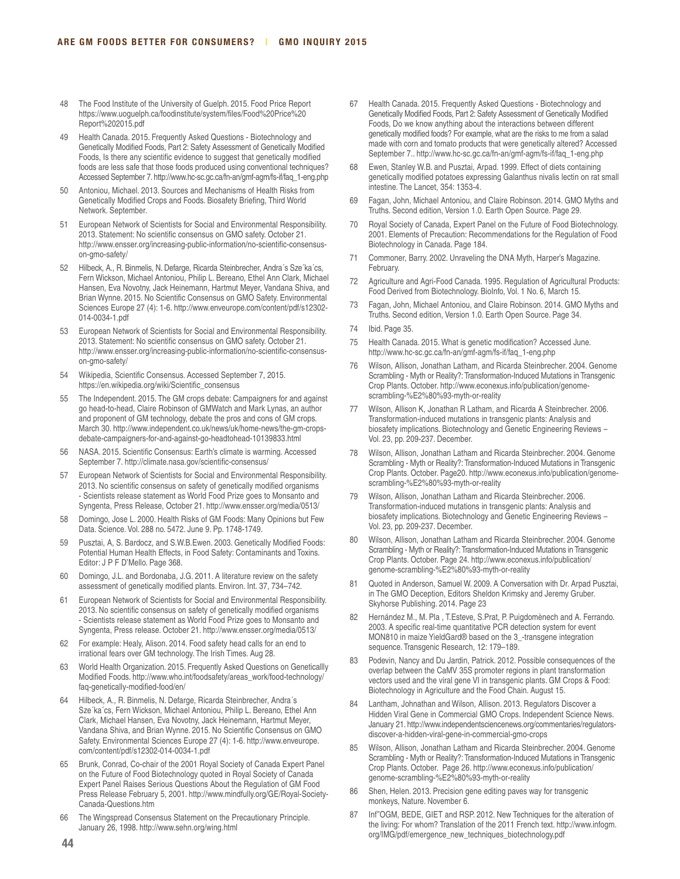48 The Food Institute of the University of Guelph. 2015. Food Price Report https://www.uoguelph.ca/foodinstitute/system/files/Food%20Price%20Report%202015.pdf

49 Health Canada. 2015. Frequently Asked Questions - Biotechnology and Genetically Modified Foods, Part 2: Safety Assessment of Genetically Modified Foods, Is there any scientific evidence to suggest that genetically modified foods are less safe that those foods produced using conventional techniques? Accessed September 7. http://www.hc-sc.gc.ca/fn-an/gmf-agm/fs-if/faq_1-eng.php

50 Antoniou, Michael. 2013. Sources and Mechanisms of Health Risks from Genetically Modified Crops and Foods. Biosafety Briefing, Third World Network. September.

51 European Network of Scientists for Social and Environmental Responsibility. 2013. Statement: No scientific consensus on GMO safety. October 21. http://www.ensser.org/increasing-public-information/no-scientific-consensus-on-gmo-safety/

52 Hilbeck, A., R. Binmelis, N. Defarge, Ricarda Steinbrecher, Andra´s Sze´ka´cs, Fern Wickson, Michael Antoniou, Philip L. Bereano, Ethel Ann Clark, Michael Hansen, Eva Novotny, Jack Heinemann, Hartmut Meyer, Vandana Shiva, and Brian Wynne. 2015. No Scientific Consensus on GMO Safety. Environmental Sciences Europe 27 (4): 1-6. http://www.enveurope.com/content/pdf/s12302-014-0034-1.pdf

53 European Network of Scientists for Social and Environmental Responsibility. 2013. Statement: No scientific consensus on GMO safety. October 21. http://www.ensser.org/increasing-public-information/no-scientific-consensus-on-gmo-safety/

54 Wikipedia, Scientific Consensus. Accessed September 7, 2015. https://en.wikipedia.org/wiki/Scientific_consensus

55 The Independent. 2015. The GM crops debate: Campaigners for and against go head-to-head, Claire Robinson of GMWatch and Mark Lynas, an author and proponent of GM technology, debate the pros and cons of GM crops. March 30. http://www.independent.co.uk/news/uk/home-news/the-gm-crops-debate-campaigners-for-and-against-go-headtohead-10139833.html

56 NASA. 2015. Scientific Consensus: Earth's climate is warming. Accessed September 7. http://climate.nasa.gov/scientific-consensus/

57 European Network of Scientists for Social and Environmental Responsibility. 2013. No scientific consensus on safety of genetically modified organisms - Scientists release statement as World Food Prize goes to Monsanto and Syngenta, Press Release, October 21. http://www.ensser.org/media/0513/

58 Domingo, Jose L. 2000. Health Risks of GM Foods: Many Opinions but Few Data. Science. Vol. 288 no. 5472. June 9. Pp. 1748-1749.

59 Pusztai, A, S. Bardocz, and S.W.B.Ewen. 2003. Genetically Modified Foods: Potential Human Health Effects, in Food Safety: Contaminants and Toxins. Editor: J P F D'Mello. Page 368.

60 Domingo, J.L. and Bordonaba, J.G. 2011. A literature review on the safety assessment of genetically modified plants. Environ. Int. 37, 734–742.

61 European Network of Scientists for Social and Environmental Responsibility. 2013. No scientific consensus on safety of genetically modified organisms - Scientists release statement as World Food Prize goes to Monsanto and Syngenta, Press release. October 21. http://www.ensser.org/media/0513/

62 For example: Healy, Alison. 2014. Food safety head calls for an end to irrational fears over GM technology. The Irish Times. Aug 28.

63 World Health Organization. 2015. Frequently Asked Questions on Geneticallly Modified Foods. http://www.who.int/foodsafety/areas_work/food-technology/faq-genetically-modified-food/en/

64 Hilbeck, A., R. Binmelis, N. Defarge, Ricarda Steinbrecher, Andra´s Sze´ka´cs, Fern Wickson, Michael Antoniou, Philip L. Bereano, Ethel Ann Clark, Michael Hansen, Eva Novotny, Jack Heinemann, Hartmut Meyer, Vandana Shiva, and Brian Wynne. 2015. No Scientific Consensus on GMO Safety. Environmental Sciences Europe 27 (4): 1-6. http://www.enveurope.com/content/pdf/s12302-014-0034-1.pdf

65 Brunk, Conrad, Co-chair of the 2001 Royal Society of Canada Expert Panel on the Future of Food Biotechnology quoted in Royal Society of Canada Expert Panel Raises Serious Questions About the Regulation of GM Food Press Release February 5, 2001. http://www.mindfully.org/GE/Royal-Society-Canada-Questions.htm

66 The Wingspread Consensus Statement on the Precautionary Principle. January 26, 1998. http://www.sehn.org/wing.html

67 Health Canada. 2015. Frequently Asked Questions - Biotechnology and Genetically Modified Foods, Part 2: Safety Assessment of Genetically Modified Foods, Do we know anything about the interactions between different genetically modified foods? For example, what are the risks to me from a salad made with corn and tomato products that were genetically altered? Accessed September 7.. http://www.hc-sc.gc.ca/fn-an/gmf-agm/fs-if/faq_1-eng.php

68 Ewen, Stanley W.B. and Pusztai, Arpad. 1999. Effect of diets containing genetically modified potatoes expressing Galanthus nivalis lectin on rat small intestine. The Lancet, 354: 1353-4.

69 Fagan, John, Michael Antoniou, and Claire Robinson. 2014. GMO Myths and Truths. Second edition, Version 1.0. Earth Open Source. Page 29.

70 Royal Society of Canada, Expert Panel on the Future of Food Biotechnology. 2001. Elements of Precaution: Recommendations for the Regulation of Food Biotechnology in Canada. Page 184.

71 Commoner, Barry. 2002. Unraveling the DNA Myth, Harper's Magazine. February.

72 Agriculture and Agri-Food Canada. 1995. Regulation of Agricultural Products: Food Derived from Biotechnology. BioInfo, Vol. 1 No. 6, March 15.

73 Fagan, John, Michael Antoniou, and Claire Robinson. 2014. GMO Myths and Truths. Second edition, Version 1.0. Earth Open Source. Page 34.

74 Ibid. Page 35.

75 Health Canada. 2015. What is genetic modification? Accessed June. http://www.hc-sc.gc.ca/fn-an/gmf-agm/fs-if/faq_1-eng.php

76 Wilson, Allison, Jonathan Latham, and Ricarda Steinbrecher. 2004. Genome Scrambling - Myth or Reality?: Transformation-Induced Mutations in Transgenic Crop Plants. October. http://www.econexus.info/publication/genome-scrambling-%E2%80%93-myth-or-reality

77 Wilson, Allison K, Jonathan R Latham, and Ricarda A Steinbrecher. 2006. Transformation-induced mutations in transgenic plants: Analysis and biosafety implications. Biotechnology and Genetic Engineering Reviews – Vol. 23, pp. 209-237. December.

78 Wilson, Allison, Jonathan Latham and Ricarda Steinbrecher. 2004. Genome Scrambling - Myth or Reality?: Transformation-Induced Mutations in Transgenic Crop Plants. October. Page20. http://www.econexus.info/publication/genome-scrambling-%E2%80%93-myth-or-reality

79 Wilson, Allison, Jonathan Latham and Ricarda Steinbrecher. 2006. Transformation-induced mutations in transgenic plants: Analysis and biosafety implications. Biotechnology and Genetic Engineering Reviews – Vol. 23, pp. 209-237. December.

80 Wilson, Allison, Jonathan Latham and Ricarda Steinbrecher. 2004. Genome Scrambling - Myth or Reality?: Transformation-Induced Mutations in Transgenic Crop Plants. October. Page 24. http://www.econexus.info/publication/genome-scrambling-%E2%80%93-myth-or-reality

81 Quoted in Anderson, Samuel W. 2009. A Conversation with Dr. Arpad Pusztai, in The GMO Deception, Editors Sheldon Krimsky and Jeremy Gruber. Skyhorse Publishing. 2014. Page 23

82 Hernández M., M. Pla , T.Esteve, S.Prat, P. Puigdomènech and A. Ferrando. 2003. A specific real-time quantitative PCR detection system for event MON810 in maize YieldGard® based on the 3_-transgene integration sequence. Transgenic Research, 12: 179–189.

83 Podevin, Nancy and Du Jardin, Patrick. 2012. Possible consequences of the overlap between the CaMV 35S promoter regions in plant transformation vectors used and the viral gene VI in transgenic plants. GM Crops & Food: Biotechnology in Agriculture and the Food Chain. August 15.

84 Lantham, Johnathan and Wilson, Allison. 2013. Regulators Discover a Hidden Viral Gene in Commercial GMO Crops. Independent Science News. January 21. http://www.independentsciencenews.org/commentaries/regulators-discover-a-hidden-viral-gene-in-commercial-gmo-crops

85 Wilson, Allison, Jonathan Latham and Ricarda Steinbrecher. 2004. Genome Scrambling - Myth or Reality?: Transformation-Induced Mutations in Transgenic Crop Plants. October. Page 26. http://www.econexus.info/publication/genome-scrambling-%E2%80%93-myth-or-reality

86 Shen, Helen. 2013. Precision gene editing paves way for transgenic monkeys, Nature. November 6.

87 Inf"OGM, BEDE, GIET and RSP. 2012. New Techniques for the alteration of the living: For whom? Translation of the 2011 French text. http://www.infogm.org/IMG/pdf/emergence_new_techniques_biotechnology.pdf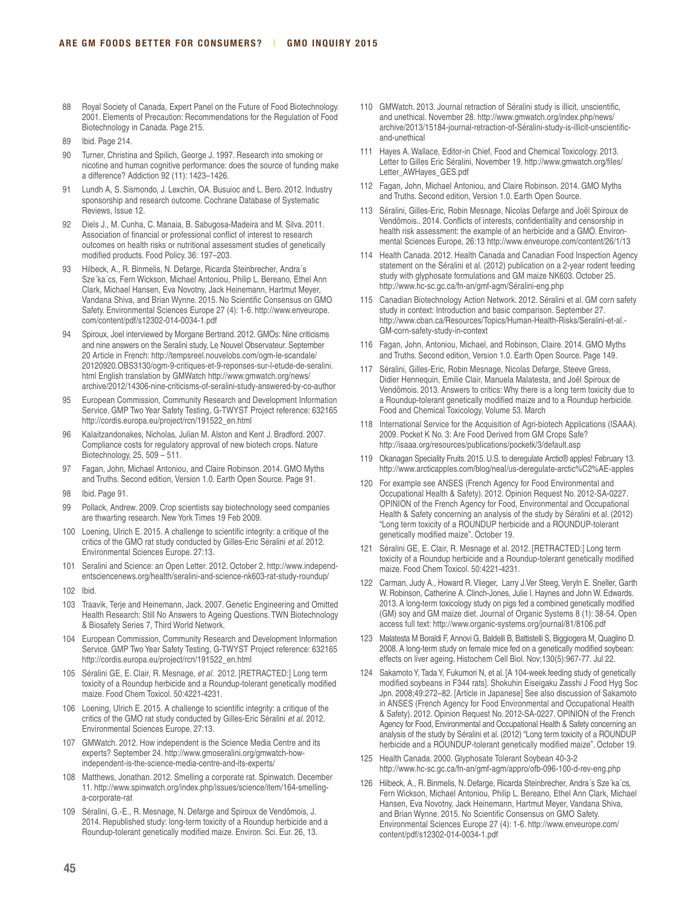88 Royal Society of Canada, Expert Panel on the Future of Food Biotechnology. 2001. Elements of Precaution: Recommendations for the Regulation of Food Biotechnology in Canada. Page 215.

89 Ibid. Page 214.

90 Turner, Christina and Spilich, George J. 1997. Research into smoking or nicotine and human cognitive performance: does the source of funding make a difference? Addiction 92 (11): 1423–1426.

91 Lundh A, S. Sismondo, J. Lexchin, OA. Busuioc and L. Bero. 2012. Industry sponsorship and research outcome. Cochrane Database of Systematic Reviews, Issue 12.

92 Diels J., M. Cunha, C. Manaia, B. Sabugosa-Madeira and M. Silva. 2011. Association of financial or professional conflict of interest to research outcomes on health risks or nutritional assessment studies of genetically modified products. Food Policy. 36: 197–203.

93 Hilbeck, A., R. Binmelis, N. Defarge, Ricarda Steinbrecher, Andra´s Sze´ka´cs, Fern Wickson, Michael Antoniou, Philip L. Bereano, Ethel Ann Clark, Michael Hansen, Eva Novotny, Jack Heinemann, Hartmut Meyer, Vandana Shiva, and Brian Wynne. 2015. No Scientific Consensus on GMO Safety. Environmental Sciences Europe 27 (4): 1-6. http://www.enveurope.com/content/pdf/s12302-014-0034-1.pdf

94 Spiroux, Joel interviewed by Morgane Bertrand. 2012. GMOs: Nine criticisms and nine answers on the Seralini study, Le Nouvel Observateur. September 20 Article in French: http://tempsreel.nouvelobs.com/ogm-le-scandale/20120920.OBS3130/ogm-9-critiques-et-9-reponses-sur-l-etude-de-seralini.html English translation by GMWatch http://www.gmwatch.org/news/archive/2012/14306-nine-criticisms-of-seralini-study-answered-by-co-author

95 European Commission, Community Research and Development Information Service. GMP Two Year Safety Testing, G-TWYST Project reference: 632165 http://cordis.europa.eu/project/rcn/191522_en.html

96 Kalaitzandonakes, Nicholas, Julian M. Alston and Kent J. Bradford. 2007. Compliance costs for regulatory approval of new biotech crops. Nature Biotechnology, 25, 509 – 511.

97 Fagan, John, Michael Antoniou, and Claire Robinson. 2014. GMO Myths and Truths. Second edition, Version 1.0. Earth Open Source. Page 91.

98 Ibid. Page 91.

99 Pollack, Andrew. 2009. Crop scientists say biotechnology seed companies are thwarting research. New York Times 19 Feb 2009.

100 Loening, Ulrich E. 2015. A challenge to scientific integrity: a critique of the critics of the GMO rat study conducted by Gilles-Eric Séralini *et al.* 2012. Environmental Sciences Europe. 27:13.

101 Seralini and Science: an Open Letter. 2012. October 2. http://www.independentsciencenews.org/health/seralini-and-science-nk603-rat-study-roundup/

102 Ibid.

103 Traavik, Terje and Heinemann, Jack. 2007. Genetic Engineering and Omitted Health Research: Still No Answers to Ageing Questions. TWN Biotechnology & Biosafety Series 7, Third World Network.

104 European Commission, Community Research and Development Information Service. GMP Two Year Safety Testing, G-TWYST Project reference: 632165 http://cordis.europa.eu/project/rcn/191522_en.html

105 Séralini GE, E. Clair, R. Mesnage, *et al.* 2012. [RETRACTED:] Long term toxicity of a Roundup herbicide and a Roundup-tolerant genetically modified maize. Food Chem Toxicol. 50:4221-4231.

106 Loening, Ulrich E. 2015. A challenge to scientific integrity: a critique of the critics of the GMO rat study conducted by Gilles-Eric Séralini *et al.* 2012. Environmental Sciences Europe. 27:13.

107 GMWatch. 2012. How independent is the Science Media Centre and its experts? September 24. http://www.gmoseralini.org/gmwatch-how-independent-is-the-science-media-centre-and-its-experts/

108 Matthews, Jonathan. 2012. Smelling a corporate rat. Spinwatch. December 11. http://www.spinwatch.org/index.php/issues/science/item/164-smelling-a-corporate-rat

109 Séralini, G.-E., R. Mesnage, N. Defarge and Spiroux de Vendômois, J. 2014. Republished study: long-term toxicity of a Roundup herbicide and a Roundup-tolerant genetically modified maize. Environ. Sci. Eur. 26, 13.

110 GMWatch. 2013. Journal retraction of Séralini study is illicit, unscientific, and unethical. November 28. http://www.gmwatch.org/index.php/news/archive/2013/15184-journal-retraction-of-Séralini-study-is-illicit-unscientific-and-unethical

111 Hayes A. Wallace, Editor-in Chief, Food and Chemical Toxicology. 2013. Letter to Gilles Eric Séralini, November 19. http://www.gmwatch.org/files/Letter_AWHayes_GES.pdf

112 Fagan, John, Michael Antoniou, and Claire Robinson. 2014. GMO Myths and Truths. Second edition, Version 1.0. Earth Open Source.

113 Séralini, Gilles-Eric, Robin Mesnage, Nicolas Defarge and Joël Spiroux de Vendômois.. 2014. Conflicts of interests, confidentiality and censorship in health risk assessment: the example of an herbicide and a GMO. Environmental Sciences Europe, 26:13 http://www.enveurope.com/content/26/1/13

114 Health Canada. 2012. Health Canada and Canadian Food Inspection Agency statement on the Séralini et al. (2012) publication on a 2-year rodent feeding study with glyphosate formulations and GM maize NK603. October 25. http://www.hc-sc.gc.ca/fn-an/gmf-agm/Séralini-eng.php

115 Canadian Biotechnology Action Network. 2012. Séralini et al. GM corn safety study in context: Introduction and basic comparison. September 27. http://www.cban.ca/Resources/Topics/Human-Health-Risks/Seralini-et-al.-GM-corn-safety-study-in-context

116 Fagan, John, Antoniou, Michael, and Robinson, Claire. 2014. GMO Myths and Truths. Second edition, Version 1.0. Earth Open Source. Page 149.

117 Séralini, Gilles-Eric, Robin Mesnage, Nicolas Defarge, Steeve Gress, Didier Hennequin, Emilie Clair, Manuela Malatesta, and Joël Spiroux de Vendômois. 2013. Answers to critics: Why there is a long term toxicity due to a Roundup-tolerant genetically modified maize and to a Roundup herbicide. Food and Chemical Toxicology, Volume 53. March

118 International Service for the Acquisition of Agri-biotech Applications (ISAAA). 2009. Pocket K No. 3: Are Food Derived from GM Crops Safe? http://isaaa.org/resources/publications/pocketk/3/default.asp

119 Okanagan Speciality Fruits. 2015. U.S. to deregulate Arctic® apples! February 13. http://www.arcticapples.com/blog/neal/us-deregulate-arctic%C2%AE-apples

120 For example see ANSES (French Agency for Food Environmental and Occupational Health & Safety). 2012. Opinion Request No. 2012-SA-0227. OPINION of the French Agency for Food, Environmental and Occupational Health & Safety concerning an analysis of the study by Séralini et al. (2012) "Long term toxicity of a ROUNDUP herbicide and a ROUNDUP-tolerant genetically modified maize". October 19.

121 Séralini GE, E. Clair, R. Mesnage et al. 2012. [RETRACTED:] Long term toxicity of a Roundup herbicide and a Roundup-tolerant genetically modified maize. Food Chem Toxicol. 50:4221-4231.

122 Carman, Judy A., Howard R. Vlieger, Larry J.Ver Steeg, Veryln E. Sneller, Garth W. Robinson, Catherine A. Clinch-Jones, Julie I. Haynes and John W. Edwards. 2013. A long-term toxicology study on pigs fed a combined genetically modified (GM) soy and GM maize diet. Journal of Organic Systems 8 (1): 38-54. Open access full text: http://www.organic-systems.org/journal/81/8106.pdf

123 Malatesta M Boraldi F, Annovi G, Baldelli B, Battistelli S, Biggiogera M, Quaglino D. 2008. A long-term study on female mice fed on a genetically modified soybean: effects on liver ageing. Histochem Cell Biol. Nov;130(5):967-77. Jul 22.

124 Sakamoto Y, Tada Y, Fukumori N, et al. [A 104-week feeding study of genetically modified soybeans in F344 rats]. Shokuhin Eiseigaku Zasshi J Food Hyg Soc Jpn. 2008;49:272–82. [Article in Japanese] See also discussion of Sakamoto in ANSES (French Agency for Food Environmental and Occupational Health & Safety). 2012. Opinion Request No. 2012-SA-0227. OPINION of the French Agency for Food, Environmental and Occupational Health & Safety concerning an analysis of the study by Séralini et al. (2012) "Long term toxicity of a ROUNDUP herbicide and a ROUNDUP-tolerant genetically modified maize". October 19.

125 Health Canada. 2000. Glyphosate Tolerant Soybean 40-3-2 http://www.hc-sc.gc.ca/fn-an/gmf-agm/appro/ofb-096-100-d-rev-eng.php

126 Hilbeck, A., R. Binmelis, N. Defarge, Ricarda Steinbrecher, Andra´s Sze´ka´cs, Fern Wickson, Michael Antoniou, Philip L. Bereano, Ethel Ann Clark, Michael Hansen, Eva Novotny, Jack Heinemann, Hartmut Meyer, Vandana Shiva, and Brian Wynne. 2015. No Scientific Consensus on GMO Safety. Environmental Sciences Europe 27 (4): 1-6. http://www.enveurope.com/content/pdf/s12302-014-0034-1.pdf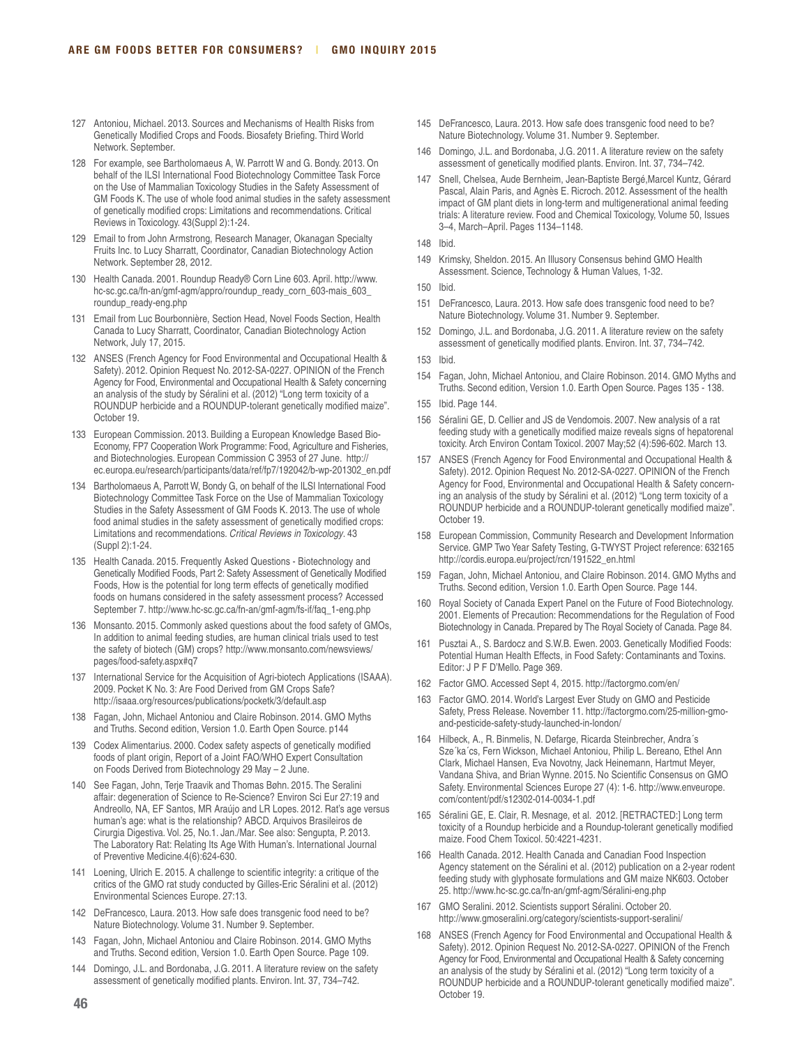127 Antoniou, Michael. 2013. Sources and Mechanisms of Health Risks from Genetically Modified Crops and Foods. Biosafety Briefing. Third World Network. September.

128 For example, see Bartholomaeus A, W. Parrott W and G. Bondy. 2013. On behalf of the ILSI International Food Biotechnology Committee Task Force on the Use of Mammalian Toxicology Studies in the Safety Assessment of GM Foods K. The use of whole food animal studies in the safety assessment of genetically modified crops: Limitations and recommendations. Critical Reviews in Toxicology. 43(Suppl 2):1-24.

129 Email to from John Armstrong, Research Manager, Okanagan Specialty Fruits Inc. to Lucy Sharratt, Coordinator, Canadian Biotechnology Action Network. September 28, 2012.

130 Health Canada. 2001. Roundup Ready® Corn Line 603. April. http://www.hc-sc.gc.ca/fn-an/gmf-agm/appro/roundup_ready_corn_603-mais_603_roundup_ready-eng.php

131 Email from Luc Bourbonnière, Section Head, Novel Foods Section, Health Canada to Lucy Sharratt, Coordinator, Canadian Biotechnology Action Network, July 17, 2015.

132 ANSES (French Agency for Food Environmental and Occupational Health & Safety). 2012. Opinion Request No. 2012-SA-0227. OPINION of the French Agency for Food, Environmental and Occupational Health & Safety concerning an analysis of the study by Séralini et al. (2012) "Long term toxicity of a ROUNDUP herbicide and a ROUNDUP-tolerant genetically modified maize". October 19.

133 European Commission. 2013. Building a European Knowledge Based Bio-Economy, FP7 Cooperation Work Programme: Food, Agriculture and Fisheries, and Biotechnologies. European Commission C 3953 of 27 June. http://ec.europa.eu/research/participants/data/ref/fp7/192042/b-wp-201302_en.pdf

134 Bartholomaeus A, Parrott W, Bondy G, on behalf of the ILSI International Food Biotechnology Committee Task Force on the Use of Mammalian Toxicology Studies in the Safety Assessment of GM Foods K. 2013. The use of whole food animal studies in the safety assessment of genetically modified crops: Limitations and recommendations. *Critical Reviews in Toxicology*. 43 (Suppl 2):1-24.

135 Health Canada. 2015. Frequently Asked Questions - Biotechnology and Genetically Modified Foods, Part 2: Safety Assessment of Genetically Modified Foods, How is the potential for long term effects of genetically modified foods on humans considered in the safety assessment process? Accessed September 7. http://www.hc-sc.gc.ca/fn-an/gmf-agm/fs-if/faq_1-eng.php

136 Monsanto. 2015. Commonly asked questions about the food safety of GMOs, In addition to animal feeding studies, are human clinical trials used to test the safety of biotech (GM) crops? http://www.monsanto.com/newsviews/pages/food-safety.aspx#q7

137 International Service for the Acquisition of Agri-biotech Applications (ISAAA). 2009. Pocket K No. 3: Are Food Derived from GM Crops Safe? http://isaaa.org/resources/publications/pocketk/3/default.asp

138 Fagan, John, Michael Antoniou and Claire Robinson. 2014. GMO Myths and Truths. Second edition, Version 1.0. Earth Open Source. p144

139 Codex Alimentarius. 2000. Codex safety aspects of genetically modified foods of plant origin, Report of a Joint FAO/WHO Expert Consultation on Foods Derived from Biotechnology 29 May – 2 June.

140 See Fagan, John, Terje Traavik and Thomas Bøhn. 2015. The Seralini affair: degeneration of Science to Re-Science? Environ Sci Eur 27:19 and Andreollo, NA, EF Santos, MR Araújo and LR Lopes. 2012. Rat's age versus human's age: what is the relationship? ABCD. Arquivos Brasileiros de Cirurgia Digestiva. Vol. 25, No.1. Jan./Mar. See also: Sengupta, P. 2013. The Laboratory Rat: Relating Its Age With Human's. International Journal of Preventive Medicine.4(6):624-630.

141 Loening, Ulrich E. 2015. A challenge to scientific integrity: a critique of the critics of the GMO rat study conducted by Gilles-Eric Séralini et al. (2012) Environmental Sciences Europe. 27:13.

142 DeFrancesco, Laura. 2013. How safe does transgenic food need to be? Nature Biotechnology. Volume 31. Number 9. September.

143 Fagan, John, Michael Antoniou and Claire Robinson. 2014. GMO Myths and Truths. Second edition, Version 1.0. Earth Open Source. Page 109.

144 Domingo, J.L. and Bordonaba, J.G. 2011. A literature review on the safety assessment of genetically modified plants. Environ. Int. 37, 734–742.

145 DeFrancesco, Laura. 2013. How safe does transgenic food need to be? Nature Biotechnology. Volume 31. Number 9. September.

146 Domingo, J.L. and Bordonaba, J.G. 2011. A literature review on the safety assessment of genetically modified plants. Environ. Int. 37, 734–742.

147 Snell, Chelsea, Aude Bernheim, Jean-Baptiste Bergé,Marcel Kuntz, Gérard Pascal, Alain Paris, and Agnès E. Ricroch. 2012. Assessment of the health impact of GM plant diets in long-term and multigenerational animal feeding trials: A literature review. Food and Chemical Toxicology, Volume 50, Issues 3–4, March–April. Pages 1134–1148.

148 Ibid.

149 Krimsky, Sheldon. 2015. An Illusory Consensus behind GMO Health Assessment. Science, Technology & Human Values, 1-32.

150 Ibid.

151 DeFrancesco, Laura. 2013. How safe does transgenic food need to be? Nature Biotechnology. Volume 31. Number 9. September.

152 Domingo, J.L. and Bordonaba, J.G. 2011. A literature review on the safety assessment of genetically modified plants. Environ. Int. 37, 734–742.

153 Ibid.

154 Fagan, John, Michael Antoniou, and Claire Robinson. 2014. GMO Myths and Truths. Second edition, Version 1.0. Earth Open Source. Pages 135 - 138.

155 Ibid. Page 144.

156 Séralini GE, D. Cellier and JS de Vendomois. 2007. New analysis of a rat feeding study with a genetically modified maize reveals signs of hepatorenal toxicity. Arch Environ Contam Toxicol. 2007 May;52 (4):596-602. March 13.

157 ANSES (French Agency for Food Environmental and Occupational Health & Safety). 2012. Opinion Request No. 2012-SA-0227. OPINION of the French Agency for Food, Environmental and Occupational Health & Safety concerning an analysis of the study by Séralini et al. (2012) "Long term toxicity of a ROUNDUP herbicide and a ROUNDUP-tolerant genetically modified maize". October 19.

158 European Commission, Community Research and Development Information Service. GMP Two Year Safety Testing, G-TWYST Project reference: 632165 http://cordis.europa.eu/project/rcn/191522_en.html

159 Fagan, John, Michael Antoniou, and Claire Robinson. 2014. GMO Myths and Truths. Second edition, Version 1.0. Earth Open Source. Page 144.

160 Royal Society of Canada Expert Panel on the Future of Food Biotechnology. 2001. Elements of Precaution: Recommendations for the Regulation of Food Biotechnology in Canada. Prepared by The Royal Society of Canada. Page 84.

161 Pusztai A., S. Bardocz and S.W.B. Ewen. 2003. Genetically Modified Foods: Potential Human Health Effects, in Food Safety: Contaminants and Toxins. Editor: J P F D'Mello. Page 369.

162 Factor GMO. Accessed Sept 4, 2015. http://factorgmo.com/en/

163 Factor GMO. 2014. World's Largest Ever Study on GMO and Pesticide Safety, Press Release. November 11. http://factorgmo.com/25-million-gmo-and-pesticide-safety-study-launched-in-london/

164 Hilbeck, A., R. Binmelis, N. Defarge, Ricarda Steinbrecher, Andra´s Sze´ka´cs, Fern Wickson, Michael Antoniou, Philip L. Bereano, Ethel Ann Clark, Michael Hansen, Eva Novotny, Jack Heinemann, Hartmut Meyer, Vandana Shiva, and Brian Wynne. 2015. No Scientific Consensus on GMO Safety. Environmental Sciences Europe 27 (4): 1-6. http://www.enveurope.com/content/pdf/s12302-014-0034-1.pdf

165 Séralini GE, E. Clair, R. Mesnage, et al. 2012. [RETRACTED:] Long term toxicity of a Roundup herbicide and a Roundup-tolerant genetically modified maize. Food Chem Toxicol. 50:4221-4231.

166 Health Canada. 2012. Health Canada and Canadian Food Inspection Agency statement on the Séralini et al. (2012) publication on a 2-year rodent feeding study with glyphosate formulations and GM maize NK603. October 25. http://www.hc-sc.gc.ca/fn-an/gmf-agm/Séralini-eng.php

167 GMO Seralini. 2012. Scientists support Séralini. October 20. http://www.gmoseralini.org/category/scientists-support-seralini/

168 ANSES (French Agency for Food Environmental and Occupational Health & Safety). 2012. Opinion Request No. 2012-SA-0227. OPINION of the French Agency for Food, Environmental and Occupational Health & Safety concerning an analysis of the study by Séralini et al. (2012) "Long term toxicity of a ROUNDUP herbicide and a ROUNDUP-tolerant genetically modified maize". October 19.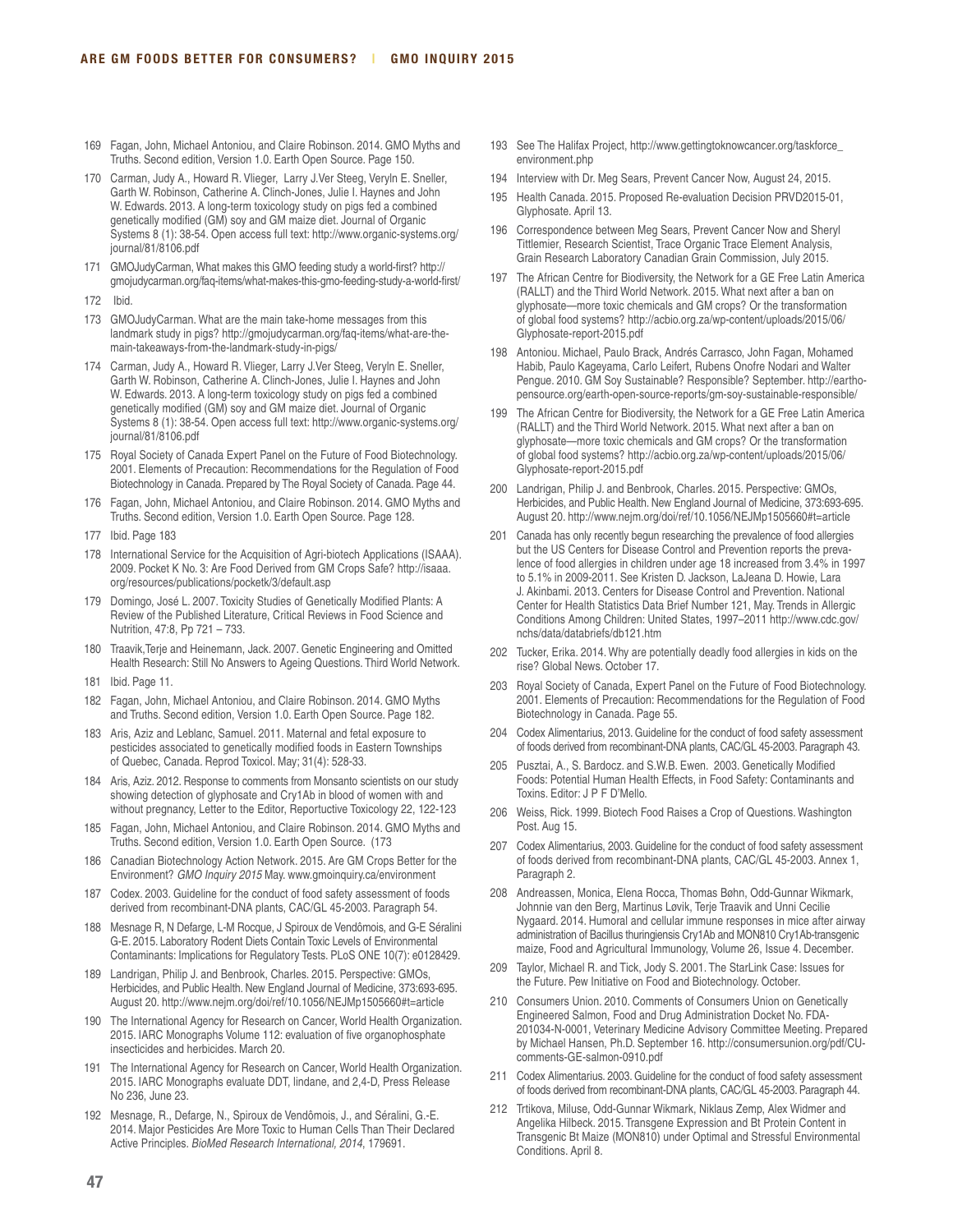169 Fagan, John, Michael Antoniou, and Claire Robinson. 2014. GMO Myths and Truths. Second edition, Version 1.0. Earth Open Source. Page 150.

170 Carman, Judy A., Howard R. Vlieger, Larry J.Ver Steeg, Veryln E. Sneller, Garth W. Robinson, Catherine A. Clinch-Jones, Julie I. Haynes and John W. Edwards. 2013. A long-term toxicology study on pigs fed a combined genetically modified (GM) soy and GM maize diet. Journal of Organic Systems 8 (1): 38-54. Open access full text: http://www.organic-systems.org/journal/81/8106.pdf

171 GMOJudyCarman, What makes this GMO feeding study a world-first? http://gmojudycarman.org/faq-items/what-makes-this-gmo-feeding-study-a-world-first/

172 Ibid.

173 GMOJudyCarman. What are the main take-home messages from this landmark study in pigs? http://gmojudycarman.org/faq-items/what-are-the-main-takeaways-from-the-landmark-study-in-pigs/

174 Carman, Judy A., Howard R. Vlieger, Larry J.Ver Steeg, Veryln E. Sneller, Garth W. Robinson, Catherine A. Clinch-Jones, Julie I. Haynes and John W. Edwards. 2013. A long-term toxicology study on pigs fed a combined genetically modified (GM) soy and GM maize diet. Journal of Organic Systems 8 (1): 38-54. Open access full text: http://www.organic-systems.org/journal/81/8106.pdf

175 Royal Society of Canada Expert Panel on the Future of Food Biotechnology. 2001. Elements of Precaution: Recommendations for the Regulation of Food Biotechnology in Canada. Prepared by The Royal Society of Canada. Page 44.

176 Fagan, John, Michael Antoniou, and Claire Robinson. 2014. GMO Myths and Truths. Second edition, Version 1.0. Earth Open Source. Page 128.

177 Ibid. Page 183

178 International Service for the Acquisition of Agri-biotech Applications (ISAAA). 2009. Pocket K No. 3: Are Food Derived from GM Crops Safe? http://isaaa.org/resources/publications/pocketk/3/default.asp

179 Domingo, José L. 2007. Toxicity Studies of Genetically Modified Plants: A Review of the Published Literature, Critical Reviews in Food Science and Nutrition, 47:8, Pp 721 – 733.

180 Traavik,Terje and Heinemann, Jack. 2007. Genetic Engineering and Omitted Health Research: Still No Answers to Ageing Questions. Third World Network.

181 Ibid. Page 11.

182 Fagan, John, Michael Antoniou, and Claire Robinson. 2014. GMO Myths and Truths. Second edition, Version 1.0. Earth Open Source. Page 182.

183 Aris, Aziz and Leblanc, Samuel. 2011. Maternal and fetal exposure to pesticides associated to genetically modified foods in Eastern Townships of Quebec, Canada. Reprod Toxicol. May; 31(4): 528-33.

184 Aris, Aziz. 2012. Response to comments from Monsanto scientists on our study showing detection of glyphosate and Cry1Ab in blood of women with and without pregnancy, Letter to the Editor, Reportuctive Toxicology 22, 122-123

185 Fagan, John, Michael Antoniou, and Claire Robinson. 2014. GMO Myths and Truths. Second edition, Version 1.0. Earth Open Source. (173

186 Canadian Biotechnology Action Network. 2015. Are GM Crops Better for the Environment? *GMO Inquiry 2015* May. www.gmoinquiry.ca/environment

187 Codex. 2003. Guideline for the conduct of food safety assessment of foods derived from recombinant-DNA plants, CAC/GL 45-2003. Paragraph 54.

188 Mesnage R, N Defarge, L-M Rocque, J Spiroux de Vendômois, and G-E Séralini G-E. 2015. Laboratory Rodent Diets Contain Toxic Levels of Environmental Contaminants: Implications for Regulatory Tests. PLoS ONE 10(7): e0128429.

189 Landrigan, Philip J. and Benbrook, Charles. 2015. Perspective: GMOs, Herbicides, and Public Health. New England Journal of Medicine, 373:693-695. August 20. http://www.nejm.org/doi/ref/10.1056/NEJMp1505660#t=article

190 The International Agency for Research on Cancer, World Health Organization. 2015. IARC Monographs Volume 112: evaluation of five organophosphate insecticides and herbicides. March 20.

191 The International Agency for Research on Cancer, World Health Organization. 2015. IARC Monographs evaluate DDT, lindane, and 2,4-D, Press Release No 236, June 23.

192 Mesnage, R., Defarge, N., Spiroux de Vendômois, J., and Séralini, G.-E. 2014. Major Pesticides Are More Toxic to Human Cells Than Their Declared Active Principles. *BioMed Research International, 2014*, 179691.

193 See The Halifax Project, http://www.gettingtoknowcancer.org/taskforce_environment.php

194 Interview with Dr. Meg Sears, Prevent Cancer Now, August 24, 2015.

195 Health Canada. 2015. Proposed Re-evaluation Decision PRVD2015-01, Glyphosate. April 13.

196 Correspondence between Meg Sears, Prevent Cancer Now and Sheryl Tittlemier, Research Scientist, Trace Organic Trace Element Analysis, Grain Research Laboratory Canadian Grain Commission, July 2015.

197 The African Centre for Biodiversity, the Network for a GE Free Latin America (RALLT) and the Third World Network. 2015. What next after a ban on glyphosate—more toxic chemicals and GM crops? Or the transformation of global food systems? http://acbio.org.za/wp-content/uploads/2015/06/Glyphosate-report-2015.pdf

198 Antoniou. Michael, Paulo Brack, Andrés Carrasco, John Fagan, Mohamed Habib, Paulo Kageyama, Carlo Leifert, Rubens Onofre Nodari and Walter Pengue. 2010. GM Soy Sustainable? Responsible? September. http://earthopensource.org/earth-open-source-reports/gm-soy-sustainable-responsible/

199 The African Centre for Biodiversity, the Network for a GE Free Latin America (RALLT) and the Third World Network. 2015. What next after a ban on glyphosate—more toxic chemicals and GM crops? Or the transformation of global food systems? http://acbio.org.za/wp-content/uploads/2015/06/Glyphosate-report-2015.pdf

200 Landrigan, Philip J. and Benbrook, Charles. 2015. Perspective: GMOs, Herbicides, and Public Health. New England Journal of Medicine, 373:693-695. August 20. http://www.nejm.org/doi/ref/10.1056/NEJMp1505660#t=article

201 Canada has only recently begun researching the prevalence of food allergies but the US Centers for Disease Control and Prevention reports the prevalence of food allergies in children under age 18 increased from 3.4% in 1997 to 5.1% in 2009-2011. See Kristen D. Jackson, LaJeana D. Howie, Lara J. Akinbami. 2013. Centers for Disease Control and Prevention. National Center for Health Statistics Data Brief Number 121, May. Trends in Allergic Conditions Among Children: United States, 1997–2011 http://www.cdc.gov/nchs/data/databriefs/db121.htm

202 Tucker, Erika. 2014. Why are potentially deadly food allergies in kids on the rise? Global News. October 17.

203 Royal Society of Canada, Expert Panel on the Future of Food Biotechnology. 2001. Elements of Precaution: Recommendations for the Regulation of Food Biotechnology in Canada. Page 55.

204 Codex Alimentarius, 2013. Guideline for the conduct of food safety assessment of foods derived from recombinant-DNA plants, CAC/GL 45-2003. Paragraph 43.

205 Pusztai, A., S. Bardocz. and S.W.B. Ewen. 2003. Genetically Modified Foods: Potential Human Health Effects, in Food Safety: Contaminants and Toxins. Editor: J P F D'Mello.

206 Weiss, Rick. 1999. Biotech Food Raises a Crop of Questions. Washington Post. Aug 15.

207 Codex Alimentarius, 2003. Guideline for the conduct of food safety assessment of foods derived from recombinant-DNA plants, CAC/GL 45-2003. Annex 1, Paragraph 2.

208 Andreassen, Monica, Elena Rocca, Thomas Bøhn, Odd-Gunnar Wikmark, Johnnie van den Berg, Martinus Løvik, Terje Traavik and Unni Cecilie Nygaard. 2014. Humoral and cellular immune responses in mice after airway administration of Bacillus thuringiensis Cry1Ab and MON810 Cry1Ab-transgenic maize, Food and Agricultural Immunology, Volume 26, Issue 4. December.

209 Taylor, Michael R. and Tick, Jody S. 2001. The StarLink Case: Issues for the Future. Pew Initiative on Food and Biotechnology. October.

210 Consumers Union. 2010. Comments of Consumers Union on Genetically Engineered Salmon, Food and Drug Administration Docket No. FDA-201034-N-0001, Veterinary Medicine Advisory Committee Meeting. Prepared by Michael Hansen, Ph.D. September 16. http://consumersunion.org/pdf/CU-comments-GE-salmon-0910.pdf

211 Codex Alimentarius. 2003. Guideline for the conduct of food safety assessment of foods derived from recombinant-DNA plants, CAC/GL 45-2003. Paragraph 44.

212 Trtikova, Miluse, Odd-Gunnar Wikmark, Niklaus Zemp, Alex Widmer and Angelika Hilbeck. 2015. Transgene Expression and Bt Protein Content in Transgenic Bt Maize (MON810) under Optimal and Stressful Environmental Conditions. April 8.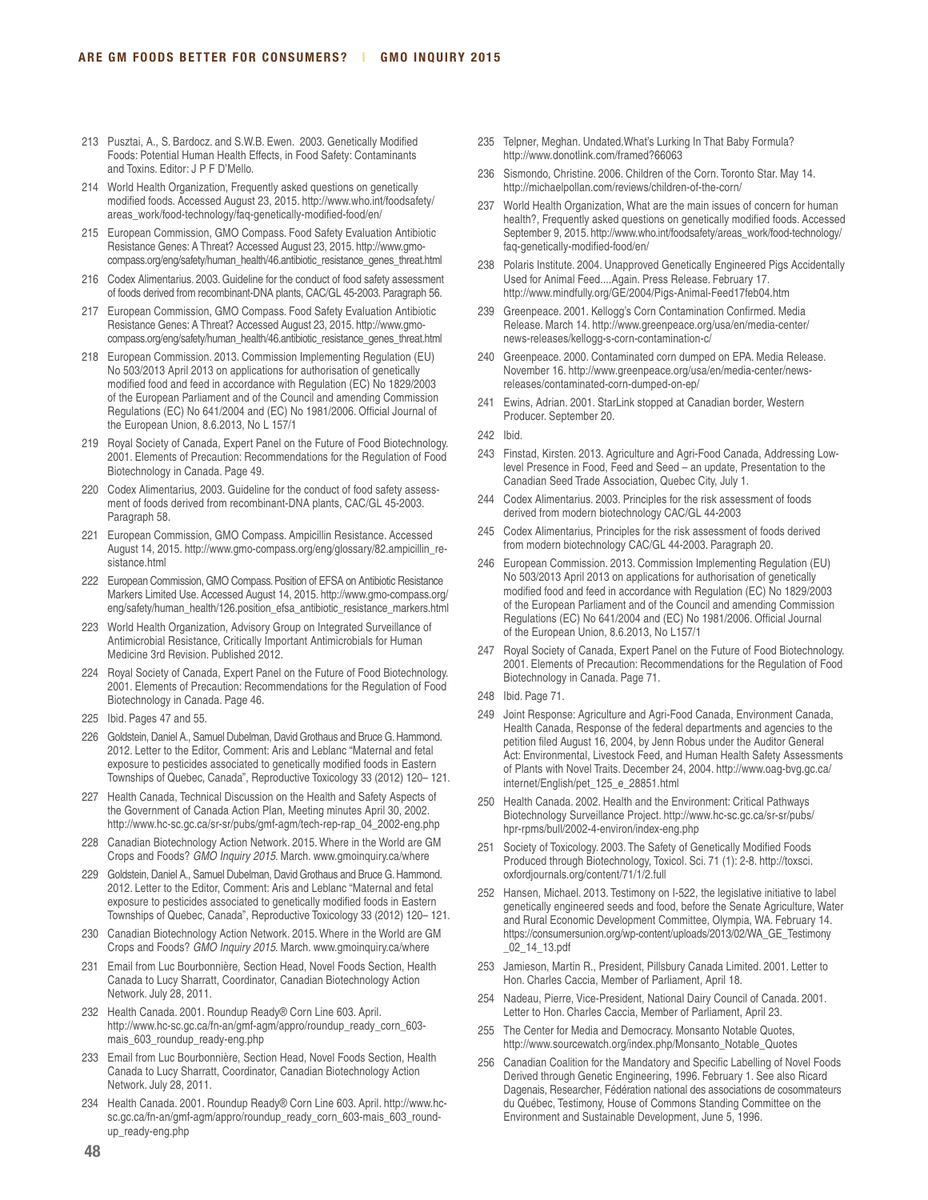213 Pusztai, A., S. Bardocz. and S.W.B. Ewen. 2003. Genetically Modified Foods: Potential Human Health Effects, in Food Safety: Contaminants and Toxins. Editor: J P F D'Mello.

214 World Health Organization, Frequently asked questions on genetically modified foods. Accessed August 23, 2015. http://www.who.int/foodsafety/areas_work/food-technology/faq-genetically-modified-food/en/

215 European Commission, GMO Compass. Food Safety Evaluation Antibiotic Resistance Genes: A Threat? Accessed August 23, 2015. http://www.gmo-compass.org/eng/safety/human_health/46.antibiotic_resistance_genes_threat.html

216 Codex Alimentarius. 2003. Guideline for the conduct of food safety assessment of foods derived from recombinant-DNA plants, CAC/GL 45-2003. Paragraph 56.

217 European Commission, GMO Compass. Food Safety Evaluation Antibiotic Resistance Genes: A Threat? Accessed August 23, 2015. http://www.gmo-compass.org/eng/safety/human_health/46.antibiotic_resistance_genes_threat.html

218 European Commission. 2013. Commission Implementing Regulation (EU) No 503/2013 April 2013 on applications for authorisation of genetically modified food and feed in accordance with Regulation (EC) No 1829/2003 of the European Parliament and of the Council and amending Commission Regulations (EC) No 641/2004 and (EC) No 1981/2006. Official Journal of the European Union, 8.6.2013, No L 157/1

219 Royal Society of Canada, Expert Panel on the Future of Food Biotechnology. 2001. Elements of Precaution: Recommendations for the Regulation of Food Biotechnology in Canada. Page 49.

220 Codex Alimentarius, 2003. Guideline for the conduct of food safety assessment of foods derived from recombinant-DNA plants, CAC/GL 45-2003. Paragraph 58.

221 European Commission, GMO Compass. Ampicillin Resistance. Accessed August 14, 2015. http://www.gmo-compass.org/eng/glossary/82.ampicillin_resistance.html

222 European Commission, GMO Compass. Position of EFSA on Antibiotic Resistance Markers Limited Use. Accessed August 14, 2015. http://www.gmo-compass.org/eng/safety/human_health/126.position_efsa_antibiotic_resistance_markers.html

223 World Health Organization, Advisory Group on Integrated Surveillance of Antimicrobial Resistance, Critically Important Antimicrobials for Human Medicine 3rd Revision. Published 2012.

224 Royal Society of Canada, Expert Panel on the Future of Food Biotechnology. 2001. Elements of Precaution: Recommendations for the Regulation of Food Biotechnology in Canada. Page 46.

225 Ibid. Pages 47 and 55.

226 Goldstein, Daniel A., Samuel Dubelman, David Grothaus and Bruce G. Hammond. 2012. Letter to the Editor, Comment: Aris and Leblanc "Maternal and fetal exposure to pesticides associated to genetically modified foods in Eastern Townships of Quebec, Canada", Reproductive Toxicology 33 (2012) 120– 121.

227 Health Canada, Technical Discussion on the Health and Safety Aspects of the Government of Canada Action Plan, Meeting minutes April 30, 2002. http://www.hc-sc.gc.ca/sr-sr/pubs/gmf-agm/tech-rep-rap_04_2002-eng.php

228 Canadian Biotechnology Action Network. 2015. Where in the World are GM Crops and Foods? *GMO Inquiry 2015*. March. www.gmoinquiry.ca/where

229 Goldstein, Daniel A., Samuel Dubelman, David Grothaus and Bruce G. Hammond. 2012. Letter to the Editor, Comment: Aris and Leblanc "Maternal and fetal exposure to pesticides associated to genetically modified foods in Eastern Townships of Quebec, Canada", Reproductive Toxicology 33 (2012) 120– 121.

230 Canadian Biotechnology Action Network. 2015. Where in the World are GM Crops and Foods? *GMO Inquiry 2015*. March. www.gmoinquiry.ca/where

231 Email from Luc Bourbonnière, Section Head, Novel Foods Section, Health Canada to Lucy Sharratt, Coordinator, Canadian Biotechnology Action Network. July 28, 2011.

232 Health Canada. 2001. Roundup Ready® Corn Line 603. April. http://www.hc-sc.gc.ca/fn-an/gmf-agm/appro/roundup_ready_corn_603-mais_603_roundup_ready-eng.php

233 Email from Luc Bourbonnière, Section Head, Novel Foods Section, Health Canada to Lucy Sharratt, Coordinator, Canadian Biotechnology Action Network. July 28, 2011.

234 Health Canada. 2001. Roundup Ready® Corn Line 603. April. http://www.hc-sc.gc.ca/fn-an/gmf-agm/appro/roundup_ready_corn_603-mais_603_roundup_ready-eng.php

235 Telpner, Meghan. Undated.What's Lurking In That Baby Formula? http://www.donotlink.com/framed?66063

236 Sismondo, Christine. 2006. Children of the Corn. Toronto Star. May 14. http://michaelpollan.com/reviews/children-of-the-corn/

237 World Health Organization, What are the main issues of concern for human health?, Frequently asked questions on genetically modified foods. Accessed September 9, 2015. http://www.who.int/foodsafety/areas_work/food-technology/faq-genetically-modified-food/en/

238 Polaris Institute. 2004. Unapproved Genetically Engineered Pigs Accidentally Used for Animal Feed....Again. Press Release. February 17. http://www.mindfully.org/GE/2004/Pigs-Animal-Feed17feb04.htm

239 Greenpeace. 2001. Kellogg's Corn Contamination Confirmed. Media Release. March 14. http://www.greenpeace.org/usa/en/media-center/news-releases/kellogg-s-corn-contamination-c/

240 Greenpeace. 2000. Contaminated corn dumped on EPA. Media Release. November 16. http://www.greenpeace.org/usa/en/media-center/news-releases/contaminated-corn-dumped-on-ep/

241 Ewins, Adrian. 2001. StarLink stopped at Canadian border, Western Producer. September 20.

242 Ibid.

243 Finstad, Kirsten. 2013. Agriculture and Agri-Food Canada, Addressing Low-level Presence in Food, Feed and Seed – an update, Presentation to the Canadian Seed Trade Association, Quebec City, July 1.

244 Codex Alimentarius. 2003. Principles for the risk assessment of foods derived from modern biotechnology CAC/GL 44-2003

245 Codex Alimentarius, Principles for the risk assessment of foods derived from modern biotechnology CAC/GL 44-2003. Paragraph 20.

246 European Commission. 2013. Commission Implementing Regulation (EU) No 503/2013 April 2013 on applications for authorisation of genetically modified food and feed in accordance with Regulation (EC) No 1829/2003 of the European Parliament and of the Council and amending Commission Regulations (EC) No 641/2004 and (EC) No 1981/2006. Official Journal of the European Union, 8.6.2013, No L157/1

247 Royal Society of Canada, Expert Panel on the Future of Food Biotechnology. 2001. Elements of Precaution: Recommendations for the Regulation of Food Biotechnology in Canada. Page 71.

248 Ibid. Page 71.

249 Joint Response: Agriculture and Agri-Food Canada, Environment Canada, Health Canada, Response of the federal departments and agencies to the petition filed August 16, 2004, by Jenn Robus under the Auditor General Act: Environmental, Livestock Feed, and Human Health Safety Assessments of Plants with Novel Traits. December 24, 2004. http://www.oag-bvg.gc.ca/internet/English/pet_125_e_28851.html

250 Health Canada. 2002. Health and the Environment: Critical Pathways Biotechnology Surveillance Project. http://www.hc-sc.gc.ca/sr-sr/pubs/hpr-rpms/bull/2002-4-environ/index-eng.php

251 Society of Toxicology. 2003. The Safety of Genetically Modified Foods Produced through Biotechnology, Toxicol. Sci. 71 (1): 2-8. http://toxsci.oxfordjournals.org/content/71/1/2.full

252 Hansen, Michael. 2013. Testimony on I-522, the legislative initiative to label genetically engineered seeds and food, before the Senate Agriculture, Water and Rural Economic Development Committee, Olympia, WA. February 14. https://consumersunion.org/wp-content/uploads/2013/02/WA_GE_Testimony_02_14_13.pdf

253 Jamieson, Martin R., President, Pillsbury Canada Limited. 2001. Letter to Hon. Charles Caccia, Member of Parliament, April 18.

254 Nadeau, Pierre, Vice-President, National Dairy Council of Canada. 2001. Letter to Hon. Charles Caccia, Member of Parliament, April 23.

255 The Center for Media and Democracy. Monsanto Notable Quotes, http://www.sourcewatch.org/index.php/Monsanto_Notable_Quotes

256 Canadian Coalition for the Mandatory and Specific Labelling of Novel Foods Derived through Genetic Engineering, 1996. February 1. See also Ricard Dagenais, Researcher, Fédération national des associations de cosommateurs du Québec, Testimony, House of Commons Standing Committee on the Environment and Sustainable Development, June 5, 1996.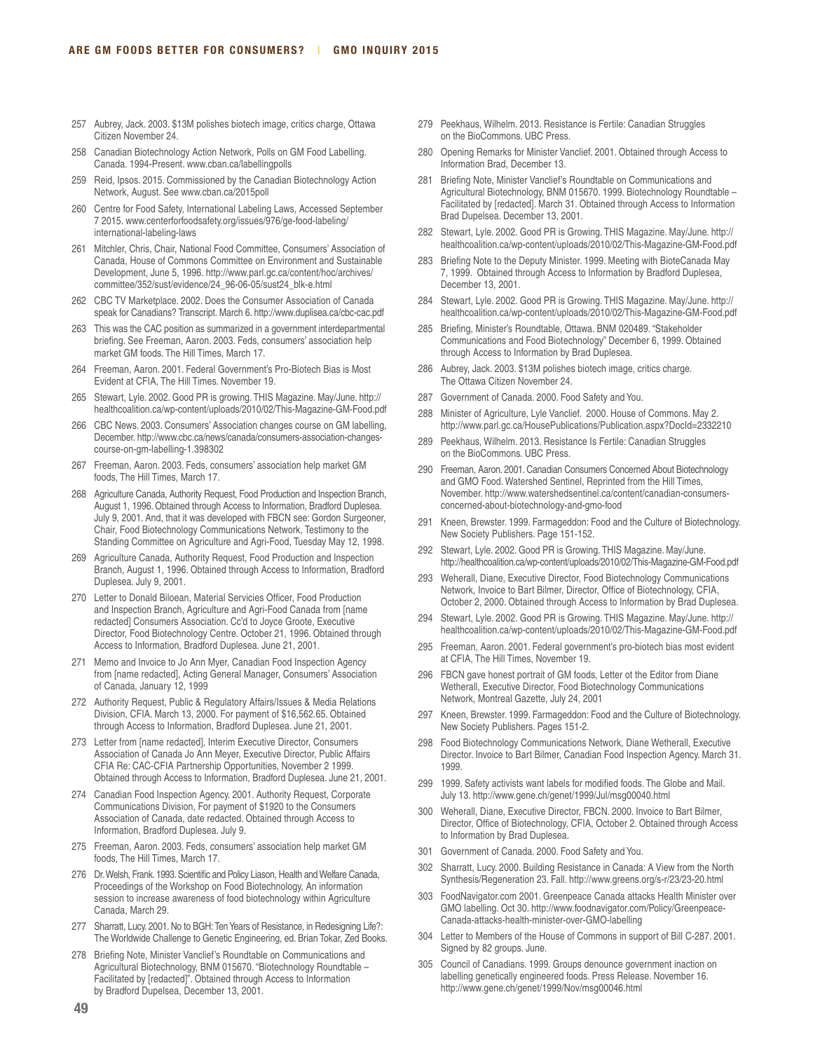257 Aubrey, Jack. 2003. $13M polishes biotech image, critics charge, Ottawa Citizen November 24.

258 Canadian Biotechnology Action Network, Polls on GM Food Labelling. Canada. 1994-Present. www.cban.ca/labellingpolls

259 Reid, Ipsos. 2015. Commissioned by the Canadian Biotechnology Action Network, August. See www.cban.ca/2015poll

260 Centre for Food Safety, International Labeling Laws, Accessed September 7 2015. www.centerforfoodsafety.org/issues/976/ge-food-labeling/international-labeling-laws

261 Mitchler, Chris, Chair, National Food Committee, Consumers' Association of Canada, House of Commons Committee on Environment and Sustainable Development, June 5, 1996. http://www.parl.gc.ca/content/hoc/archives/committee/352/sust/evidence/24_96-06-05/sust24_blk-e.html

262 CBC TV Marketplace. 2002. Does the Consumer Association of Canada speak for Canadians? Transcript. March 6. http://www.duplisea.ca/cbc-cac.pdf

263 This was the CAC position as summarized in a government interdepartmental briefing. See Freeman, Aaron. 2003. Feds, consumers' association help market GM foods. The Hill Times, March 17.

264 Freeman, Aaron. 2001. Federal Government's Pro-Biotech Bias is Most Evident at CFIA, The Hill Times. November 19.

265 Stewart, Lyle. 2002. Good PR is growing. THIS Magazine. May/June. http://healthcoalition.ca/wp-content/uploads/2010/02/This-Magazine-GM-Food.pdf

266 CBC News. 2003. Consumers' Association changes course on GM labelling, December. http://www.cbc.ca/news/canada/consumers-association-changes-course-on-gm-labelling-1.398302

267 Freeman, Aaron. 2003. Feds, consumers' association help market GM foods, The Hill Times, March 17.

268 Agriculture Canada, Authority Request, Food Production and Inspection Branch, August 1, 1996. Obtained through Access to Information, Bradford Duplesea. July 9, 2001. And, that it was developed with FBCN see: Gordon Surgeoner, Chair, Food Biotechnology Communications Network, Testimony to the Standing Committee on Agriculture and Agri-Food, Tuesday May 12, 1998.

269 Agriculture Canada, Authority Request, Food Production and Inspection Branch, August 1, 1996. Obtained through Access to Information, Bradford Duplesea. July 9, 2001.

270 Letter to Donald Biloean, Material Servicies Officer, Food Production and Inspection Branch, Agriculture and Agri-Food Canada from [name redacted] Consumers Association. Cc'd to Joyce Groote, Executive Director, Food Biotechnology Centre. October 21, 1996. Obtained through Access to Information, Bradford Duplesea. June 21, 2001.

271 Memo and Invoice to Jo Ann Myer, Canadian Food Inspection Agency from [name redacted], Acting General Manager, Consumers' Association of Canada, January 12, 1999

272 Authority Request, Public & Regulatory Affairs/Issues & Media Relations Division, CFIA. March 13, 2000. For payment of $16,562.65. Obtained through Access to Information, Bradford Duplesea. June 21, 2001.

273 Letter from [name redacted], Interim Executive Director, Consumers Association of Canada Jo Ann Meyer, Executive Director, Public Affairs CFIA Re: CAC-CFIA Partnership Opportunities, November 2 1999. Obtained through Access to Information, Bradford Duplesea. June 21, 2001.

274 Canadian Food Inspection Agency. 2001. Authority Request, Corporate Communications Division, For payment of $1920 to the Consumers Association of Canada, date redacted. Obtained through Access to Information, Bradford Duplesea. July 9.

275 Freeman, Aaron. 2003. Feds, consumers' association help market GM foods, The Hill Times, March 17.

276 Dr. Welsh, Frank. 1993. Scientific and Policy Liason, Health and Welfare Canada, Proceedings of the Workshop on Food Biotechnology, An information session to increase awareness of food biotechnology within Agriculture Canada, March 29.

277 Sharratt, Lucy. 2001. No to BGH: Ten Years of Resistance, in Redesigning Life?: The Worldwide Challenge to Genetic Engineering, ed. Brian Tokar, Zed Books.

278 Briefing Note, Minister Vanclief's Roundtable on Communications and Agricultural Biotechnology, BNM 015670. "Biotechnology Roundtable – Facilitated by [redacted]". Obtained through Access to Information by Bradford Dupelsea, December 13, 2001.

279 Peekhaus, Wilhelm. 2013. Resistance is Fertile: Canadian Struggles on the BioCommons. UBC Press.

280 Opening Remarks for Minister Vanclief. 2001. Obtained through Access to Information Brad, December 13.

281 Briefing Note, Minister Vanclief's Roundtable on Communications and Agricultural Biotechnology, BNM 015670. 1999. Biotechnology Roundtable – Facilitated by [redacted]. March 31. Obtained through Access to Information Brad Dupelsea. December 13, 2001.

282 Stewart, Lyle. 2002. Good PR is Growing. THIS Magazine. May/June. http://healthcoalition.ca/wp-content/uploads/2010/02/This-Magazine-GM-Food.pdf

283 Briefing Note to the Deputy Minister. 1999. Meeting with BioteCanada May 7, 1999. Obtained through Access to Information by Bradford Duplesea, December 13, 2001.

284 Stewart, Lyle. 2002. Good PR is Growing. THIS Magazine. May/June. http://healthcoalition.ca/wp-content/uploads/2010/02/This-Magazine-GM-Food.pdf

285 Briefing, Minister's Roundtable, Ottawa. BNM 020489. "Stakeholder Communications and Food Biotechnology" December 6, 1999. Obtained through Access to Information by Brad Duplesea.

286 Aubrey, Jack. 2003. $13M polishes biotech image, critics charge. The Ottawa Citizen November 24.

287 Government of Canada. 2000. Food Safety and You.

288 Minister of Agriculture, Lyle Vanclief. 2000. House of Commons. May 2. http://www.parl.gc.ca/HousePublications/Publication.aspx?DocId=2332210

289 Peekhaus, Wilhelm. 2013. Resistance Is Fertile: Canadian Struggles on the BioCommons. UBC Press.

290 Freeman, Aaron. 2001. Canadian Consumers Concerned About Biotechnology and GMO Food. Watershed Sentinel, Reprinted from the Hill Times, November. http://www.watershedsentinel.ca/content/canadian-consumers-concerned-about-biotechnology-and-gmo-food

291 Kneen, Brewster. 1999. Farmageddon: Food and the Culture of Biotechnology. New Society Publishers. Page 151-152.

292 Stewart, Lyle. 2002. Good PR is Growing. THIS Magazine. May/June. http://healthcoalition.ca/wp-content/uploads/2010/02/This-Magazine-GM-Food.pdf

293 Weherall, Diane, Executive Director, Food Biotechnology Communications Network, Invoice to Bart Bilmer, Director, Office of Biotechnology, CFIA, October 2, 2000. Obtained through Access to Information by Brad Duplesea.

294 Stewart, Lyle. 2002. Good PR is Growing. THIS Magazine. May/June. http://healthcoalition.ca/wp-content/uploads/2010/02/This-Magazine-GM-Food.pdf

295 Freeman, Aaron. 2001. Federal government's pro-biotech bias most evident at CFIA, The Hill Times, November 19.

296 FBCN gave honest portrait of GM foods, Letter ot the Editor from Diane Wetherall, Executive Director, Food Biotechnology Communications Network, Montreal Gazette, July 24, 2001

297 Kneen, Brewster. 1999. Farmageddon: Food and the Culture of Biotechnology. New Society Publishers. Pages 151-2.

298 Food Biotechnology Communications Network, Diane Wetherall, Executive Director. Invoice to Bart Bilmer, Canadian Food Inspection Agency. March 31. 1999.

299 1999. Safety activists want labels for modified foods. The Globe and Mail. July 13. http://www.gene.ch/genet/1999/Jul/msg00040.html

300 Weherall, Diane, Executive Director, FBCN. 2000. Invoice to Bart Bilmer, Director, Office of Biotechnology, CFIA, October 2. Obtained through Access to Information by Brad Duplesea.

301 Government of Canada. 2000. Food Safety and You.

302 Sharratt, Lucy. 2000. Building Resistance in Canada: A View from the North Synthesis/Regeneration 23. Fall. http://www.greens.org/s-r/23/23-20.html

303 FoodNavigator.com 2001. Greenpeace Canada attacks Health Minister over GMO labelling. Oct 30. http://www.foodnavigator.com/Policy/Greenpeace-Canada-attacks-health-minister-over-GMO-labelling

304 Letter to Members of the House of Commons in support of Bill C-287. 2001. Signed by 82 groups. June.

305 Council of Canadians. 1999. Groups denounce government inaction on labelling genetically engineered foods. Press Release. November 16. http://www.gene.ch/genet/1999/Nov/msg00046.html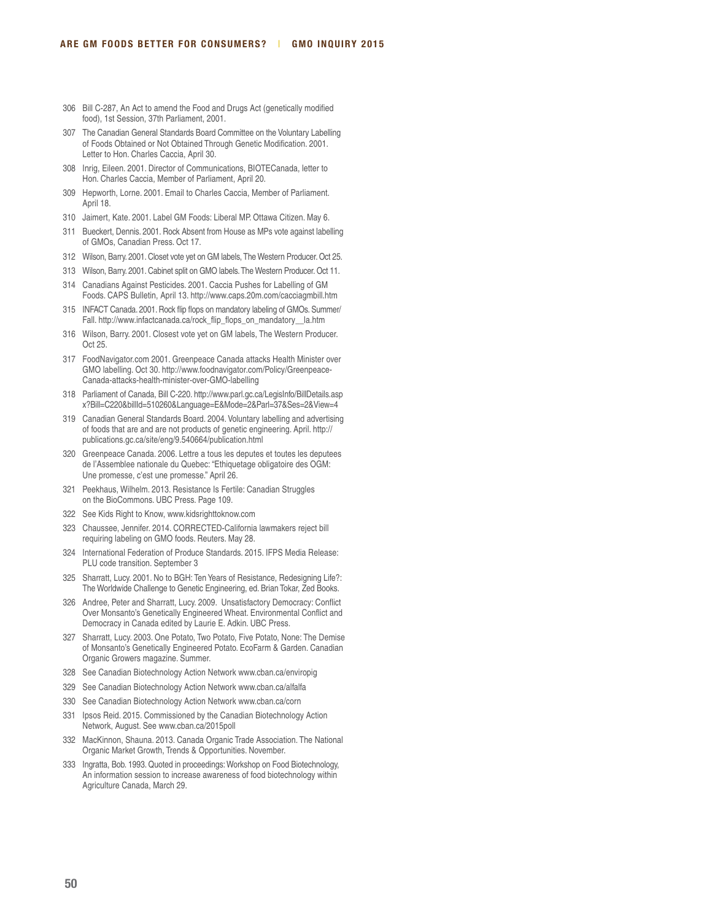306 Bill C-287, An Act to amend the Food and Drugs Act (genetically modified food), 1st Session, 37th Parliament, 2001.

307 The Canadian General Standards Board Committee on the Voluntary Labelling of Foods Obtained or Not Obtained Through Genetic Modification. 2001. Letter to Hon. Charles Caccia, April 30.

308 Inrig, Eileen. 2001. Director of Communications, BIOTECanada, letter to Hon. Charles Caccia, Member of Parliament, April 20.

309 Hepworth, Lorne. 2001. Email to Charles Caccia, Member of Parliament. April 18.

310 Jaimert, Kate. 2001. Label GM Foods: Liberal MP. Ottawa Citizen. May 6.

311 Bueckert, Dennis. 2001. Rock Absent from House as MPs vote against labelling of GMOs, Canadian Press. Oct 17.

312 Wilson, Barry. 2001. Closet vote yet on GM labels, The Western Producer. Oct 25.

313 Wilson, Barry. 2001. Cabinet split on GMO labels. The Western Producer. Oct 11.

314 Canadians Against Pesticides. 2001. Caccia Pushes for Labelling of GM Foods. CAPS Bulletin, April 13. http://www.caps.20m.com/cacciagmbill.htm

315 INFACT Canada. 2001. Rock flip flops on mandatory labeling of GMOs. Summer/Fall. http://www.infactcanada.ca/rock_flip_flops_on_mandatory__la.htm

316 Wilson, Barry. 2001. Closest vote yet on GM labels, The Western Producer. Oct 25.

317 FoodNavigator.com 2001. Greenpeace Canada attacks Health Minister over GMO labelling. Oct 30. http://www.foodnavigator.com/Policy/Greenpeace-Canada-attacks-health-minister-over-GMO-labelling

318 Parliament of Canada, Bill C-220. http://www.parl.gc.ca/LegisInfo/BillDetails.aspx?Bill=C220&billId=510260&Language=E&Mode=2&Parl=37&Ses=2&View=4

319 Canadian General Standards Board. 2004. Voluntary labelling and advertising of foods that are and are not products of genetic engineering. April. http://publications.gc.ca/site/eng/9.540664/publication.html

320 Greenpeace Canada. 2006. Lettre a tous les deputes et toutes les deputees de l'Assemblee nationale du Quebec: "Ethiquetage obligatoire des OGM: Une promesse, c'est une promesse." April 26.

321 Peekhaus, Wilhelm. 2013. Resistance Is Fertile: Canadian Struggles on the BioCommons. UBC Press. Page 109.

322 See Kids Right to Know, www.kidsrighttoknow.com

323 Chaussee, Jennifer. 2014. CORRECTED-California lawmakers reject bill requiring labeling on GMO foods. Reuters. May 28.

324 International Federation of Produce Standards. 2015. IFPS Media Release: PLU code transition. September 3

325 Sharratt, Lucy. 2001. No to BGH: Ten Years of Resistance, Redesigning Life?: The Worldwide Challenge to Genetic Engineering, ed. Brian Tokar, Zed Books.

326 Andree, Peter and Sharratt, Lucy. 2009. Unsatisfactory Democracy: Conflict Over Monsanto's Genetically Engineered Wheat. Environmental Conflict and Democracy in Canada edited by Laurie E. Adkin. UBC Press.

327 Sharratt, Lucy. 2003. One Potato, Two Potato, Five Potato, None: The Demise of Monsanto's Genetically Engineered Potato. EcoFarm & Garden. Canadian Organic Growers magazine. Summer.

328 See Canadian Biotechnology Action Network www.cban.ca/enviropig

329 See Canadian Biotechnology Action Network www.cban.ca/alfalfa

330 See Canadian Biotechnology Action Network www.cban.ca/corn

331 Ipsos Reid. 2015. Commissioned by the Canadian Biotechnology Action Network, August. See www.cban.ca/2015poll

332 MacKinnon, Shauna. 2013. Canada Organic Trade Association. The National Organic Market Growth, Trends & Opportunities. November.

333 Ingratta, Bob. 1993. Quoted in proceedings: Workshop on Food Biotechnology, An information session to increase awareness of food biotechnology within Agriculture Canada, March 29.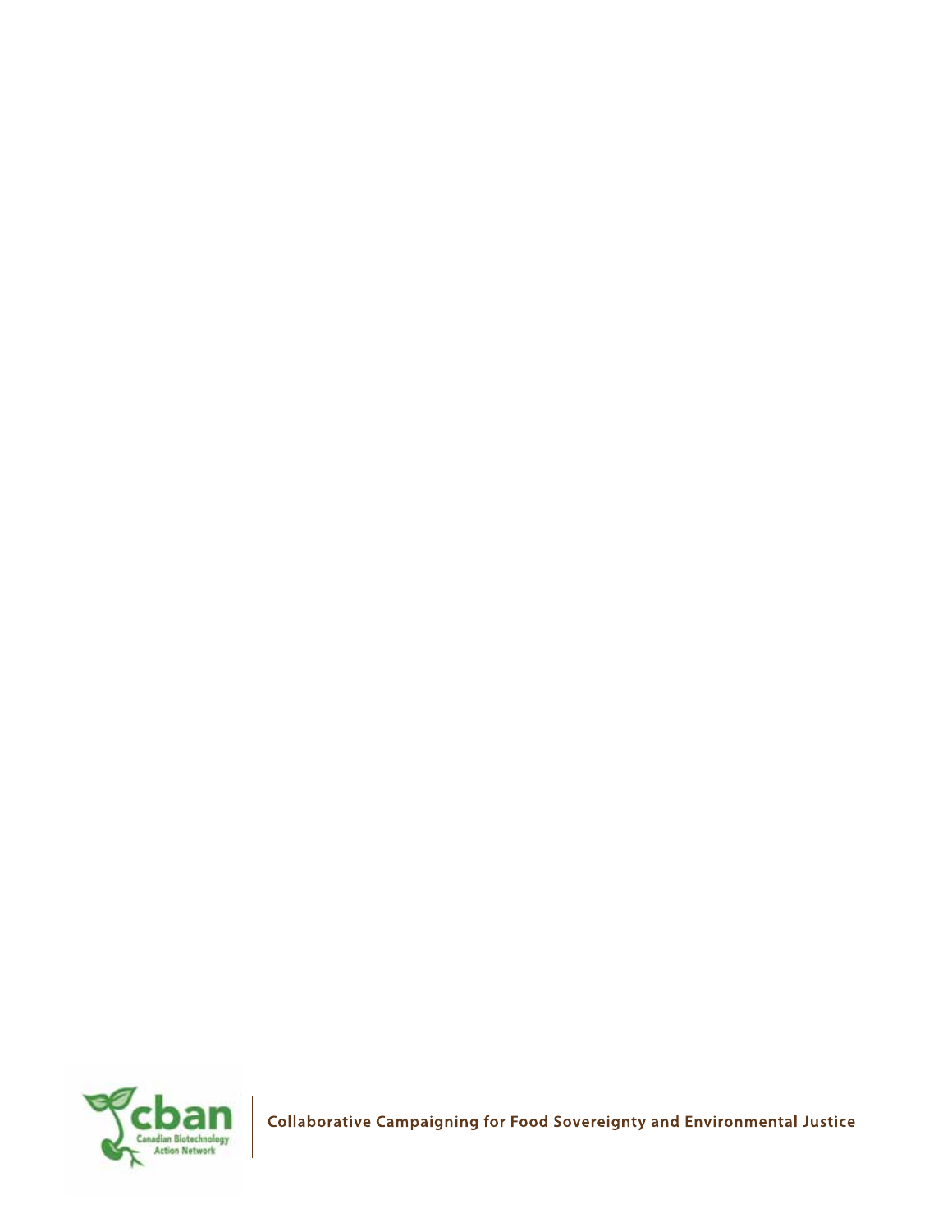cban

Canadian Biotechnology Action Network

Collaborative Campaigning for Food Sovereignty and Environmental Justice